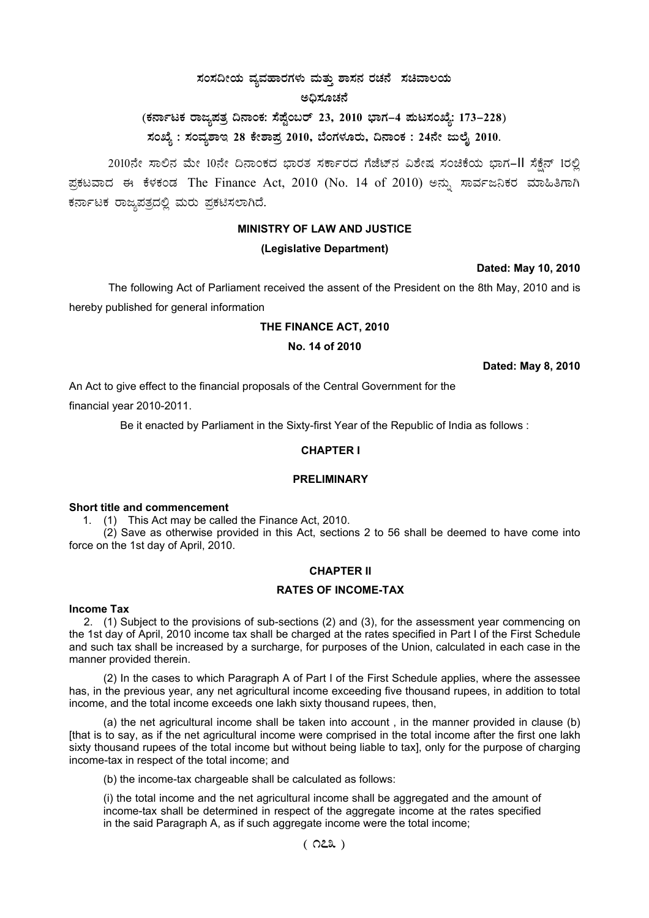# ಸಂಸದೀಯ ವ್ಯವಹಾರಗಳು ಮತ್ತು ಶಾಸನ ರಚನೆ ಸಚಿವಾಲಯ

## ಅಧಿಸೂಚನೆ

### (ಕರ್ನಾಟಕ ರಾಜ್ಯಪತ್ರ ದಿನಾಂಕ: ಸೆಪ್ಟೆಂಬರ್ 23, 2010 ಭಾಗ–4 ಪುಟಸಂಖ್ಯೆ: 173–228)

### ಸಂಖ್ಯೆ : ಸಂವ್ಯಶಾಇ 28 ಕೇಶಾಪ್ರ 2010, ಬೆಂಗಳೂರು, ದಿನಾಂಕ : 24ನೇ ಜುಲೈ 2010.

2010ನೇ ಸಾಲಿನ ಮೇ 10ನೇ ದಿನಾಂಕದ ಭಾರತ ಸರ್ಕಾರದ ಗೆಜೆಟ್‌ನ ವಿಶೇಷ ಸಂಚಿಕೆಯ ಭಾಗ–II ಸೆಕ್ಷನ್ 1ರಲ್ಲಿ ಪ್ರಕಟವಾದ ಈ ಕೆಳಕಂಡ The Finance Act, 2010 (No. 14 of 2010) ಅನ್ನು ಸಾರ್ವಜನಿಕರ ಮಾಹಿತಿಗಾಗಿ ಕರ್ನಾಟಕ ರಾಜ್ಯಪತ್ರದಲ್ಲಿ ಮರು ಪ್ರಕಟಿಸಲಾಗಿದೆ.

**MINISTRY OF LAW AND JUSTICE**

**(Legislative Department)**

**Dated: May 10, 2010**

The following Act of Parliament received the assent of the President on the 8th May, 2010 and is hereby published for general information

**THE FINANCE ACT, 2010**

**No. 14 of 2010**

**Dated: May 8, 2010**

An Act to give effect to the financial proposals of the Central Government for the financial year 2010-2011.

Be it enacted by Parliament in the Sixty-first Year of the Republic of India as follows :

## CHAPTER I

## PRELIMINARY

**Short title and commencement**

1. (1) This Act may be called the Finance Act, 2010.

(2) Save as otherwise provided in this Act, sections 2 to 56 shall be deemed to have come into force on the 1st day of April, 2010.

## CHAPTER II

## RATES OF INCOME-TAX

**Income Tax**

2. (1) Subject to the provisions of sub-sections (2) and (3), for the assessment year commencing on the 1st day of April, 2010 income tax shall be charged at the rates specified in Part I of the First Schedule and such tax shall be increased by a surcharge, for purposes of the Union, calculated in each case in the manner provided therein.

(2) In the cases to which Paragraph A of Part I of the First Schedule applies, where the assessee has, in the previous year, any net agricultural income exceeding five thousand rupees, in addition to total income, and the total income exceeds one lakh sixty thousand rupees, then,

(a) the net agricultural income shall be taken into account , in the manner provided in clause (b) [that is to say, as if the net agricultural income were comprised in the total income after the first one lakh sixty thousand rupees of the total income but without being liable to tax], only for the purpose of charging income-tax in respect of the total income; and

(b) the income-tax chargeable shall be calculated as follows:

(i) the total income and the net agricultural income shall be aggregated and the amount of income-tax shall be determined in respect of the aggregate income at the rates specified in the said Paragraph A, as if such aggregate income were the total income;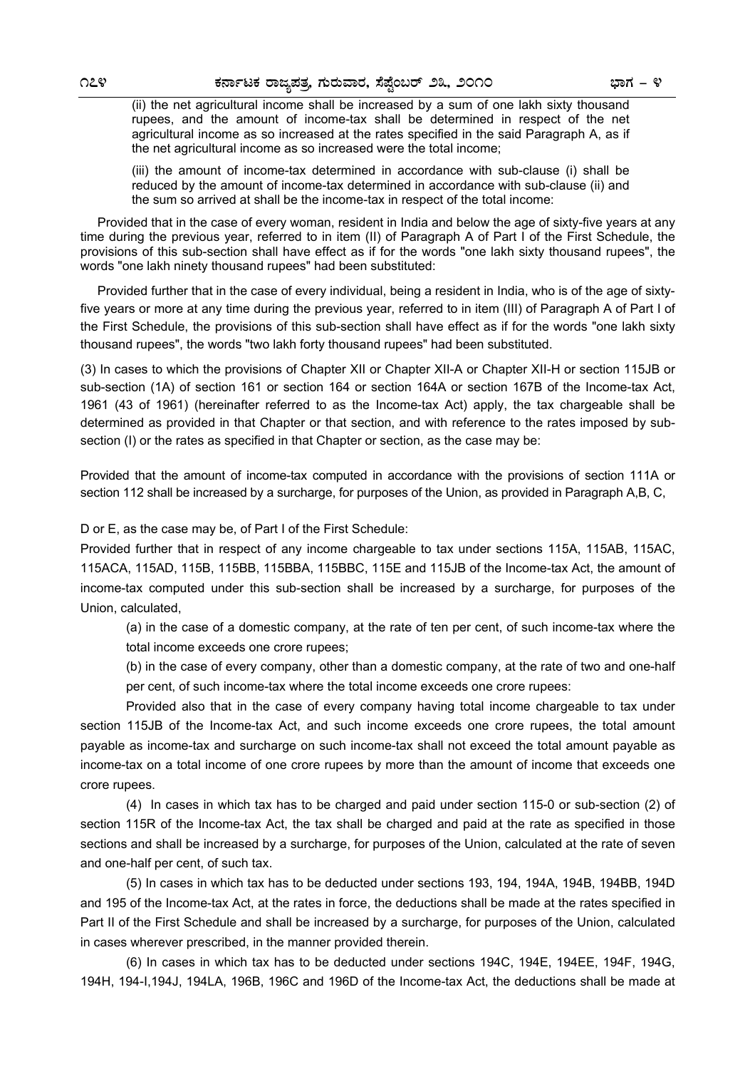(ii) the net agricultural income shall be increased by a sum of one lakh sixty thousand rupees, and the amount of income-tax shall be determined in respect of the net agricultural income as so increased at the rates specified in the said Paragraph A, as if the net agricultural income as so increased were the total income;

(iii) the amount of income-tax determined in accordance with sub-clause (i) shall be reduced by the amount of income-tax determined in accordance with sub-clause (ii) and the sum so arrived at shall be the income-tax in respect of the total income:

Provided that in the case of every woman, resident in India and below the age of sixty-five years at any time during the previous year, referred to in item (II) of Paragraph A of Part I of the First Schedule, the provisions of this sub-section shall have effect as if for the words "one lakh sixty thousand rupees", the words "one lakh ninety thousand rupees" had been substituted:

Provided further that in the case of every individual, being a resident in India, who is of the age of sixty-five years or more at any time during the previous year, referred to in item (III) of Paragraph A of Part I of the First Schedule, the provisions of this sub-section shall have effect as if for the words "one lakh sixty thousand rupees", the words "two lakh forty thousand rupees" had been substituted.

(3) In cases to which the provisions of Chapter XII or Chapter XII-A or Chapter XII-H or section 115JB or sub-section (1A) of section 161 or section 164 or section 164A or section 167B of the Income-tax Act, 1961 (43 of 1961) (hereinafter referred to as the Income-tax Act) apply, the tax chargeable shall be determined as provided in that Chapter or that section, and with reference to the rates imposed by sub-section (I) or the rates as specified in that Chapter or section, as the case may be:

Provided that the amount of income-tax computed in accordance with the provisions of section 111A or section 112 shall be increased by a surcharge, for purposes of the Union, as provided in Paragraph A,B, C,

D or E, as the case may be, of Part I of the First Schedule:

Provided further that in respect of any income chargeable to tax under sections 115A, 115AB, 115AC, 115ACA, 115AD, 115B, 115BB, 115BBA, 115BBC, 115E and 115JB of the Income-tax Act, the amount of income-tax computed under this sub-section shall be increased by a surcharge, for purposes of the Union, calculated,

(a) in the case of a domestic company, at the rate of ten per cent, of such income-tax where the total income exceeds one crore rupees;

(b) in the case of every company, other than a domestic company, at the rate of two and one-half per cent, of such income-tax where the total income exceeds one crore rupees:

Provided also that in the case of every company having total income chargeable to tax under section 115JB of the Income-tax Act, and such income exceeds one crore rupees, the total amount payable as income-tax and surcharge on such income-tax shall not exceed the total amount payable as income-tax on a total income of one crore rupees by more than the amount of income that exceeds one crore rupees.

(4) In cases in which tax has to be charged and paid under section 115-0 or sub-section (2) of section 115R of the Income-tax Act, the tax shall be charged and paid at the rate as specified in those sections and shall be increased by a surcharge, for purposes of the Union, calculated at the rate of seven and one-half per cent, of such tax.

(5) In cases in which tax has to be deducted under sections 193, 194, 194A, 194B, 194BB, 194D and 195 of the Income-tax Act, at the rates in force, the deductions shall be made at the rates specified in Part II of the First Schedule and shall be increased by a surcharge, for purposes of the Union, calculated in cases wherever prescribed, in the manner provided therein.

(6) In cases in which tax has to be deducted under sections 194C, 194E, 194EE, 194F, 194G, 194H, 194-I,194J, 194LA, 196B, 196C and 196D of the Income-tax Act, the deductions shall be made at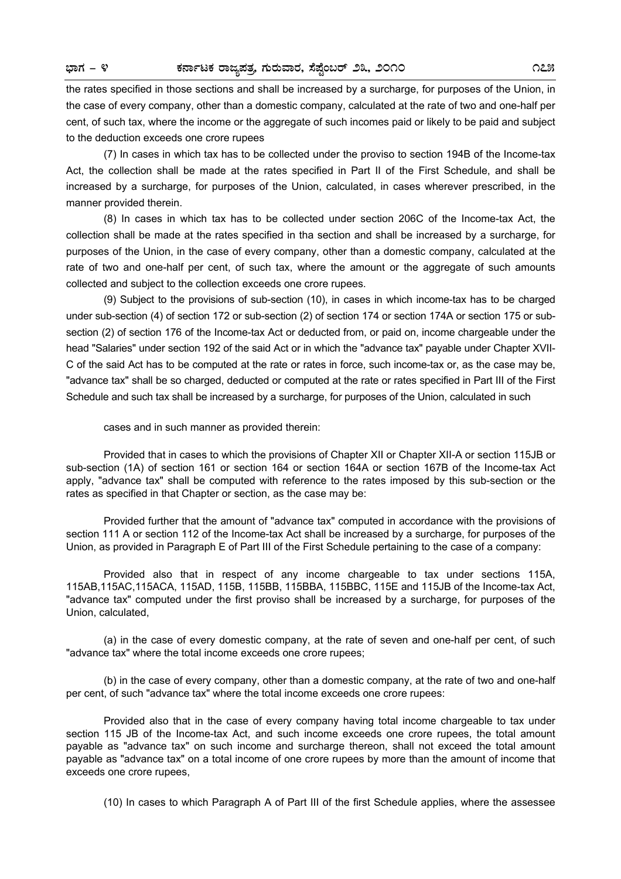the rates specified in those sections and shall be increased by a surcharge, for purposes of the Union, in the case of every company, other than a domestic company, calculated at the rate of two and one-half per cent, of such tax, where the income or the aggregate of such incomes paid or likely to be paid and subject to the deduction exceeds one crore rupees

(7) In cases in which tax has to be collected under the proviso to section 194B of the Income-tax Act, the collection shall be made at the rates specified in Part II of the First Schedule, and shall be increased by a surcharge, for purposes of the Union, calculated, in cases wherever prescribed, in the manner provided therein.

(8) In cases in which tax has to be collected under section 206C of the Income-tax Act, the collection shall be made at the rates specified in tha section and shall be increased by a surcharge, for purposes of the Union, in the case of every company, other than a domestic company, calculated at the rate of two and one-half per cent, of such tax, where the amount or the aggregate of such amounts collected and subject to the collection exceeds one crore rupees.

(9) Subject to the provisions of sub-section (10), in cases in which income-tax has to be charged under sub-section (4) of section 172 or sub-section (2) of section 174 or section 174A or section 175 or sub-section (2) of section 176 of the Income-tax Act or deducted from, or paid on, income chargeable under the head "Salaries" under section 192 of the said Act or in which the "advance tax" payable under Chapter XVII-C of the said Act has to be computed at the rate or rates in force, such income-tax or, as the case may be, "advance tax" shall be so charged, deducted or computed at the rate or rates specified in Part III of the First Schedule and such tax shall be increased by a surcharge, for purposes of the Union, calculated in such cases and in such manner as provided therein:

Provided that in cases to which the provisions of Chapter XII or Chapter XII-A or section 115JB or sub-section (1A) of section 161 or section 164 or section 164A or section 167B of the Income-tax Act apply, "advance tax" shall be computed with reference to the rates imposed by this sub-section or the rates as specified in that Chapter or section, as the case may be:

Provided further that the amount of "advance tax" computed in accordance with the provisions of section 111 A or section 112 of the Income-tax Act shall be increased by a surcharge, for purposes of the Union, as provided in Paragraph E of Part III of the First Schedule pertaining to the case of a company:

Provided also that in respect of any income chargeable to tax under sections 115A, 115AB,115AC,115ACA, 115AD, 115B, 115BB, 115BBA, 115BBC, 115E and 115JB of the Income-tax Act, "advance tax" computed under the first proviso shall be increased by a surcharge, for purposes of the Union, calculated,

(a) in the case of every domestic company, at the rate of seven and one-half per cent, of such "advance tax" where the total income exceeds one crore rupees;

(b) in the case of every company, other than a domestic company, at the rate of two and one-half per cent, of such "advance tax" where the total income exceeds one crore rupees:

Provided also that in the case of every company having total income chargeable to tax under section 115 JB of the Income-tax Act, and such income exceeds one crore rupees, the total amount payable as "advance tax" on such income and surcharge thereon, shall not exceed the total amount payable as "advance tax" on a total income of one crore rupees by more than the amount of income that exceeds one crore rupees,

(10) In cases to which Paragraph A of Part III of the first Schedule applies, where the assessee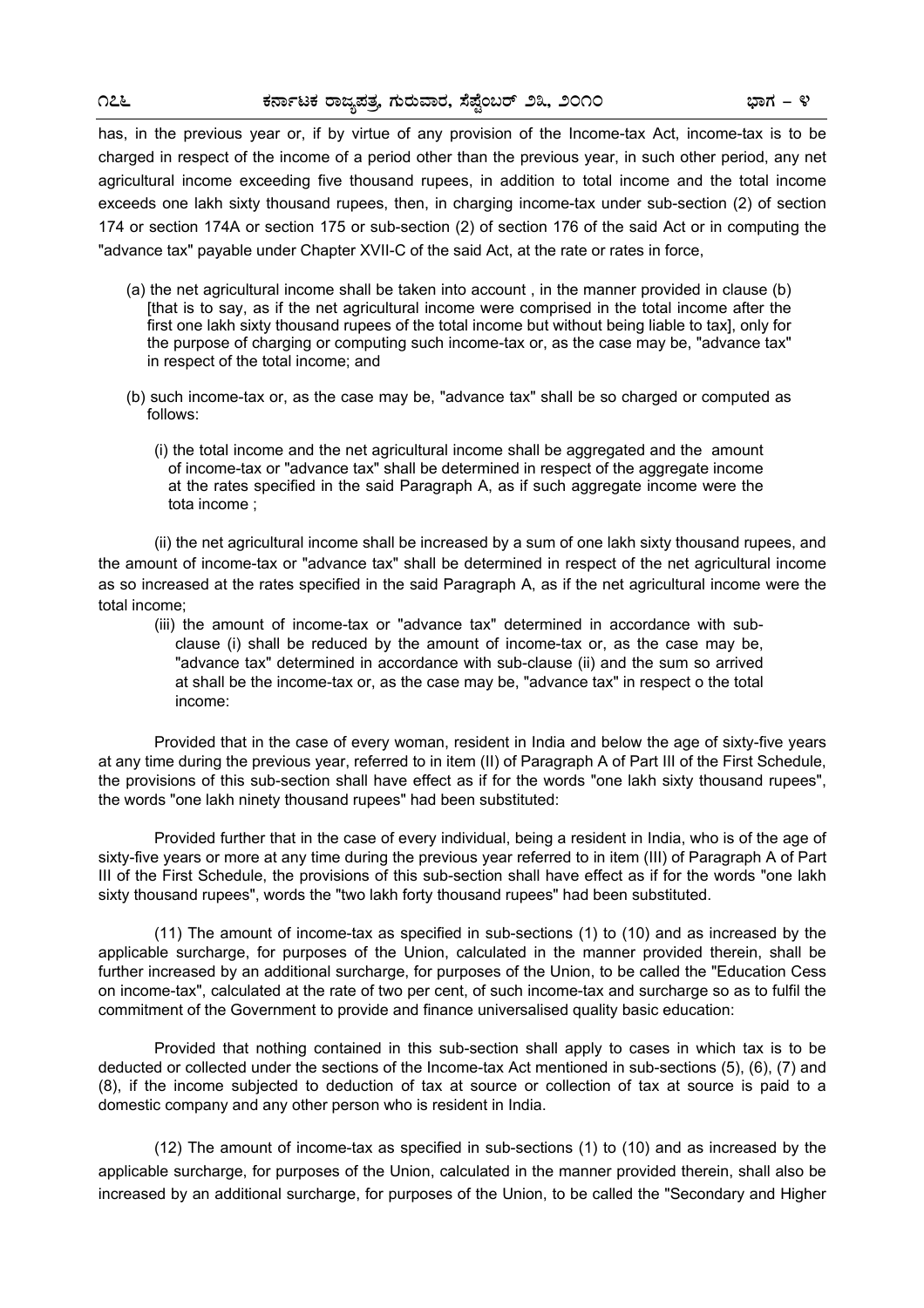has, in the previous year or, if by virtue of any provision of the Income-tax Act, income-tax is to be charged in respect of the income of a period other than the previous year, in such other period, any net agricultural income exceeding five thousand rupees, in addition to total income and the total income exceeds one lakh sixty thousand rupees, then, in charging income-tax under sub-section (2) of section 174 or section 174A or section 175 or sub-section (2) of section 176 of the said Act or in computing the "advance tax" payable under Chapter XVII-C of the said Act, at the rate or rates in force,

(a) the net agricultural income shall be taken into account , in the manner provided in clause (b) [that is to say, as if the net agricultural income were comprised in the total income after the first one lakh sixty thousand rupees of the total income but without being liable to tax], only for the purpose of charging or computing such income-tax or, as the case may be, "advance tax" in respect of the total income; and

(b) such income-tax or, as the case may be, "advance tax" shall be so charged or computed as follows:

(i) the total income and the net agricultural income shall be aggregated and the amount of income-tax or "advance tax" shall be determined in respect of the aggregate income at the rates specified in the said Paragraph A, as if such aggregate income were the tota income ;

(ii) the net agricultural income shall be increased by a sum of one lakh sixty thousand rupees, and the amount of income-tax or "advance tax" shall be determined in respect of the net agricultural income as so increased at the rates specified in the said Paragraph A, as if the net agricultural income were the total income;

(iii) the amount of income-tax or "advance tax" determined in accordance with sub-clause (i) shall be reduced by the amount of income-tax or, as the case may be, "advance tax" determined in accordance with sub-clause (ii) and the sum so arrived at shall be the income-tax or, as the case may be, "advance tax" in respect o the total income:

Provided that in the case of every woman, resident in India and below the age of sixty-five years at any time during the previous year, referred to in item (II) of Paragraph A of Part III of the First Schedule, the provisions of this sub-section shall have effect as if for the words "one lakh sixty thousand rupees", the words "one lakh ninety thousand rupees" had been substituted:

Provided further that in the case of every individual, being a resident in India, who is of the age of sixty-five years or more at any time during the previous referred to in item (III) of Paragraph A of Part III of the First Schedule, the provisions of this sub-section shall have effect as if for the words "one lakh sixty thousand rupees", words the "two lakh forty thousand rupees" had been substituted.

(11) The amount of income-tax as specified in sub-sections (1) to (10) and as increased by the applicable surcharge, for purposes of the Union, calculated in the manner provided therein, shall be further increased by an additional surcharge, for purposes of the Union, to be called the "Education Cess on income-tax", calculated at the rate of two per cent, of such income-tax and surcharge so as to fulfil the commitment of the Government to provide and finance universalised quality basic education:

Provided that nothing contained in this sub-section shall apply to cases in which tax is to be deducted or collected under the sections of the Income-tax Act mentioned in sub-sections (5), (6), (7) and (8), if the income subjected to deduction of tax at source or collection of tax at source is paid to a domestic company and any other person who is resident in India.

(12) The amount of income-tax as specified in sub-sections (1) to (10) and as increased by the applicable surcharge, for purposes of the Union, calculated in the manner provided therein, shall also be increased by an additional surcharge, for purposes of the Union, to be called the "Secondary and Higher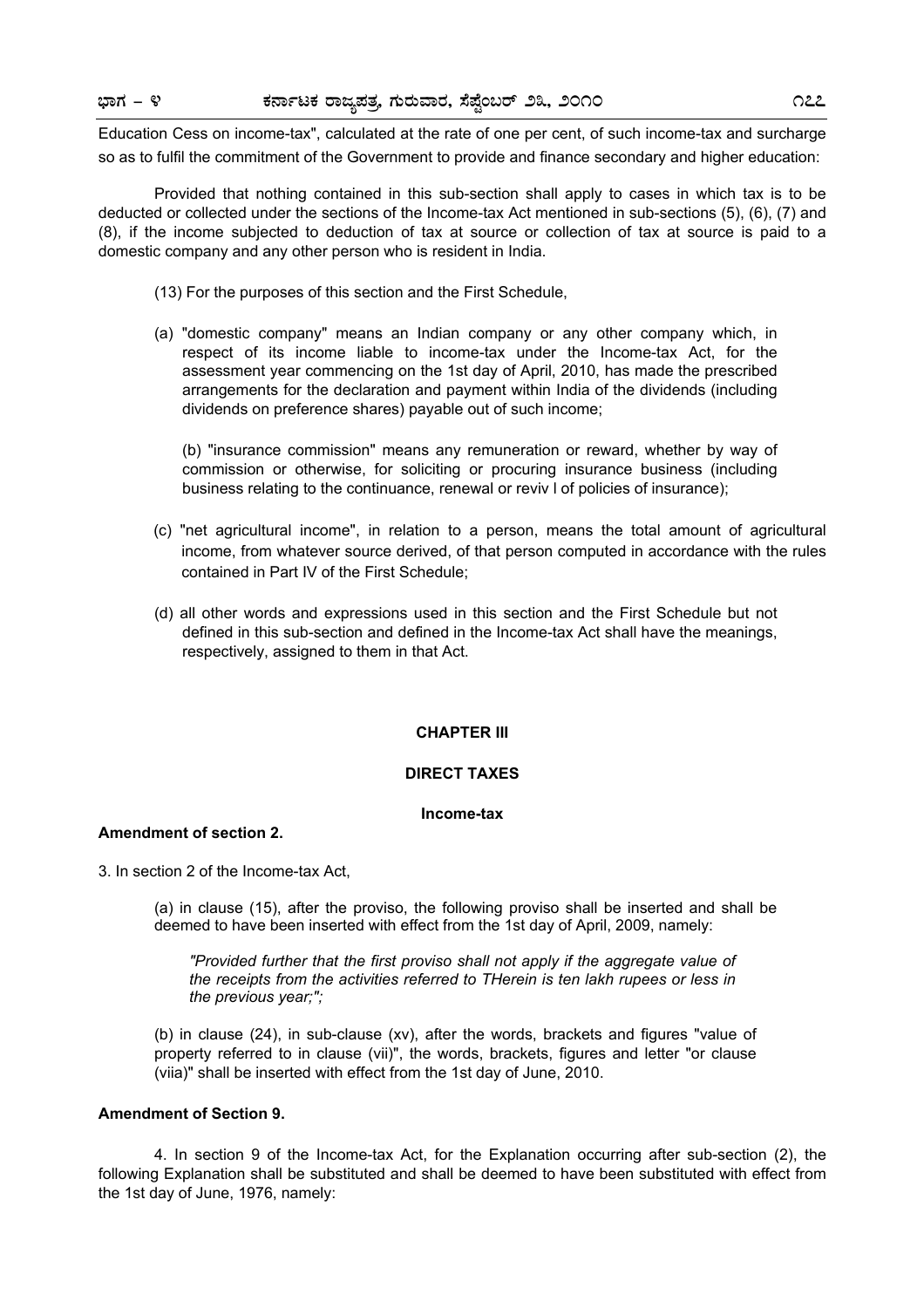Education Cess on income-tax", calculated at the rate of one per cent, of such income-tax and surcharge so as to fulfil the commitment of the Government to provide and finance secondary and higher education:

Provided that nothing contained in this sub-section shall apply to cases in which tax is to be deducted or collected under the sections of the Income-tax Act mentioned in sub-sections (5), (6), (7) and (8), if the income subjected to deduction of tax at source or collection of tax at source is paid to a domestic company and any other person who is resident in India.

(13) For the purposes of this section and the First Schedule,

(a) "domestic company" means an Indian company or any other company which, in respect of its income liable to income-tax under the Income-tax Act, for the assessment year commencing on the 1st day of April, 2010, has made the prescribed arrangements for the declaration and payment within India of the dividends (including dividends on preference shares) payable out of such income;

(b) "insurance commission" means any remuneration or reward, whether by way of commission or otherwise, for soliciting or procuring insurance business (including business relating to the continuance, renewal or reviv l of policies of insurance);

(c) "net agricultural income", in relation to a person, means the total amount of agricultural income, from whatever source derived, of that person computed in accordance with the rules contained in Part IV of the First Schedule;

(d) all other words and expressions used in this section and the First Schedule but not defined in this sub-section and defined in the Income-tax Act shall have the meanings, respectively, assigned to them in that Act.

## CHAPTER III

## DIRECT TAXES

### Income-tax

**Amendment of section 2.**

3. In section 2 of the Income-tax Act,

(a) in clause (15), after the proviso, the following proviso shall be inserted and shall be deemed to have been inserted with effect from the 1st day of April, 2009, namely:

*"Provided further that the first proviso shall not apply if the aggregate value of the receipts from the activities referred to THerein is ten lakh rupees or less in the previous year;";*

(b) in clause (24), in sub-clause (xv), after the words, brackets and figures "value of property referred to in clause (vii)", the words, brackets, figures and letter "or clause (viia)" shall be inserted with effect from the 1st day of June, 2010.

**Amendment of Section 9.**

4. In section 9 of the Income-tax Act, for the Explanation occurring after sub-section (2), the following Explanation shall be substituted and shall be deemed to have been substituted with effect from the 1st day of June, 1976, namely: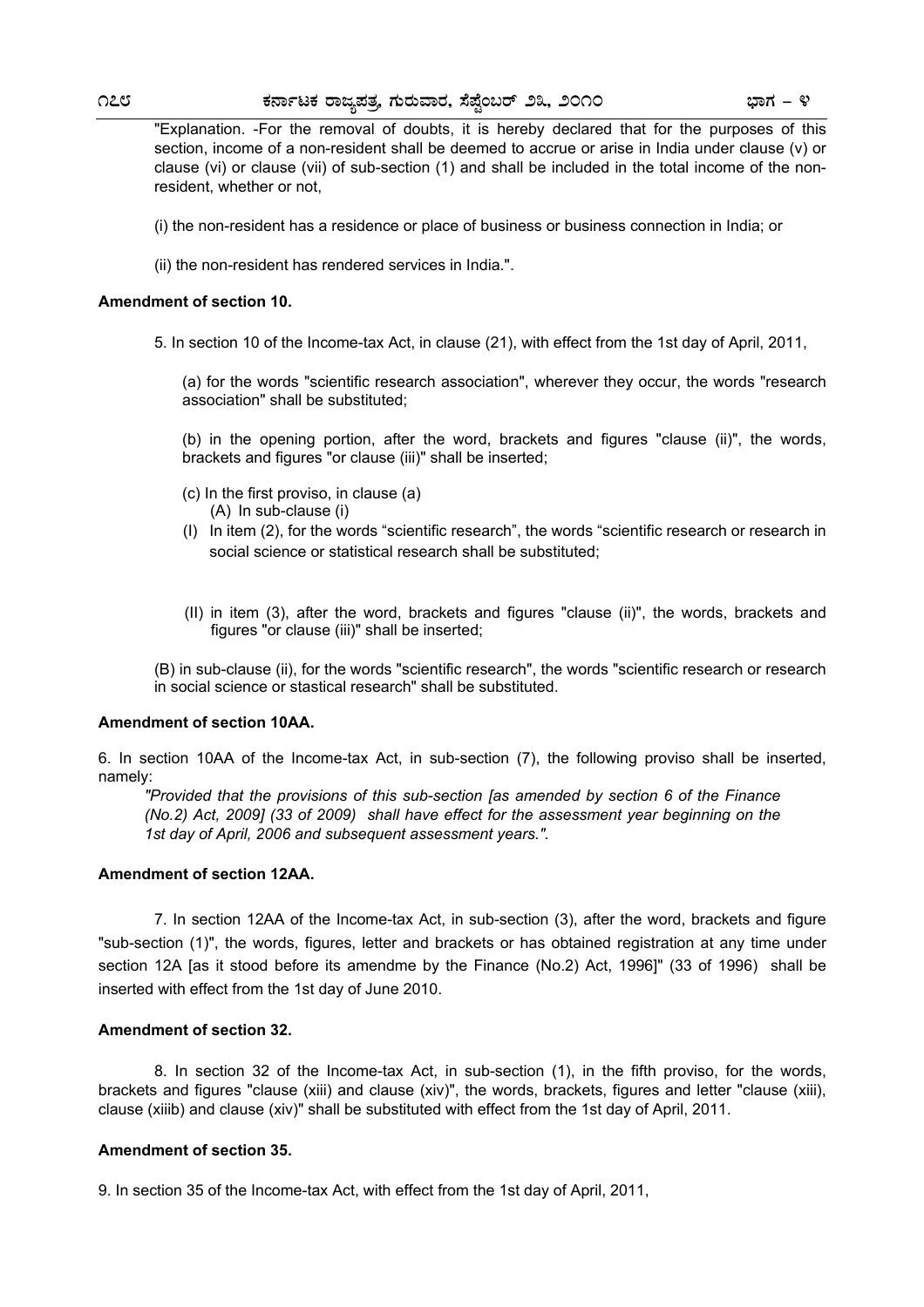"Explanation. -For the removal of doubts, it is hereby declared that for the purposes of this section, income of a non-resident shall be deemed to accrue or arise in India under clause (v) or clause (vi) or clause (vii) of sub-section (1) and shall be included in the total income of the non-resident, whether or not,

(i) the non-resident has a residence or place of business or business connection in India; or

(ii) the non-resident has rendered services in India.".

**Amendment of section 10.**

5. In section 10 of the Income-tax Act, in clause (21), with effect from the 1st day of April, 2011,

(a) for the words "scientific research association", wherever they occur, the words "research association" shall be substituted;

(b) in the opening portion, after the word, brackets and figures "clause (ii)", the words, brackets and figures "or clause (iii)" shall be inserted;

(c) In the first proviso, in clause (a)
(A) In sub-clause (i)

(I) In item (2), for the words "scientific research", the words "scientific research or research in social science or statistical research shall be substituted;

(II) in item (3), after the word, brackets and figures "clause (ii)", the words, brackets and figures "or clause (iii)" shall be inserted;

(B) in sub-clause (ii), for the words "scientific research", the words "scientific research or research in social science or stastical research" shall be substituted.

**Amendment of section 10AA.**

6. In section 10AA of the Income-tax Act, in sub-section (7), the following proviso shall be inserted, namely:

*"Provided that the provisions of this sub-section [as amended by section 6 of the Finance (No.2) Act, 2009] (33 of 2009) shall have effect for the assessment year beginning on the 1st day of April, 2006 and subsequent assessment years.".*

**Amendment of section 12AA.**

7. In section 12AA of the Income-tax Act, in sub-section (3), after the word, brackets and figure "sub-section (1)", the words, figures, letter and brackets or has obtained registration at any time under section 12A [as it stood before its amendme by the Finance (No.2) Act, 1996]" (33 of 1996) shall be inserted with effect from the 1st day of June 2010.

**Amendment of section 32.**

8. In section 32 of the Income-tax Act, in sub-section (1), in the fifth proviso, for the words, brackets and figures "clause (xiii) and clause (xiv)", the words, brackets, figures and letter "clause (xiii), clause (xiiib) and clause (xiv)" shall be substituted with effect from the 1st day of April, 2011.

**Amendment of section 35.**

9. In section 35 of the Income-tax Act, with effect from the 1st day of April, 2011,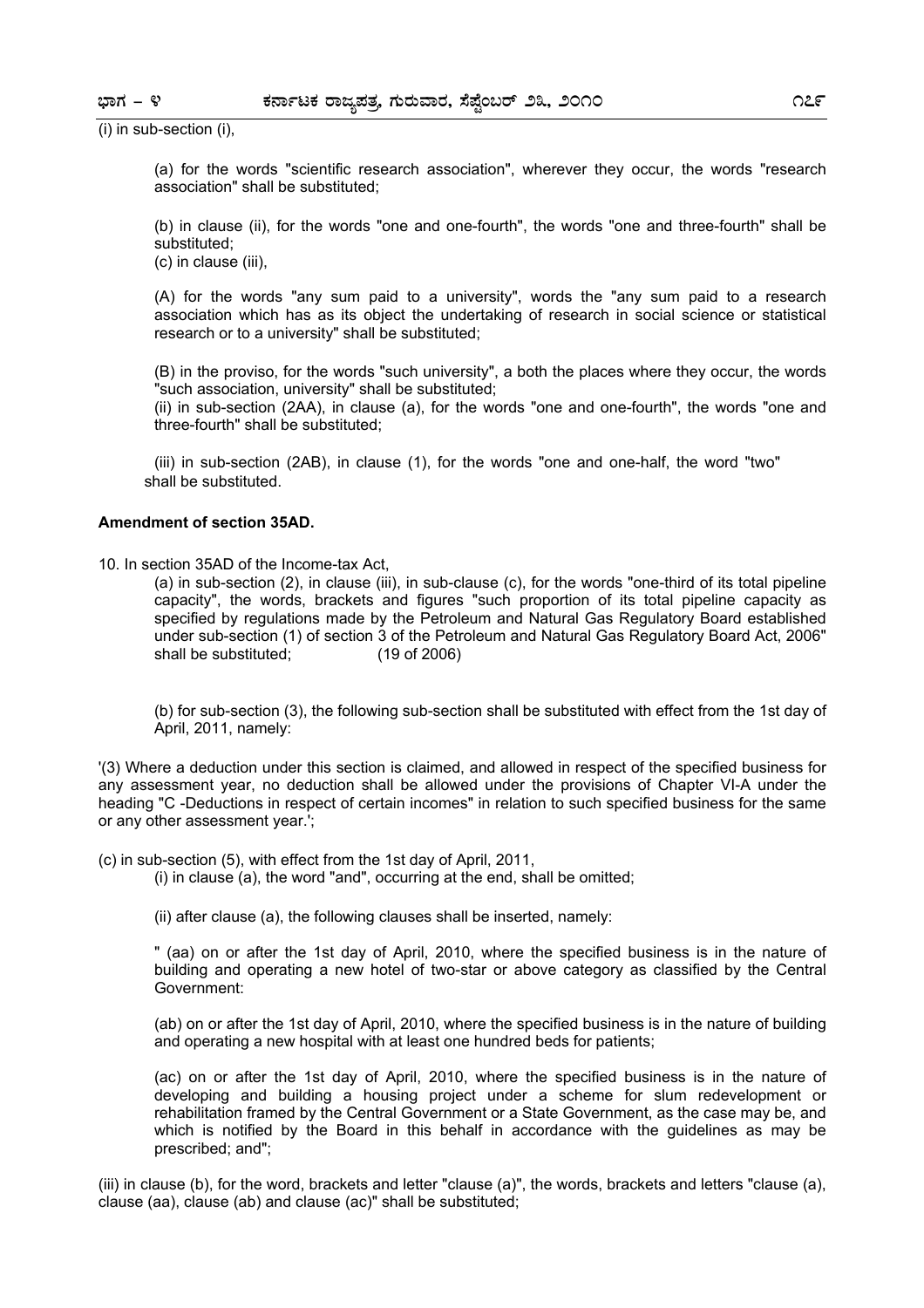(i) in sub-section (i),

(a) for the words "scientific research association", wherever they occur, the words "research association" shall be substituted;

(b) in clause (ii), for the words "one and one-fourth", the words "one and three-fourth" shall be substituted;

(c) in clause (iii),

(A) for the words "any sum paid to a university", words the "any sum paid to a research association which has as its object the undertaking of research in social science or statistical research or to a university" shall be substituted;

(B) in the proviso, for the words "such university", a both the places where they occur, the words "such association, university" shall be substituted;

(ii) in sub-section (2AA), in clause (a), for the words "one and one-fourth", the words "one and three-fourth" shall be substituted;

(iii) in sub-section (2AB), in clause (1), for the words "one and one-half, the word "two" shall be substituted.

**Amendment of section 35AD.**

10. In section 35AD of the Income-tax Act,

(a) in sub-section (2), in clause (iii), in sub-clause (c), for the words "one-third of its total pipeline capacity", the words, brackets and figures "such proportion of its total pipeline capacity as specified by regulations made by the Petroleum and Natural Gas Regulatory Board established under sub-section (1) of section 3 of the Petroleum and Natural Gas Regulatory Board Act, 2006" shall be substituted; (19 of 2006)

(b) for sub-section (3), the following sub-section shall be substituted with effect from the 1st day of April, 2011, namely:

'(3) Where a deduction under this section is claimed, and allowed in respect of the specified business for any assessment year, no deduction shall be allowed under the provisions of Chapter VI-A under the heading "C -Deductions in respect of certain incomes" in relation to such specified business for the same or any other assessment year.';

(c) in sub-section (5), with effect from the 1st day of April, 2011,

(i) in clause (a), the word "and", occurring at the end, shall be omitted;

(ii) after clause (a), the following clauses shall be inserted, namely:

" (aa) on or after the 1st day of April, 2010, where the specified business is in the nature of building and operating a new hotel of two-star or above category as classified by the Central Government:

(ab) on or after the 1st day of April, 2010, where the specified business is in the nature of building and operating a new hospital with at least one hundred beds for patients;

(ac) on or after the 1st day of April, 2010, where the specified business is in the nature of developing and building a housing project under a scheme for slum redevelopment or rehabilitation framed by the Central Government or a State Government, as the case may be, and which is notified by the Board in this behalf in accordance with the guidelines as may be prescribed; and";

(iii) in clause (b), for the word, brackets and letter "clause (a)", the words, brackets and letters "clause (a), clause (aa), clause (ab) and clause (ac)" shall be substituted;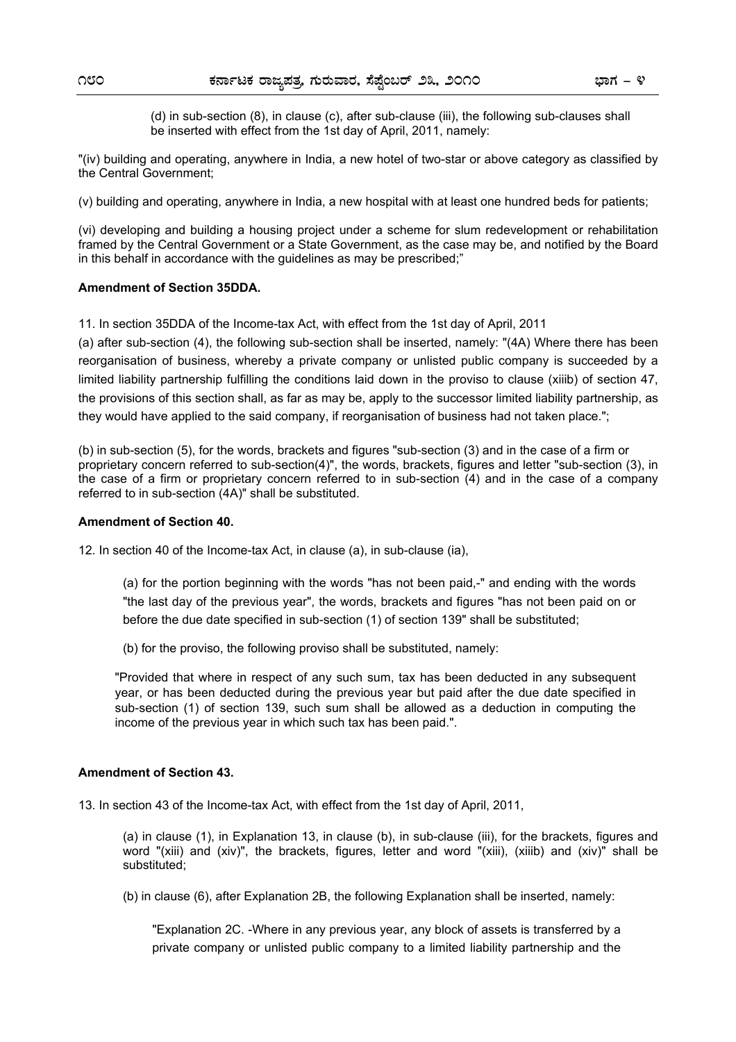(d) in sub-section (8), in clause (c), after sub-clause (iii), the following sub-clauses shall be inserted with effect from the 1st day of April, 2011, namely:

"(iv) building and operating, anywhere in India, a new hotel of two-star or above category as classified by the Central Government;

(v) building and operating, anywhere in India, a new hospital with at least one hundred beds for patients;

(vi) developing and building a housing project under a scheme for slum redevelopment or rehabilitation framed by the Central Government or a State Government, as the case may be, and notified by the Board in this behalf in accordance with the guidelines as may be prescribed;"

**Amendment of Section 35DDA.**

11. In section 35DDA of the Income-tax Act, with effect from the 1st day of April, 2011

(a) after sub-section (4), the following sub-section shall be inserted, namely: "(4A) Where there has been reorganisation of business, whereby a private company or unlisted public company is succeeded by a limited liability partnership fulfilling the conditions laid down in the proviso to clause (xiiib) of section 47, the provisions of this section shall, as far as may be, apply to the successor limited liability partnership, as they would have applied to the said company, if reorganisation of business had not taken place.";

(b) in sub-section (5), for the words, brackets and figures "sub-section (3) and in the case of a firm or proprietary concern referred to sub-section(4)", the words, brackets, figures and letter "sub-section (3), in the case of a firm or proprietary concern referred to in sub-section (4) and in the case of a company referred to in sub-section (4A)" shall be substituted.

**Amendment of Section 40.**

12. In section 40 of the Income-tax Act, in clause (a), in sub-clause (ia),

(a) for the portion beginning with the words "has not been paid,-" and ending with the words "the last day of the previous year", the words, brackets and figures "has not been paid on or before the due date specified in sub-section (1) of section 139" shall be substituted;

(b) for the proviso, the following proviso shall be substituted, namely:

"Provided that where in respect of any such sum, tax has been deducted in any subsequent year, or has been deducted during the previous year but paid after the due date specified in sub-section (1) of section 139, such sum shall be allowed as a deduction in computing the income of the previous year in which such tax has been paid.".

**Amendment of Section 43.**

13. In section 43 of the Income-tax Act, with effect from the 1st day of April, 2011,

(a) in clause (1), in Explanation 13, in clause (b), in sub-clause (iii), for the brackets, figures and word "(xiii) and (xiv)", the brackets, figures, letter and word "(xiii), (xiiib) and (xiv)" shall be substituted;

(b) in clause (6), after Explanation 2B, the following Explanation shall be inserted, namely:

"Explanation 2C. -Where in any previous year, any block of assets is transferred by a private company or unlisted public company to a limited liability partnership and the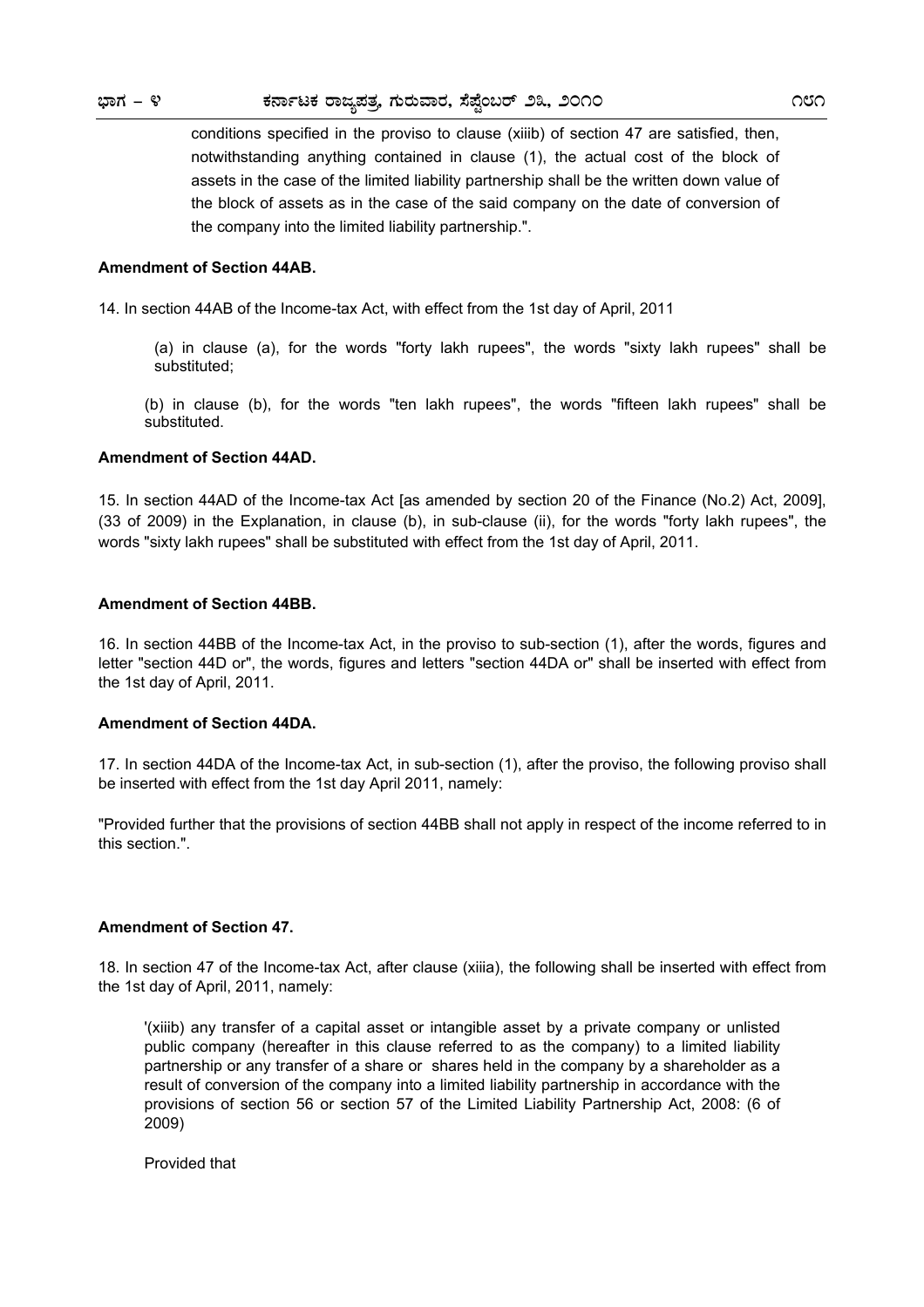conditions specified in the proviso to clause (xiiib) of section 47 are satisfied, then, notwithstanding anything contained in clause (1), the actual cost of the block of assets in the case of the limited liability partnership shall be the written down value of the block of assets as in the case of the said company on the date of conversion of the company into the limited liability partnership.".

**Amendment of Section 44AB.**

14. In section 44AB of the Income-tax Act, with effect from the 1st day of April, 2011

(a) in clause (a), for the words "forty lakh rupees", the words "sixty lakh rupees" shall be substituted;

(b) in clause (b), for the words "ten lakh rupees", the words "fifteen lakh rupees" shall be substituted.

**Amendment of Section 44AD.**

15. In section 44AD of the Income-tax Act [as amended by section 20 of the Finance (No.2) Act, 2009], (33 of 2009) in the Explanation, in clause (b), in sub-clause (ii), for the words "forty lakh rupees", the words "sixty lakh rupees" shall be substituted with effect from the 1st day of April, 2011.

**Amendment of Section 44BB.**

16. In section 44BB of the Income-tax Act, in the proviso to sub-section (1), after the words, figures and letter "section 44D or", the words, figures and letters "section 44DA or" shall be inserted with effect from the 1st day of April, 2011.

**Amendment of Section 44DA.**

17. In section 44DA of the Income-tax Act, in sub-section (1), after the proviso, the following proviso shall be inserted with effect from the 1st day April 2011, namely:

"Provided further that the provisions of section 44BB shall not apply in respect of the income referred to in this section.".

**Amendment of Section 47.**

18. In section 47 of the Income-tax Act, after clause (xiiia), the following shall be inserted with effect from the 1st day of April, 2011, namely:

'(xiiib) any transfer of a capital asset or intangible asset by a private company or unlisted public company (hereafter in this clause referred to as the company) to a limited liability partnership or any transfer of a share or shares held in the company by a shareholder as a result of conversion of the company into a limited liability partnership in accordance with the provisions of section 56 or section 57 of the Limited Liability Partnership Act, 2008: (6 of 2009)

Provided that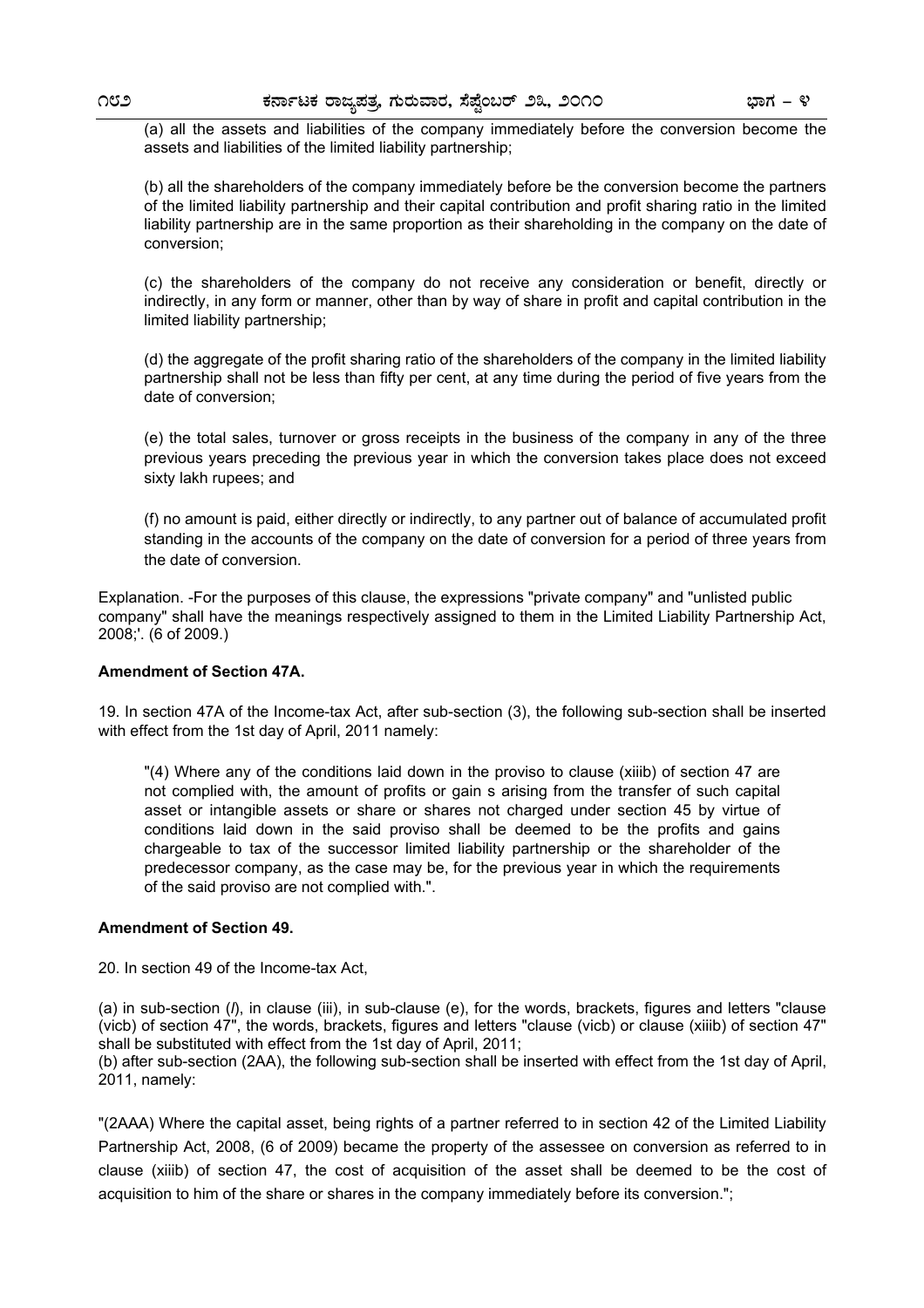(a) all the assets and liabilities of the company immediately before the conversion become the assets and liabilities of the limited liability partnership;

(b) all the shareholders of the company immediately before be the conversion become the partners of the limited liability partnership and their capital contribution and profit sharing ratio in the limited liability partnership are in the same proportion as their shareholding in the company on the date of conversion;

(c) the shareholders of the company do not receive any consideration or benefit, directly or indirectly, in any form or manner, other than by way of share in profit and capital contribution in the limited liability partnership;

(d) the aggregate of the profit sharing ratio of the shareholders of the company in the limited liability partnership shall not be less than fifty per cent, at any time during the period of five years from the date of conversion;

(e) the total sales, turnover or gross receipts in the business of the company in any of the three previous years preceding the previous year in which the conversion takes place does not exceed sixty lakh rupees; and

(f) no amount is paid, either directly or indirectly, to any partner out of balance of accumulated profit standing in the accounts of the company on the date of conversion for a period of three years from the date of conversion.

Explanation. -For the purposes of this clause, the expressions "private company" and "unlisted public company" shall have the meanings respectively assigned to them in the Limited Liability Partnership Act, 2008;'. (6 of 2009.)

**Amendment of Section 47A.**

19. In section 47A of the Income-tax Act, after sub-section (3), the following sub-section shall be inserted with effect from the 1st day of April, 2011 namely:

> "(4) Where any of the conditions laid down in the proviso to clause (xiiib) of section 47 are not complied with, the amount of profits or gain s arising from the transfer of such capital asset or intangible assets or share or shares not charged under section 45 by virtue of conditions laid down in the said proviso shall be deemed to be the profits and gains chargeable to tax of the successor limited liability partnership or the shareholder of the predecessor company, as the case may be, for the previous year in which the requirements of the said proviso are not complied with.".

**Amendment of Section 49.**

20. In section 49 of the Income-tax Act,

(a) in sub-section (*l*), in clause (iii), in sub-clause (e), for the words, brackets, figures and letters "clause (vicb) of section 47", the words, brackets, figures and letters "clause (vicb) or clause (xiiib) of section 47" shall be substituted with effect from the 1st day of April, 2011;

(b) after sub-section (2AA), the following sub-section shall be inserted with effect from the 1st day of April, 2011, namely:

"(2AAA) Where the capital asset, being rights of a partner referred to in section 42 of the Limited Liability Partnership Act, 2008, (6 of 2009) became the property of the assessee on conversion as referred to in clause (xiiib) of section 47, the cost of acquisition of the asset shall be deemed to be the cost of acquisition to him of the share or shares in the company immediately before its conversion.";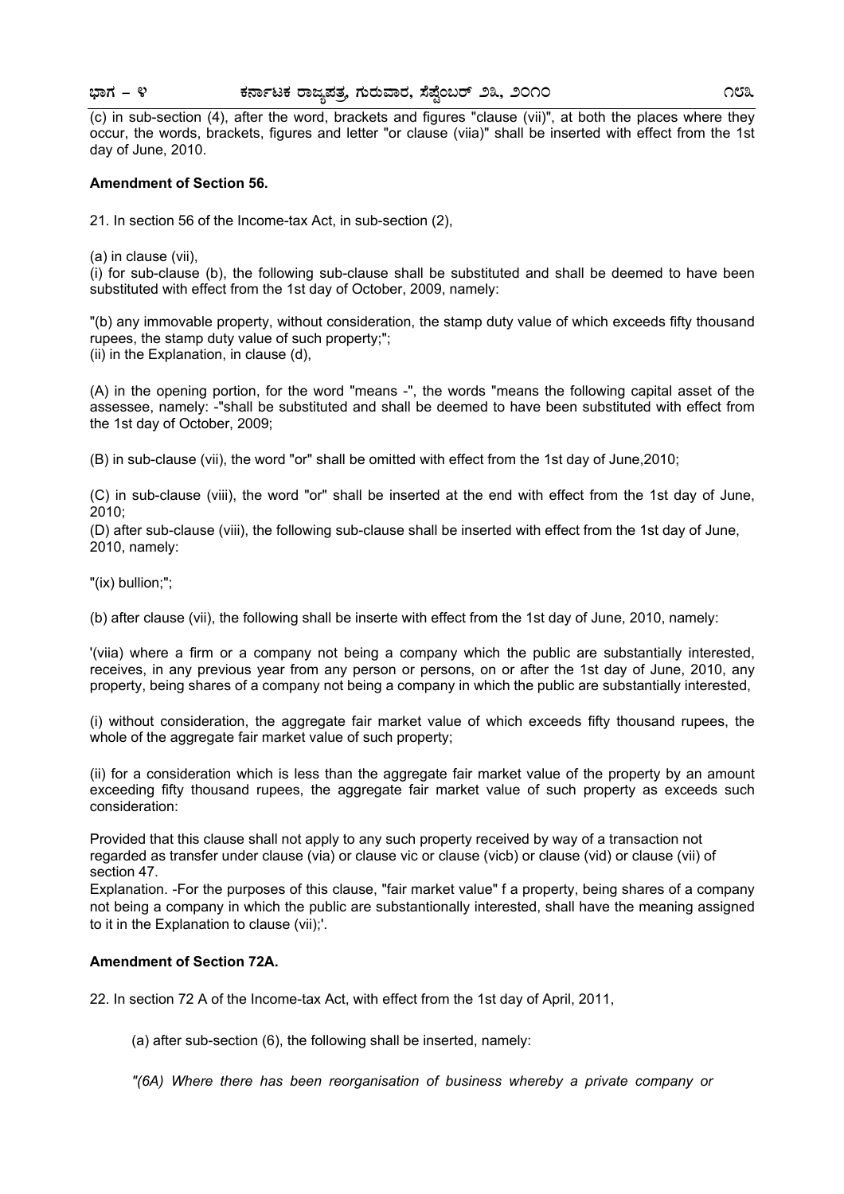(c) in sub-section (4), after the word, brackets and figures "clause (vii)", at both the places where they occur, the words, brackets, figures and letter "or clause (viia)" shall be inserted with effect from the 1st day of June, 2010.

**Amendment of Section 56.**

21. In section 56 of the Income-tax Act, in sub-section (2),

(a) in clause (vii),

(i) for sub-clause (b), the following sub-clause shall be substituted and shall be deemed to have been substituted with effect from the 1st day of October, 2009, namely:

"(b) any immovable property, without consideration, the stamp duty value of which exceeds fifty thousand rupees, the stamp duty value of such property;";

(ii) in the Explanation, in clause (d),

(A) in the opening portion, for the word "means -", the words "means the following capital asset of the assessee, namely: -"shall be substituted and shall be deemed to have been substituted with effect from the 1st day of October, 2009;

(B) in sub-clause (vii), the word "or" shall be omitted with effect from the 1st day of June,2010;

(C) in sub-clause (viii), the word "or" shall be inserted at the end with effect from the 1st day of June, 2010;

(D) after sub-clause (viii), the following sub-clause shall be inserted with effect from the 1st day of June, 2010, namely:

"(ix) bullion;";

(b) after clause (vii), the following shall be inserte with effect from the 1st day of June, 2010, namely:

'(viia) where a firm or a company not being a company which the public are substantially interested, receives, in any previous year from any person or persons, on or after the 1st day of June, 2010, any property, being shares of a company not being a company in which the public are substantially interested,

(i) without consideration, the aggregate fair market value of which exceeds fifty thousand rupees, the whole of the aggregate fair market value of such property;

(ii) for a consideration which is less than the aggregate fair market value of the property by an amount exceeding fifty thousand rupees, the aggregate fair market value of such property as exceeds such consideration:

Provided that this clause shall not apply to any such property received by way of a transaction not regarded as transfer under clause (via) or clause vic or clause (vicb) or clause (vid) or clause (vii) of section 47.

Explanation. -For the purposes of this clause, "fair market value" f a property, being shares of a company not being a company in which the public are substantionally interested, shall have the meaning assigned to it in the Explanation to clause (vii);'.

**Amendment of Section 72A.**

22. In section 72 A of the Income-tax Act, with effect from the 1st day of April, 2011,

(a) after sub-section (6), the following shall be inserted, namely:

*"(6A) Where there has been reorganisation of business whereby a private company or*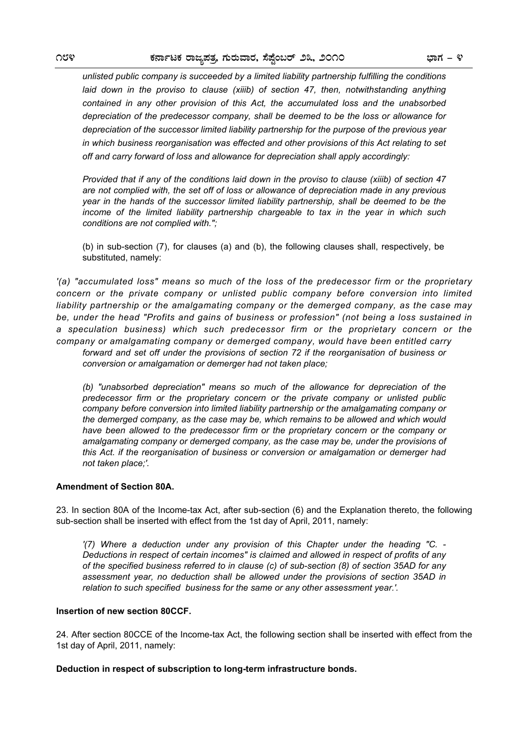*unlisted public company is succeeded by a limited liability partnership fulfilling the conditions laid down in the proviso to clause (xiiib) of section 47, then, notwithstanding anything contained in any other provision of this Act, the accumulated loss and the unabsorbed depreciation of the predecessor company, shall be deemed to be the loss or allowance for depreciation of the successor limited liability partnership for the purpose of the previous year in which business reorganisation was effected and other provisions of this Act relating to set off and carry forward of loss and allowance for depreciation shall apply accordingly:*

*Provided that if any of the conditions laid down in the proviso to clause (xiiib) of section 47 are not complied with, the set off of loss or allowance of depreciation made in any previous year in the hands of the successor limited liability partnership, shall be deemed to be the income of the limited liability partnership chargeable to tax in the year in which such conditions are not complied with.";*

(b) in sub-section (7), for clauses (a) and (b), the following clauses shall, respectively, be substituted, namely:

*'(a) "accumulated loss" means so much of the loss of the predecessor firm or the proprietary concern or the private company or unlisted public company before conversion into limited liability partnership or the amalgamating company or the demerged company, as the case may be, under the head "Profits and gains of business or profession" (not being a loss sustained in a speculation business) which such predecessor firm or the proprietary concern or the company or amalgamating company or demerged company, would have been entitled carry forward and set off under the provisions of section 72 if the reorganisation of business or conversion or amalgamation or demerger had not taken place;*

*(b) "unabsorbed depreciation" means so much of the allowance for depreciation of the predecessor firm or the proprietary concern or the private company or unlisted public company before conversion into limited liability partnership or the amalgamating company or the demerged company, as the case may be, which remains to be allowed and which would have been allowed to the predecessor firm or the proprietary concern or the company or amalgamating company or demerged company, as the case may be, under the provisions of this Act. if the reorganisation of business or conversion or amalgamation or demerger had not taken place;'.*

**Amendment of Section 80A.**

23. In section 80A of the Income-tax Act, after sub-section (6) and the Explanation thereto, the following sub-section shall be inserted with effect from the 1st day of April, 2011, namely:

*'(7) Where a deduction under any provision of this Chapter under the heading "C. - Deductions in respect of certain incomes" is claimed and allowed in respect of profits of any of the specified business referred to in clause (c) of sub-section (8) of section 35AD for any assessment year, no deduction shall be allowed under the provisions of section 35AD in relation to such specified business for the same or any other assessment year.'.*

**Insertion of new section 80CCF.**

24. After section 80CCE of the Income-tax Act, the following section shall be inserted with effect from the 1st day of April, 2011, namely:

**Deduction in respect of subscription to long-term infrastructure bonds.**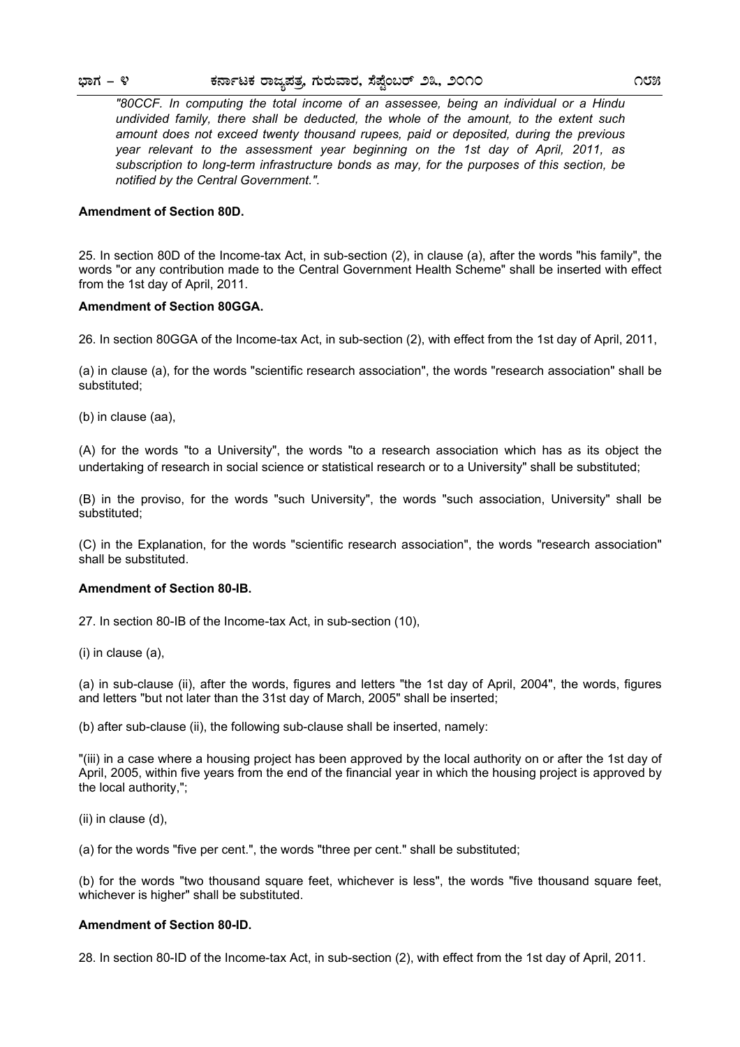*"80CCF. In computing the total income of an assessee, being an individual or a Hindu undivided family, there shall be deducted, the whole of the amount, to the extent such amount does not exceed twenty thousand rupees, paid or deposited, during the previous year relevant to the assessment year beginning on the 1st day of April, 2011, as subscription to long-term infrastructure bonds as may, for the purposes of this section, be notified by the Central Government.".*

**Amendment of Section 80D.**

25. In section 80D of the Income-tax Act, in sub-section (2), in clause (a), after the words "his family", the words "or any contribution made to the Central Government Health Scheme" shall be inserted with effect from the 1st day of April, 2011.

**Amendment of Section 80GGA.**

26. In section 80GGA of the Income-tax Act, in sub-section (2), with effect from the 1st day of April, 2011,

(a) in clause (a), for the words "scientific research association", the words "research association" shall be substituted;

(b) in clause (aa),

(A) for the words "to a University", the words "to a research association which has as its object the undertaking of research in social science or statistical research or to a University" shall be substituted;

(B) in the proviso, for the words "such University", the words "such association, University" shall be substituted;

(C) in the Explanation, for the words "scientific research association", the words "research association" shall be substituted.

**Amendment of Section 80-IB.**

27. In section 80-IB of the Income-tax Act, in sub-section (10),

(i) in clause (a),

(a) in sub-clause (ii), after the words, figures and letters "the 1st day of April, 2004", the words, figures and letters "but not later than the 31st day of March, 2005" shall be inserted;

(b) after sub-clause (ii), the following sub-clause shall be inserted, namely:

"(iii) in a case where a housing project has been approved by the local authority on or after the 1st day of April, 2005, within five years from the end of the financial year in which the housing project is approved by the local authority,";

(ii) in clause (d),

(a) for the words "five per cent.", the words "three per cent." shall be substituted;

(b) for the words "two thousand square feet, whichever is less", the words "five thousand square feet, whichever is higher" shall be substituted.

**Amendment of Section 80-ID.**

28. In section 80-ID of the Income-tax Act, in sub-section (2), with effect from the 1st day of April, 2011.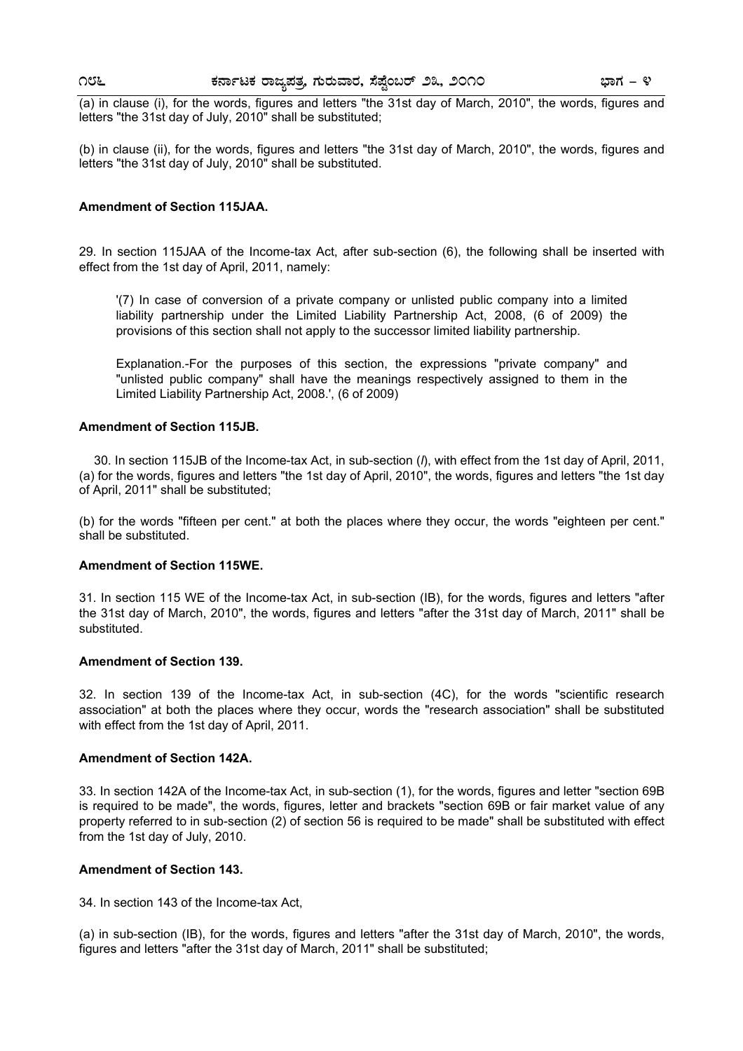(a) in clause (i), for the words, figures and letters "the 31st day of March, 2010", the words, figures and letters "the 31st day of July, 2010" shall be substituted;

(b) in clause (ii), for the words, figures and letters "the 31st day of March, 2010", the words, figures and letters "the 31st day of July, 2010" shall be substituted.

**Amendment of Section 115JAA.**

29. In section 115JAA of the Income-tax Act, after sub-section (6), the following shall be inserted with effect from the 1st day of April, 2011, namely:

> '(7) In case of conversion of a private company or unlisted public company into a limited liability partnership under the Limited Liability Partnership Act, 2008, (6 of 2009) the provisions of this section shall not apply to the successor limited liability partnership.
>
> Explanation.-For the purposes of this section, the expressions "private company" and "unlisted public company" shall have the meanings respectively assigned to them in the Limited Liability Partnership Act, 2008.', (6 of 2009)

**Amendment of Section 115JB.**

30. In section 115JB of the Income-tax Act, in sub-section (*l*), with effect from the 1st day of April, 2011, (a) for the words, figures and letters "the 1st day of April, 2010", the words, figures and letters "the 1st day of April, 2011" shall be substituted;

(b) for the words "fifteen per cent." at both the places where they occur, the words "eighteen per cent." shall be substituted.

**Amendment of Section 115WE.**

31. In section 115 WE of the Income-tax Act, in sub-section (IB), for the words, figures and letters "after the 31st day of March, 2010", the words, figures and letters "after the 31st day of March, 2011" shall be substituted.

**Amendment of Section 139.**

32. In section 139 of the Income-tax Act, in sub-section (4C), for the words "scientific research association" at both the places where they occur, words the "research association" shall be substituted with effect from the 1st day of April, 2011.

**Amendment of Section 142A.**

33. In section 142A of the Income-tax Act, in sub-section (1), for the words, figures and letter "section 69B is required to be made", the words, figures, letter and brackets "section 69B or fair market value of any property referred to in sub-section (2) of section 56 is required to be made" shall be substituted with effect from the 1st day of July, 2010.

**Amendment of Section 143.**

34. In section 143 of the Income-tax Act,

(a) in sub-section (IB), for the words, figures and letters "after the 31st day of March, 2010", the words, figures and letters "after the 31st day of March, 2011" shall be substituted;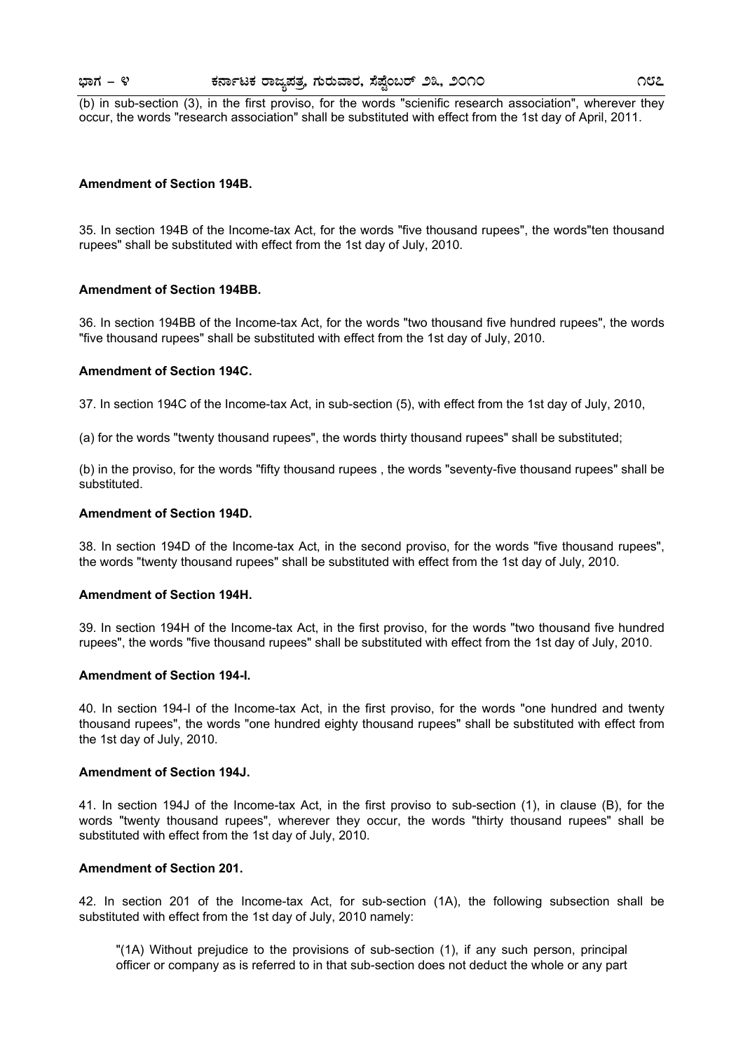(b) in sub-section (3), in the first proviso, for the words "scienific research association", wherever they occur, the words "research association" shall be substituted with effect from the 1st day of April, 2011.

**Amendment of Section 194B.**

35. In section 194B of the Income-tax Act, for the words "five thousand rupees", the words"ten thousand rupees" shall be substituted with effect from the 1st day of July, 2010.

**Amendment of Section 194BB.**

36. In section 194BB of the Income-tax Act, for the words "two thousand five hundred rupees", the words "five thousand rupees" shall be substituted with effect from the 1st day of July, 2010.

**Amendment of Section 194C.**

37. In section 194C of the Income-tax Act, in sub-section (5), with effect from the 1st day of July, 2010,

(a) for the words "twenty thousand rupees", the words thirty thousand rupees" shall be substituted;

(b) in the proviso, for the words "fifty thousand rupees , the words "seventy-five thousand rupees" shall be substituted.

**Amendment of Section 194D.**

38. In section 194D of the Income-tax Act, in the second proviso, for the words "five thousand rupees", the words "twenty thousand rupees" shall be substituted with effect from the 1st day of July, 2010.

**Amendment of Section 194H.**

39. In section 194H of the Income-tax Act, in the first proviso, for the words "two thousand five hundred rupees", the words "five thousand rupees" shall be substituted with effect from the 1st day of July, 2010.

**Amendment of Section 194-I.**

40. In section 194-I of the Income-tax Act, in the first proviso, for the words "one hundred and twenty thousand rupees", the words "one hundred eighty thousand rupees" shall be substituted with effect from the 1st day of July, 2010.

**Amendment of Section 194J.**

41. In section 194J of the Income-tax Act, in the first proviso to sub-section (1), in clause (B), for the words "twenty thousand rupees", wherever they occur, the words "thirty thousand rupees" shall be substituted with effect from the 1st day of July, 2010.

**Amendment of Section 201.**

42. In section 201 of the Income-tax Act, for sub-section (1A), the following subsection shall be substituted with effect from the 1st day of July, 2010 namely:

"(1A) Without prejudice to the provisions of sub-section (1), if any such person, principal officer or company as is referred to in that sub-section does not deduct the whole or any part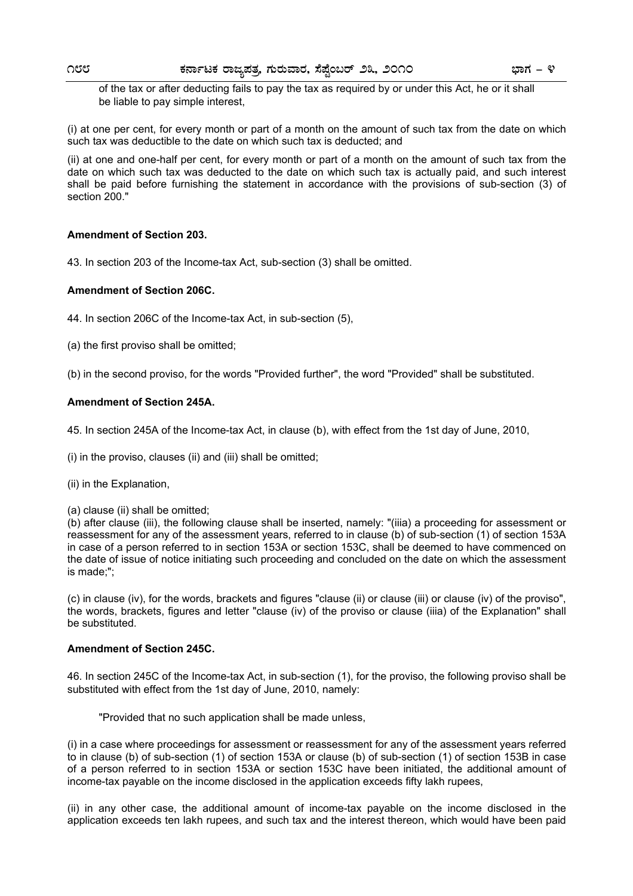of the tax or after deducting fails to pay the tax as required by or under this Act, he or it shall be liable to pay simple interest,

(i) at one per cent, for every month or part of a month on the amount of such tax from the date on which such tax was deductible to the date on which such tax is deducted; and

(ii) at one and one-half per cent, for every month or part of a month on the amount of such tax from the date on which such tax was deducted to the date on which such tax is actually paid, and such interest shall be paid before furnishing the statement in accordance with the provisions of sub-section (3) of section 200."

**Amendment of Section 203.**

43. In section 203 of the Income-tax Act, sub-section (3) shall be omitted.

**Amendment of Section 206C.**

44. In section 206C of the Income-tax Act, in sub-section (5),

(a) the first proviso shall be omitted;

(b) in the second proviso, for the words "Provided further", the word "Provided" shall be substituted.

**Amendment of Section 245A.**

45. In section 245A of the Income-tax Act, in clause (b), with effect from the 1st day of June, 2010,

(i) in the proviso, clauses (ii) and (iii) shall be omitted;

(ii) in the Explanation,

(a) clause (ii) shall be omitted;

(b) after clause (iii), the following clause shall be inserted, namely: "(iiia) a proceeding for assessment or reassessment for any of the assessment years, referred to in clause (b) of sub-section (1) of section 153A in case of a person referred to in section 153A or section 153C, shall be deemed to have commenced on the date of issue of notice initiating such proceeding and concluded on the date on which the assessment is made;";

(c) in clause (iv), for the words, brackets and figures "clause (ii) or clause (iii) or clause (iv) of the proviso", the words, brackets, figures and letter "clause (iv) of the proviso or clause (iiia) of the Explanation" shall be substituted.

**Amendment of Section 245C.**

46. In section 245C of the Income-tax Act, in sub-section (1), for the proviso, the following proviso shall be substituted with effect from the 1st day of June, 2010, namely:

"Provided that no such application shall be made unless,

(i) in a case where proceedings for assessment or reassessment for any of the assessment years referred to in clause (b) of sub-section (1) of section 153A or clause (b) of sub-section (1) of section 153B in case of a person referred to in section 153A or section 153C have been initiated, the additional amount of income-tax payable on the income disclosed in the application exceeds fifty lakh rupees,

(ii) in any other case, the additional amount of income-tax payable on the income disclosed in the application exceeds ten lakh rupees, and such tax and the interest thereon, which would have been paid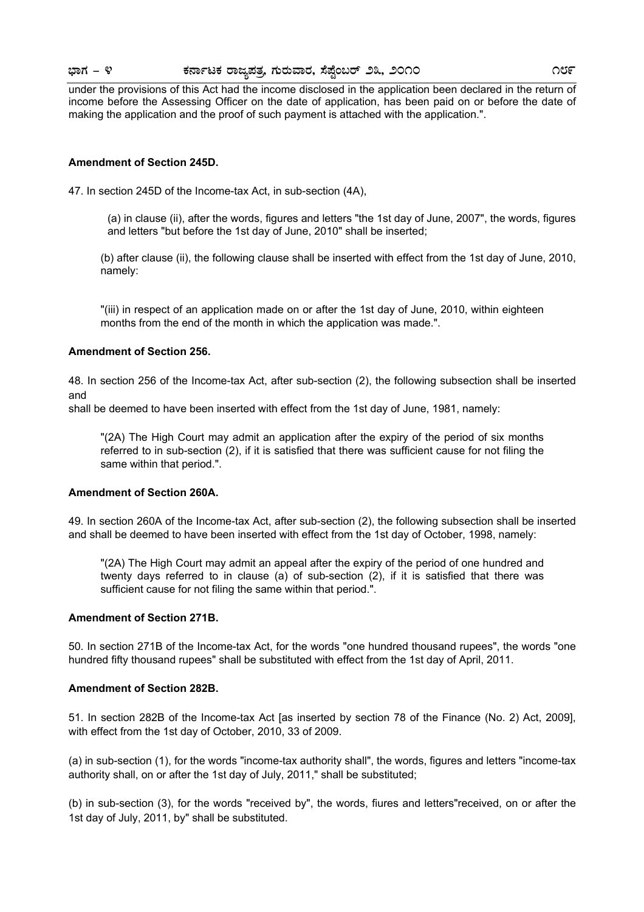under the provisions of this Act had the income disclosed in the application been declared in the return of income before the Assessing Officer on the date of application, has been paid on or before the date of making the application and the proof of such payment is attached with the application.".

**Amendment of Section 245D.**

47. In section 245D of the Income-tax Act, in sub-section (4A),

(a) in clause (ii), after the words, figures and letters "the 1st day of June, 2007", the words, figures and letters "but before the 1st day of June, 2010" shall be inserted;

(b) after clause (ii), the following clause shall be inserted with effect from the 1st day of June, 2010, namely:

"(iii) in respect of an application made on or after the 1st day of June, 2010, within eighteen months from the end of the month in which the application was made.".

**Amendment of Section 256.**

48. In section 256 of the Income-tax Act, after sub-section (2), the following subsection shall be inserted and
shall be deemed to have been inserted with effect from the 1st day of June, 1981, namely:

"(2A) The High Court may admit an application after the expiry of the period of six months referred to in sub-section (2), if it is satisfied that there was sufficient cause for not filing the same within that period.".

**Amendment of Section 260A.**

49. In section 260A of the Income-tax Act, after sub-section (2), the following subsection shall be inserted and shall be deemed to have been inserted with effect from the 1st day of October, 1998, namely:

"(2A) The High Court may admit an appeal after the expiry of the period of one hundred and twenty days referred to in clause (a) of sub-section (2), if it is satisfied that there was sufficient cause for not filing the same within that period.".

**Amendment of Section 271B.**

50. In section 271B of the Income-tax Act, for the words "one hundred thousand rupees", the words "one hundred fifty thousand rupees" shall be substituted with effect from the 1st day of April, 2011.

**Amendment of Section 282B.**

51. In section 282B of the Income-tax Act [as inserted by section 78 of the Finance (No. 2) Act, 2009], with effect from the 1st day of October, 2010, 33 of 2009.

(a) in sub-section (1), for the words "income-tax authority shall", the words, figures and letters "income-tax authority shall, on or after the 1st day of July, 2011," shall be substituted;

(b) in sub-section (3), for the words "received by", the words, fiures and letters"received, on or after the 1st day of July, 2011, by" shall be substituted.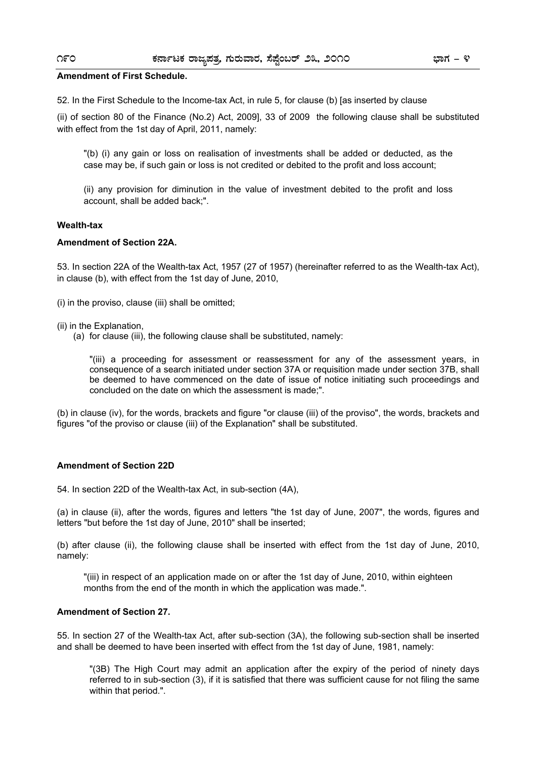**Amendment of First Schedule.**

52. In the First Schedule to the Income-tax Act, in rule 5, for clause (b) [as inserted by clause (ii) of section 80 of the Finance (No.2) Act, 2009], 33 of 2009 the following clause shall be substituted with effect from the 1st day of April, 2011, namely:

> "(b) (i) any gain or loss on realisation of investments shall be added or deducted, as the case may be, if such gain or loss is not credited or debited to the profit and loss account;
>
> (ii) any provision for diminution in the value of investment debited to the profit and loss account, shall be added back;".

**Wealth-tax**

**Amendment of Section 22A.**

53. In section 22A of the Wealth-tax Act, 1957 (27 of 1957) (hereinafter referred to as the Wealth-tax Act), in clause (b), with effect from the 1st day of June, 2010,

(i) in the proviso, clause (iii) shall be omitted;

(ii) in the Explanation,

(a) for clause (iii), the following clause shall be substituted, namely:

> "(iii) a proceeding for assessment or reassessment for any of the assessment years, in consequence of a search initiated under section 37A or requisition made under section 37B, shall be deemed to have commenced on the date of issue of notice initiating such proceedings and concluded on the date on which the assessment is made;".

(b) in clause (iv), for the words, brackets and figure "or clause (iii) of the proviso", the words, brackets and figures "of the proviso or clause (iii) of the Explanation" shall be substituted.

**Amendment of Section 22D**

54. In section 22D of the Wealth-tax Act, in sub-section (4A),

(a) in clause (ii), after the words, figures and letters "the 1st day of June, 2007", the words, figures and letters "but before the 1st day of June, 2010" shall be inserted;

(b) after clause (ii), the following clause shall be inserted with effect from the 1st day of June, 2010, namely:

> "(iii) in respect of an application made on or after the 1st day of June, 2010, within eighteen months from the end of the month in which the application was made.".

**Amendment of Section 27.**

55. In section 27 of the Wealth-tax Act, after sub-section (3A), the following sub-section shall be inserted and shall be deemed to have been inserted with effect from the 1st day of June, 1981, namely:

> "(3B) The High Court may admit an application after the expiry of the period of ninety days referred to in sub-section (3), if it is satisfied that there was sufficient cause for not filing the same within that period.".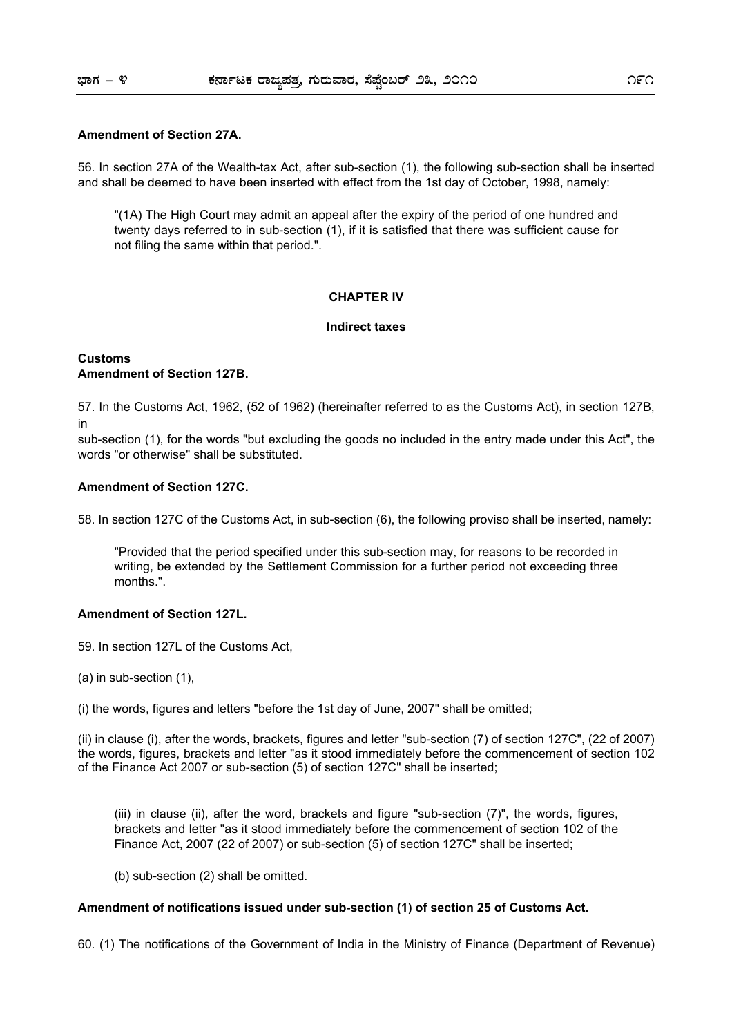**Amendment of Section 27A.**

56. In section 27A of the Wealth-tax Act, after sub-section (1), the following sub-section shall be inserted and shall be deemed to have been inserted with effect from the 1st day of October, 1998, namely:

> "(1A) The High Court may admit an appeal after the expiry of the period of one hundred and twenty days referred to in sub-section (1), if it is satisfied that there was sufficient cause for not filing the same within that period.".

## CHAPTER IV

### Indirect taxes

**Customs**
**Amendment of Section 127B.**

57. In the Customs Act, 1962, (52 of 1962) (hereinafter referred to as the Customs Act), in section 127B, in
sub-section (1), for the words "but excluding the goods no included in the entry made under this Act", the words "or otherwise" shall be substituted.

**Amendment of Section 127C.**

58. In section 127C of the Customs Act, in sub-section (6), the following proviso shall be inserted, namely:

> "Provided that the period specified under this sub-section may, for reasons to be recorded in writing, be extended by the Settlement Commission for a further period not exceeding three months.".

**Amendment of Section 127L.**

59. In section 127L of the Customs Act,

(a) in sub-section (1),

(i) the words, figures and letters "before the 1st day of June, 2007" shall be omitted;

(ii) in clause (i), after the words, brackets, figures and letter "sub-section (7) of section 127C", (22 of 2007) the words, figures, brackets and letter "as it stood immediately before the commencement of section 102 of the Finance Act 2007 or sub-section (5) of section 127C" shall be inserted;

(iii) in clause (ii), after the word, brackets and figure "sub-section (7)", the words, figures, brackets and letter "as it stood immediately before the commencement of section 102 of the Finance Act, 2007 (22 of 2007) or sub-section (5) of section 127C" shall be inserted;

(b) sub-section (2) shall be omitted.

**Amendment of notifications issued under sub-section (1) of section 25 of Customs Act.**

60. (1) The notifications of the Government of India in the Ministry of Finance (Department of Revenue)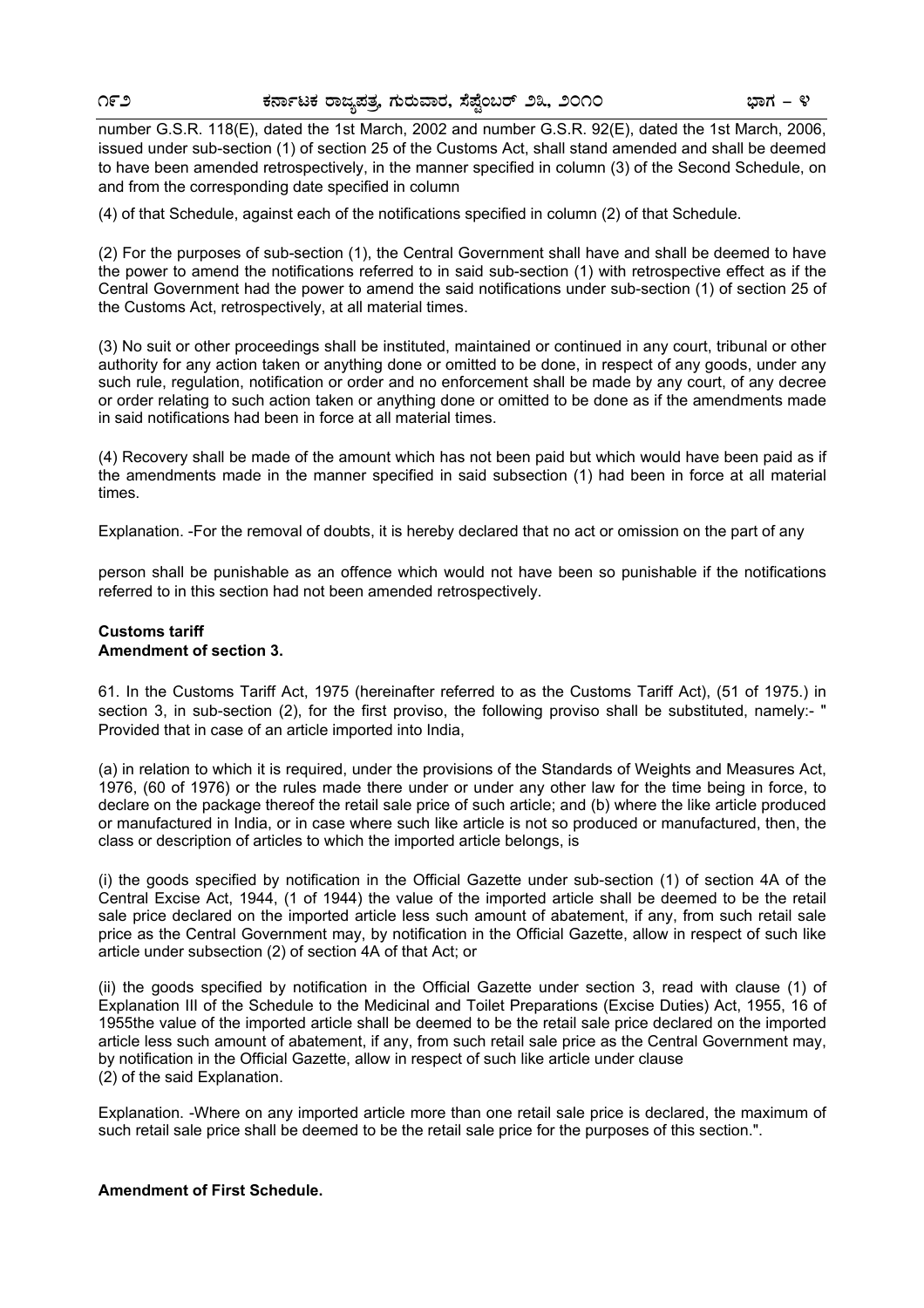number G.S.R. 118(E), dated the 1st March, 2002 and number G.S.R. 92(E), dated the 1st March, 2006, issued under sub-section (1) of section 25 of the Customs Act, shall stand amended and shall be deemed to have been amended retrospectively, in the manner specified in column (3) of the Second Schedule, on and from the corresponding date specified in column

(4) of that Schedule, against each of the notifications specified in column (2) of that Schedule.

(2) For the purposes of sub-section (1), the Central Government shall have and shall be deemed to have the power to amend the notifications referred to in said sub-section (1) with retrospective effect as if the Central Government had the power to amend the said notifications under sub-section (1) of section 25 of the Customs Act, retrospectively, at all material times.

(3) No suit or other proceedings shall be instituted, maintained or continued in any court, tribunal or other authority for any action taken or anything done or omitted to be done, in respect of any goods, under any such rule, regulation, notification or order and no enforcement shall be made by any court, of any decree or order relating to such action taken or anything done or omitted to be done as if the amendments made in said notifications had been in force at all material times.

(4) Recovery shall be made of the amount which has not been paid but which would have been paid as if the amendments made in the manner specified in said subsection (1) had been in force at all material times.

Explanation. -For the removal of doubts, it is hereby declared that no act or omission on the part of any

person shall be punishable as an offence which would not have been so punishable if the notifications referred to in this section had not been amended retrospectively.

**Customs tariff**
**Amendment of section 3.**

61. In the Customs Tariff Act, 1975 (hereinafter referred to as the Customs Tariff Act), (51 of 1975.) in section 3, in sub-section (2), for the first proviso, the following proviso shall be substituted, namely:- " Provided that in case of an article imported into India,

(a) in relation to which it is required, under the provisions of the Standards of Weights and Measures Act, 1976, (60 of 1976) or the rules made there under or under any other law for the time being in force, to declare on the package thereof the retail sale price of such article; and (b) where the like article produced or manufactured in India, or in case where such like article is not so produced or manufactured, then, the class or description of articles to which the imported article belongs, is

(i) the goods specified by notification in the Official Gazette under sub-section (1) of section 4A of the Central Excise Act, 1944, (1 of 1944) the value of the imported article shall be deemed to be the retail sale price declared on the imported article less such amount of abatement, if any, from such retail sale price as the Central Government may, by notification in the Official Gazette, allow in respect of such like article under subsection (2) of section 4A of that Act; or

(ii) the goods specified by notification in the Official Gazette under section 3, read with clause (1) of Explanation III of the Schedule to the Medicinal and Toilet Preparations (Excise Duties) Act, 1955, 16 of 1955the value of the imported article shall be deemed to be the retail sale price declared on the imported article less such amount of abatement, if any, from such retail sale price as the Central Government may, by notification in the Official Gazette, allow in respect of such like article under clause (2) of the said Explanation.

Explanation. -Where on any imported article more than one retail sale price is declared, the maximum of such retail sale price shall be deemed to be the retail sale price for the purposes of this section.".

**Amendment of First Schedule.**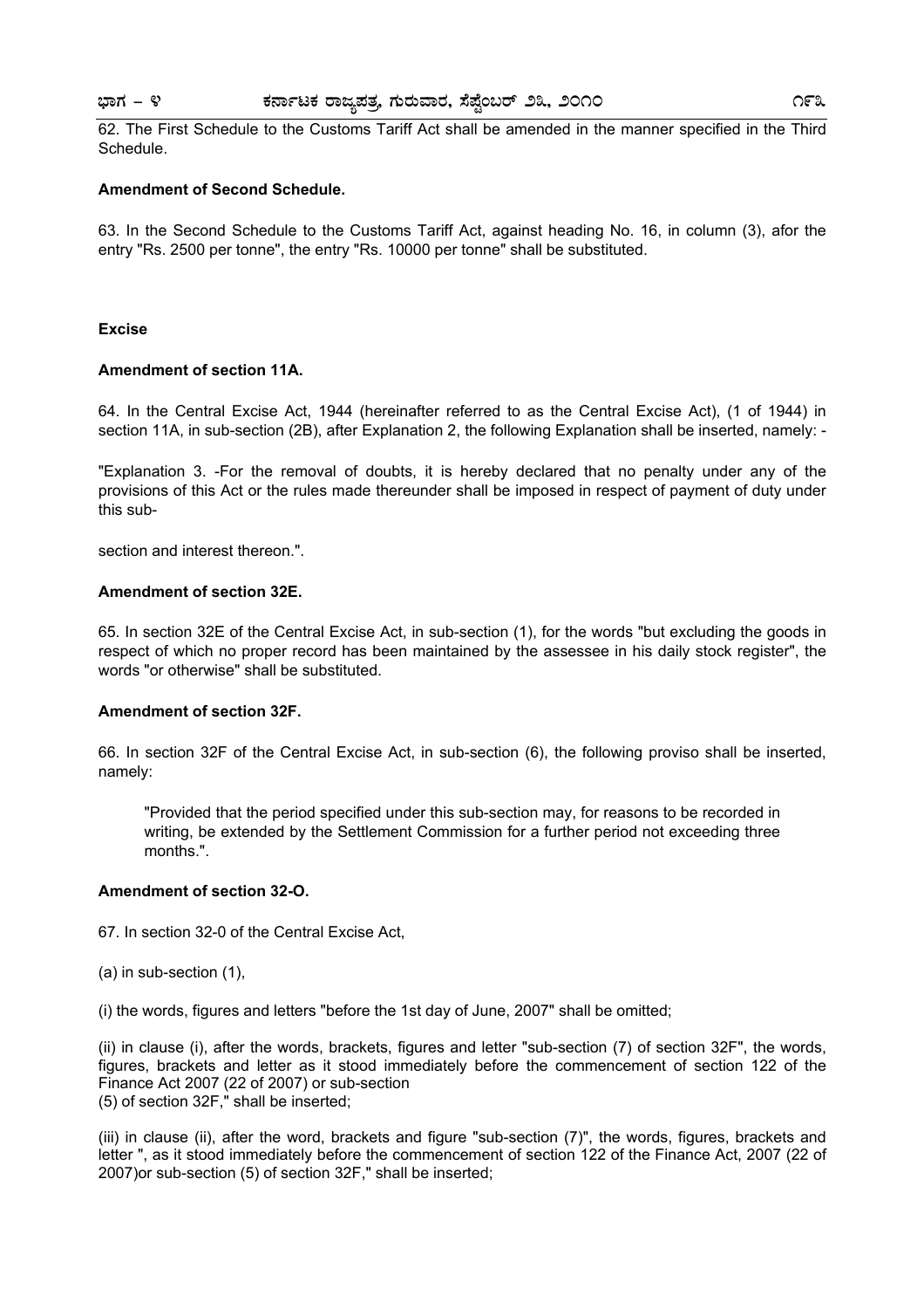62. The First Schedule to the Customs Tariff Act shall be amended in the manner specified in the Third Schedule.

**Amendment of Second Schedule.**

63. In the Second Schedule to the Customs Tariff Act, against heading No. 16, in column (3), afor the entry "Rs. 2500 per tonne", the entry "Rs. 10000 per tonne" shall be substituted.

**Excise**

**Amendment of section 11A.**

64. In the Central Excise Act, 1944 (hereinafter referred to as the Central Excise Act), (1 of 1944) in section 11A, in sub-section (2B), after Explanation 2, the following Explanation shall be inserted, namely: -

"Explanation 3. -For the removal of doubts, it is hereby declared that no penalty under any of the provisions of this Act or the rules made thereunder shall be imposed in respect of payment of duty under this sub-

section and interest thereon.".

**Amendment of section 32E.**

65. In section 32E of the Central Excise Act, in sub-section (1), for the words "but excluding the goods in respect of which no proper record has been maintained by the assessee in his daily stock register", the words "or otherwise" shall be substituted.

**Amendment of section 32F.**

66. In section 32F of the Central Excise Act, in sub-section (6), the following proviso shall be inserted, namely:

> "Provided that the period specified under this sub-section may, for reasons to be recorded in writing, be extended by the Settlement Commission for a further period not exceeding three months.".

**Amendment of section 32-O.**

67. In section 32-0 of the Central Excise Act,

(a) in sub-section (1),

(i) the words, figures and letters "before the 1st day of June, 2007" shall be omitted;

(ii) in clause (i), after the words, brackets, figures and letter "sub-section (7) of section 32F", the words, figures, brackets and letter as it stood immediately before the commencement of section 122 of the Finance Act 2007 (22 of 2007) or sub-section
(5) of section 32F," shall be inserted;

(iii) in clause (ii), after the word, brackets and figure "sub-section (7)", the words, figures, brackets and letter ", as it stood immediately before the commencement of section 122 of the Finance Act, 2007 (22 of 2007)or sub-section (5) of section 32F," shall be inserted;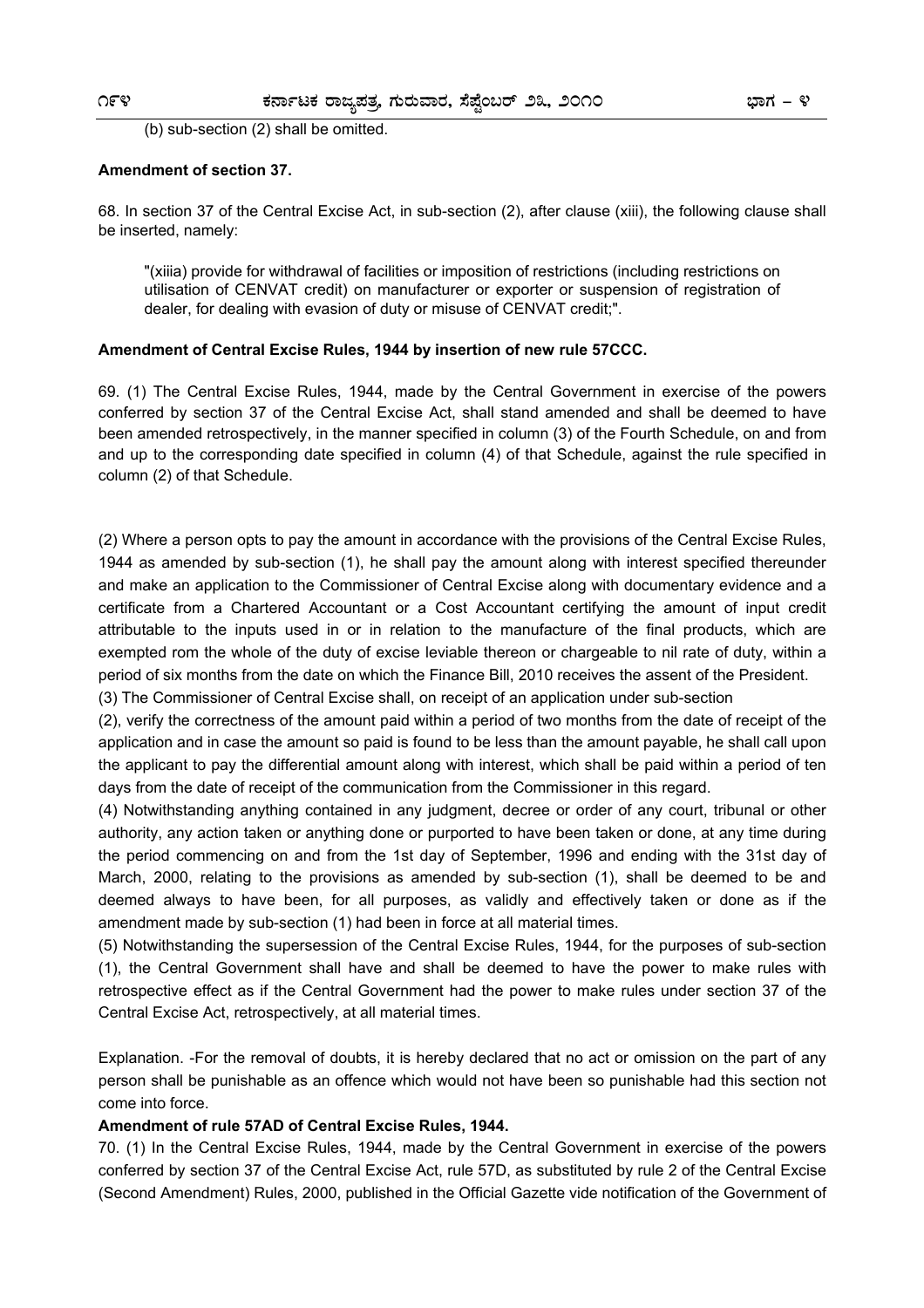(b) sub-section (2) shall be omitted.

**Amendment of section 37.**

68. In section 37 of the Central Excise Act, in sub-section (2), after clause (xiii), the following clause shall be inserted, namely:

"(xiiia) provide for withdrawal of facilities or imposition of restrictions (including restrictions on utilisation of CENVAT credit) on manufacturer or exporter or suspension of registration of dealer, for dealing with evasion of duty or misuse of CENVAT credit;".

**Amendment of Central Excise Rules, 1944 by insertion of new rule 57CCC.**

69. (1) The Central Excise Rules, 1944, made by the Central Government in exercise of the powers conferred by section 37 of the Central Excise Act, shall stand amended and shall be deemed to have been amended retrospectively, in the manner specified in column (3) of the Fourth Schedule, on and from and up to the corresponding date specified in column (4) of that Schedule, against the rule specified in column (2) of that Schedule.

(2) Where a person opts to pay the amount in accordance with the provisions of the Central Excise Rules, 1944 as amended by sub-section (1), he shall pay the amount along with interest specified thereunder and make an application to the Commissioner of Central Excise along with documentary evidence and a certificate from a Chartered Accountant or a Cost Accountant certifying the amount of input credit attributable to the inputs used in or in relation to the manufacture of the final products, which are exempted rom the whole of the duty of excise leviable thereon or chargeable to nil rate of duty, within a period of six months from the date on which the Finance Bill, 2010 receives the assent of the President.

(3) The Commissioner of Central Excise shall, on receipt of an application under sub-section (2), verify the correctness of the amount paid within a period of two months from the date of receipt of the application and in case the amount so paid is found to be less than the amount payable, he shall call upon the applicant to pay the differential amount along with interest, which shall be paid within a period of ten days from the date of receipt of the communication from the Commissioner in this regard.

(4) Notwithstanding anything contained in any judgment, decree or order of any court, tribunal or other authority, any action taken or anything done or purported to have been taken or done, at any time during the period commencing on and from the 1st day of September, 1996 and ending with the 31st day of March, 2000, relating to the provisions as amended by sub-section (1), shall be deemed to be and deemed always to have been, for all purposes, as validly and effectively taken or done as if the amendment made by sub-section (1) had been in force at all material times.

(5) Notwithstanding the supersession of the Central Excise Rules, 1944, for the purposes of sub-section (1), the Central Government shall have and shall be deemed to have the power to make rules with retrospective effect as if the Central Government had the power to make rules under section 37 of the Central Excise Act, retrospectively, at all material times.

Explanation. -For the removal of doubts, it is hereby declared that no act or omission on the part of any person shall be punishable as an offence which would not have been so punishable had this section not come into force.

**Amendment of rule 57AD of Central Excise Rules, 1944.**

70. (1) In the Central Excise Rules, 1944, made by the Central Government in exercise of the powers conferred by section 37 of the Central Excise Act, rule 57D, as substituted by rule 2 of the Central Excise (Second Amendment) Rules, 2000, published in the Official Gazette vide notification of the Government of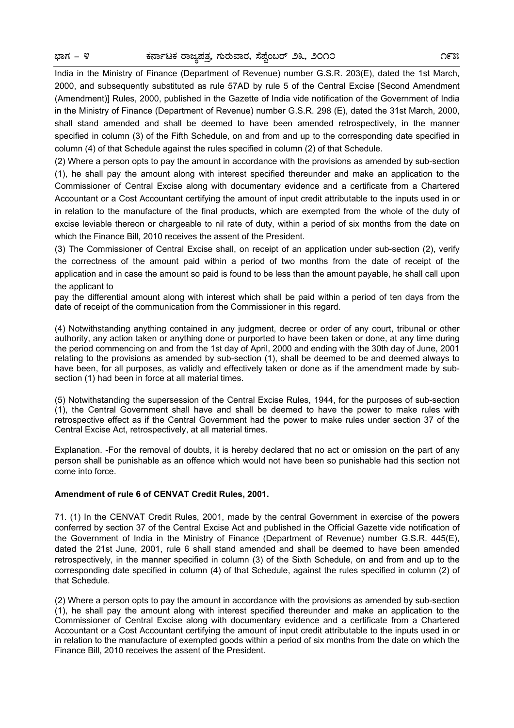India in the Ministry of Finance (Department of Revenue) number G.S.R. 203(E), dated the 1st March, 2000, and subsequently substituted as rule 57AD by rule 5 of the Central Excise [Second Amendment (Amendment)] Rules, 2000, published in the Gazette of India vide notification of the Government of India in the Ministry of Finance (Department of Revenue) number G.S.R. 298 (E), dated the 31st March, 2000, shall stand amended and shall be deemed to have been amended retrospectively, in the manner specified in column (3) of the Fifth Schedule, on and from and up to the corresponding date specified in column (4) of that Schedule against the rules specified in column (2) of that Schedule.

(2) Where a person opts to pay the amount in accordance with the provisions as amended by sub-section (1), he shall pay the amount along with interest specified thereunder and make an application to the Commissioner of Central Excise along with documentary evidence and a certificate from a Chartered Accountant or a Cost Accountant certifying the amount of input credit attributable to the inputs used in or in relation to the manufacture of the final products, which are exempted from the whole of the duty of excise leviable thereon or chargeable to nil rate of duty, within a period of six months from the date on which the Finance Bill, 2010 receives the assent of the President.

(3) The Commissioner of Central Excise shall, on receipt of an application under sub-section (2), verify the correctness of the amount paid within a period of two months from the date of receipt of the application and in case the amount so paid is found to be less than the amount payable, he shall call upon the applicant to pay the differential amount along with interest which shall be paid within a period of ten days from the date of receipt of the communication from the Commissioner in this regard.

(4) Notwithstanding anything contained in any judgment, decree or order of any court, tribunal or other authority, any action taken or anything done or purported to have been taken or done, at any time during the period commencing on and from the 1st day of April, 2000 and ending with the 30th day of June, 2001 relating to the provisions as amended by sub-section (1), shall be deemed to be and deemed always to have been, for all purposes, as validly and effectively taken or done as if the amendment made by sub-section (1) had been in force at all material times.

(5) Notwithstanding the supersession of the Central Excise Rules, 1944, for the purposes of sub-section (1), the Central Government shall have and shall be deemed to have the power to make rules with retrospective effect as if the Central Government had the power to make rules under section 37 of the Central Excise Act, retrospectively, at all material times.

Explanation. -For the removal of doubts, it is hereby declared that no act or omission on the part of any person shall be punishable as an offence which would not have been so punishable had this section not come into force.

**Amendment of rule 6 of CENVAT Credit Rules, 2001.**

71. (1) In the CENVAT Credit Rules, 2001, made by the central Government in exercise of the powers conferred by section 37 of the Central Excise Act and published in the Official Gazette vide notification of the Government of India in the Ministry of Finance (Department of Revenue) number G.S.R. 445(E), dated the 21st June, 2001, rule 6 shall stand amended and shall be deemed to have been amended retrospectively, in the manner specified in column (3) of the Sixth Schedule, on and from and up to the corresponding date specified in column (4) of that Schedule, against the rules specified in column (2) of that Schedule.

(2) Where a person opts to pay the amount in accordance with the provisions as amended by sub-section (1), he shall pay the amount along with interest specified thereunder and make an application to the Commissioner of Central Excise along with documentary evidence and a certificate from a Chartered Accountant or a Cost Accountant certifying the amount of input credit attributable to the inputs used in or in relation to the manufacture of exempted goods within a period of six months from the date on which the Finance Bill, 2010 receives the assent of the President.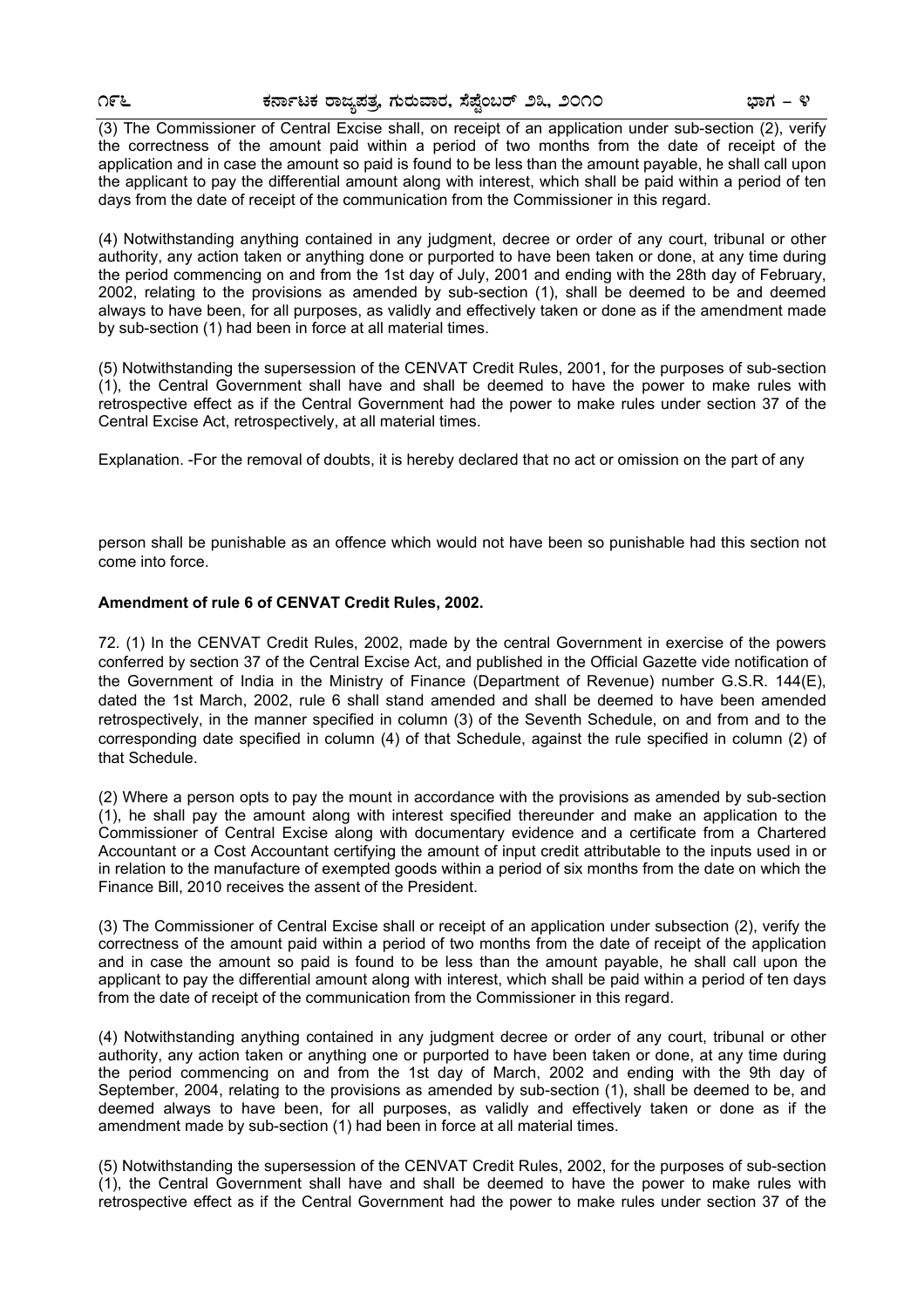(3) The Commissioner of Central Excise shall, on receipt of an application under sub-section (2), verify the correctness of the amount paid within a period of two months from the date of receipt of the application and in case the amount so paid is found to be less than the amount payable, he shall call upon the applicant to pay the differential amount along with interest, which shall be paid within a period of ten days from the date of receipt of the communication from the Commissioner in this regard.

(4) Notwithstanding anything contained in any judgment, decree or order of any court, tribunal or other authority, any action taken or anything done or purported to have been taken or done, at any time during the period commencing on and from the 1st day of July, 2001 and ending with the 28th day of February, 2002, relating to the provisions as amended by sub-section (1), shall be deemed to be and deemed always to have been, for all purposes, as validly and effectively taken or done as if the amendment made by sub-section (1) had been in force at all material times.

(5) Notwithstanding the supersession of the CENVAT Credit Rules, 2001, for the purposes of sub-section (1), the Central Government shall have and shall be deemed to have the power to make rules with retrospective effect as if the Central Government had the power to make rules under section 37 of the Central Excise Act, retrospectively, at all material times.

Explanation. -For the removal of doubts, it is hereby declared that no act or omission on the part of any person shall be punishable as an offence which would not have been so punishable had this section not come into force.

**Amendment of rule 6 of CENVAT Credit Rules, 2002.**

72. (1) In the CENVAT Credit Rules, 2002, made by the central Government in exercise of the powers conferred by section 37 of the Central Excise Act, and published in the Official Gazette vide notification of the Government of India in the Ministry of Finance (Department of Revenue) number G.S.R. 144(E), dated the 1st March, 2002, rule 6 shall stand amended and shall be deemed to have been amended retrospectively, in the manner specified in column (3) of the Seventh Schedule, on and from and to the corresponding date specified in column (4) of that Schedule, against the rule specified in column (2) of that Schedule.

(2) Where a person opts to pay the mount in accordance with the provisions as amended by sub-section (1), he shall pay the amount along with interest specified thereunder and make an application to the Commissioner of Central Excise along with documentary evidence and a certificate from a Chartered Accountant or a Cost Accountant certifying the amount of input credit attributable to the inputs used in or in relation to the manufacture of exempted goods within a period of six months from the date on which the Finance Bill, 2010 receives the assent of the President.

(3) The Commissioner of Central Excise shall or receipt of an application under subsection (2), verify the correctness of the amount paid within a period of two months from the date of receipt of the application and in case the amount so paid is found to be less than the amount payable, he shall call upon the applicant to pay the differential amount along with interest, which shall be paid within a period of ten days from the date of receipt of the communication from the Commissioner in this regard.

(4) Notwithstanding anything contained in any judgment decree or order of any court, tribunal or other authority, any action taken or anything one or purported to have been taken or done, at any time during the period commencing on and from the 1st day of March, 2002 and ending with the 9th day of September, 2004, relating to the provisions as amended by sub-section (1), shall be deemed to be, and deemed always to have been, for all purposes, as validly and effectively taken or done as if the amendment made by sub-section (1) had been in force at all material times.

(5) Notwithstanding the supersession of the CENVAT Credit Rules, 2002, for the purposes of sub-section (1), the Central Government shall have and shall be deemed to have the power to make rules with retrospective effect as if the Central Government had the power to make rules under section 37 of the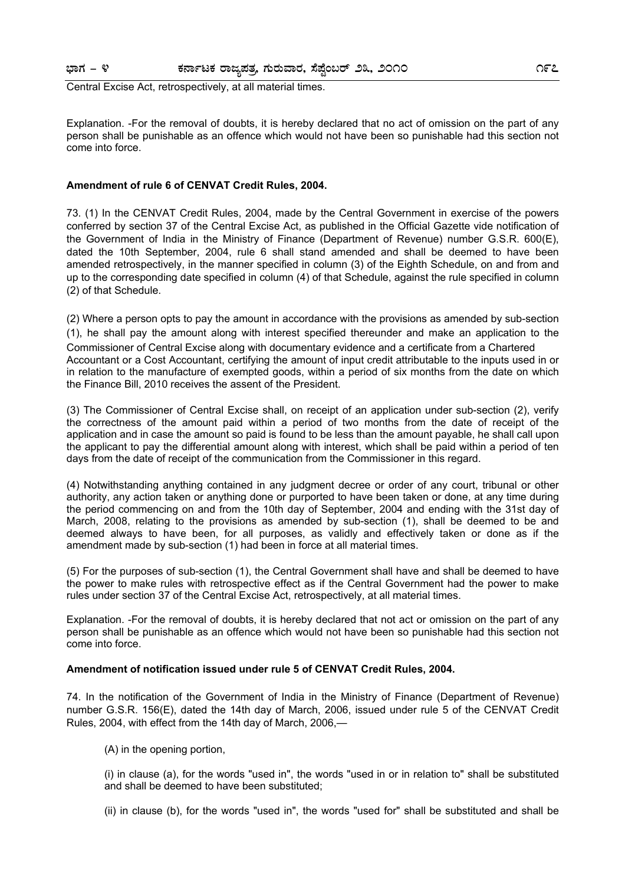Central Excise Act, retrospectively, at all material times.

Explanation. -For the removal of doubts, it is hereby declared that no act of omission on the part of any person shall be punishable as an offence which would not have been so punishable had this section not come into force.

**Amendment of rule 6 of CENVAT Credit Rules, 2004.**

73. (1) In the CENVAT Credit Rules, 2004, made by the Central Government in exercise of the powers conferred by section 37 of the Central Excise Act, as published in the Official Gazette vide notification of the Government of India in the Ministry of Finance (Department of Revenue) number G.S.R. 600(E), dated the 10th September, 2004, rule 6 shall stand amended and shall be deemed to have been amended retrospectively, in the manner specified in column (3) of the Eighth Schedule, on and from and up to the corresponding date specified in column (4) of that Schedule, against the rule specified in column (2) of that Schedule.

(2) Where a person opts to pay the amount in accordance with the provisions as amended by sub-section (1), he shall pay the amount along with interest specified thereunder and make an application to the Commissioner of Central Excise along with documentary evidence and a certificate from a Chartered Accountant or a Cost Accountant, certifying the amount of input credit attributable to the inputs used in or in relation to the manufacture of exempted goods, within a period of six months from the date on which the Finance Bill, 2010 receives the assent of the President.

(3) The Commissioner of Central Excise shall, on receipt of an application under sub-section (2), verify the correctness of the amount paid within a period of two months from the date of receipt of the application and in case the amount so paid is found to be less than the amount payable, he shall call upon the applicant to pay the differential amount along with interest, which shall be paid within a period of ten days from the date of receipt of the communication from the Commissioner in this regard.

(4) Notwithstanding anything contained in any judgment decree or order of any court, tribunal or other authority, any action taken or anything done or purported to have been taken or done, at any time during the period commencing on and from the 10th day of September, 2004 and ending with the 31st day of March, 2008, relating to the provisions as amended by sub-section (1), shall be deemed to be and deemed always to have been, for all purposes, as validly and effectively taken or done as if the amendment made by sub-section (1) had been in force at all material times.

(5) For the purposes of sub-section (1), the Central Government shall have and shall be deemed to have the power to make rules with retrospective effect as if the Central Government had the power to make rules under section 37 of the Central Excise Act, retrospectively, at all material times.

Explanation. -For the removal of doubts, it is hereby declared that not act or omission on the part of any person shall be punishable as an offence which would not have been so punishable had this section not come into force.

**Amendment of notification issued under rule 5 of CENVAT Credit Rules, 2004.**

74. In the notification of the Government of India in the Ministry of Finance (Department of Revenue) number G.S.R. 156(E), dated the 14th day of March, 2006, issued under rule 5 of the CENVAT Credit Rules, 2004, with effect from the 14th day of March, 2006,—

(A) in the opening portion,

(i) in clause (a), for the words "used in", the words "used in or in relation to" shall be substituted and shall be deemed to have been substituted;

(ii) in clause (b), for the words "used in", the words "used for" shall be substituted and shall be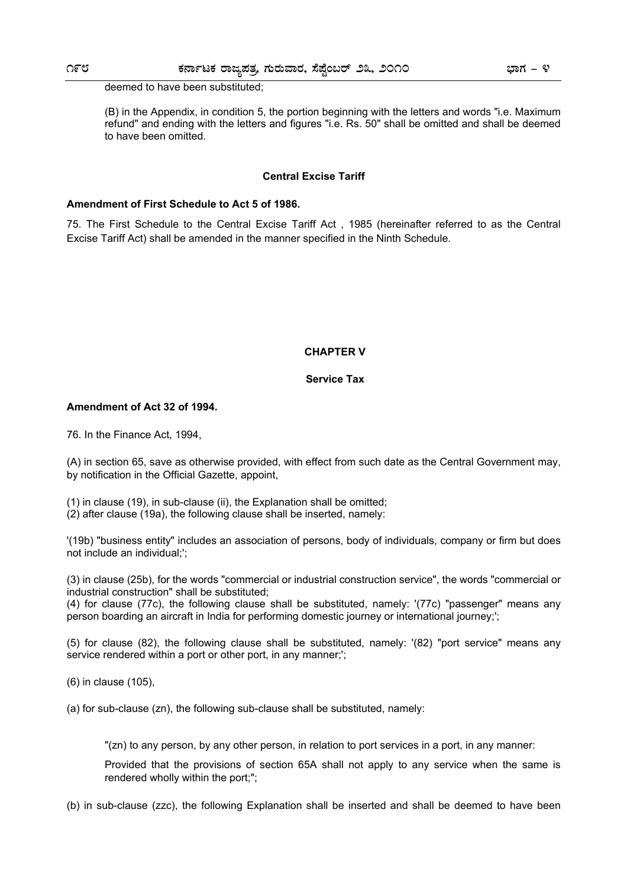deemed to have been substituted;

(B) in the Appendix, in condition 5, the portion beginning with the letters and words "i.e. Maximum refund" and ending with the letters and figures "i.e. Rs. 50" shall be omitted and shall be deemed to have been omitted.

### Central Excise Tariff

**Amendment of First Schedule to Act 5 of 1986.**

75. The First Schedule to the Central Excise Tariff Act , 1985 (hereinafter referred to as the Central Excise Tariff Act) shall be amended in the manner specified in the Ninth Schedule.

## CHAPTER V

### Service Tax

**Amendment of Act 32 of 1994.**

76. In the Finance Act, 1994,

(A) in section 65, save as otherwise provided, with effect from such date as the Central Government may, by notification in the Official Gazette, appoint,

(1) in clause (19), in sub-clause (ii), the Explanation shall be omitted;
(2) after clause (19a), the following clause shall be inserted, namely:

'(19b) "business entity" includes an association of persons, body of individuals, company or firm but does not include an individual;';

(3) in clause (25b), for the words "commercial or industrial construction service", the words "commercial or industrial construction" shall be substituted;
(4) for clause (77c), the following clause shall be substituted, namely: '(77c) "passenger" means any person boarding an aircraft in India for performing domestic journey or international journey;';

(5) for clause (82), the following clause shall be substituted, namely: '(82) "port service" means any service rendered within a port or other port, in any manner;';

(6) in clause (105),

(a) for sub-clause (zn), the following sub-clause shall be substituted, namely:

"(zn) to any person, by any other person, in relation to port services in a port, in any manner:

Provided that the provisions of section 65A shall not apply to any service when the same is rendered wholly within the port;";

(b) in sub-clause (zzc), the following Explanation shall be inserted and shall be deemed to have been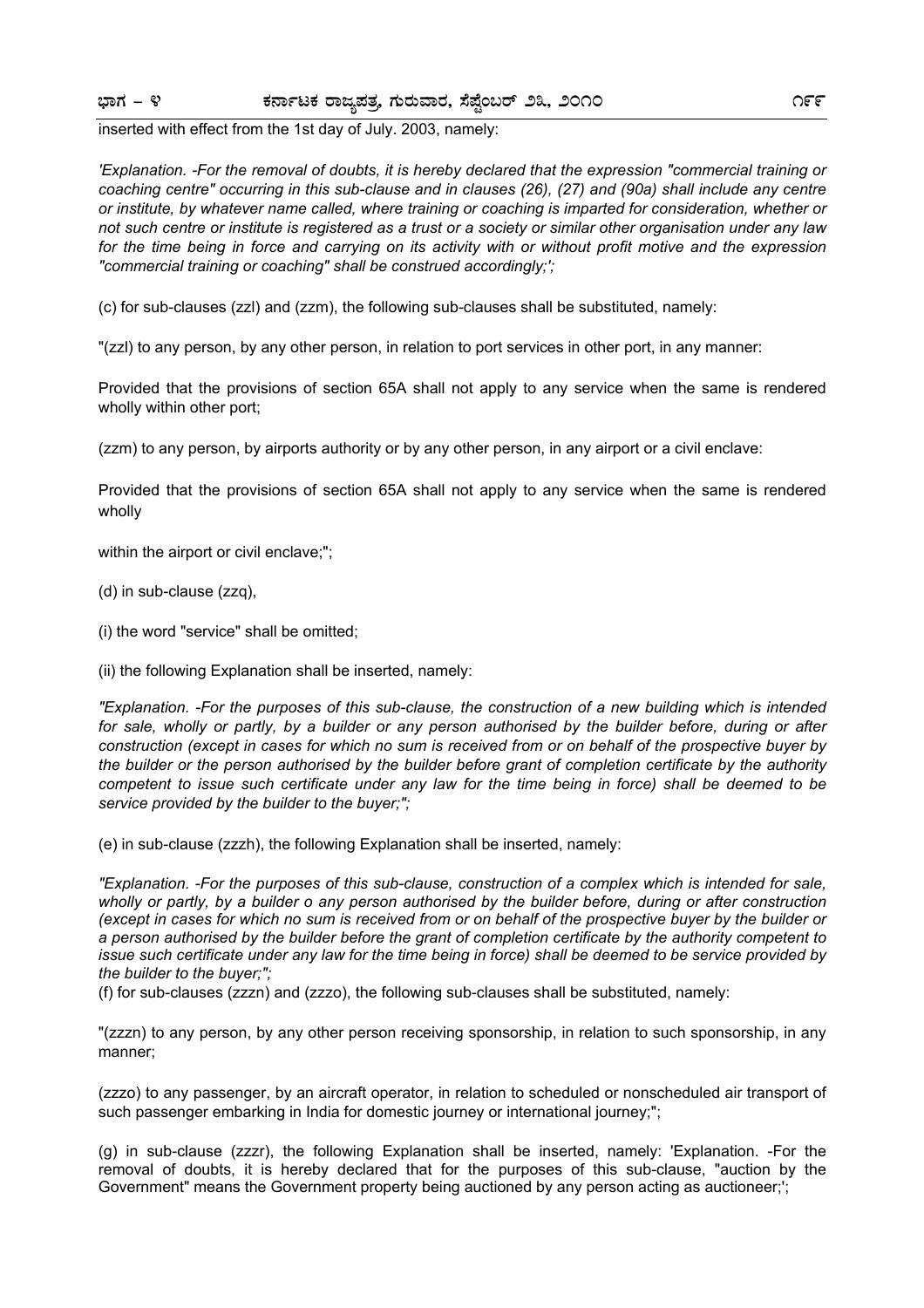inserted with effect from the 1st day of July. 2003, namely:

*'Explanation. -For the removal of doubts, it is hereby declared that the expression "commercial training or coaching centre" occurring in this sub-clause and in clauses (26), (27) and (90a) shall include any centre or institute, by whatever name called, where training or coaching is imparted for consideration, whether or not such centre or institute is registered as a trust or a society or similar other organisation under any law for the time being in force and carrying on its activity with or without profit motive and the expression "commercial training or coaching" shall be construed accordingly;';*

(c) for sub-clauses (zzl) and (zzm), the following sub-clauses shall be substituted, namely:

"(zzl) to any person, by any other person, in relation to port services in other port, in any manner:

Provided that the provisions of section 65A shall not apply to any service when the same is rendered wholly within other port;

(zzm) to any person, by airports authority or by any other person, in any airport or a civil enclave:

Provided that the provisions of section 65A shall not apply to any service when the same is rendered wholly

within the airport or civil enclave;";

(d) in sub-clause (zzq),

(i) the word "service" shall be omitted;

(ii) the following Explanation shall be inserted, namely:

*"Explanation. -For the purposes of this sub-clause, the construction of a new building which is intended for sale, wholly or partly, by a builder or any person authorised by the builder before, during or after construction (except in cases for which no sum is received from or on behalf of the prospective buyer by the builder or the person authorised by the builder before grant of completion certificate by the authority competent to issue such certificate under any law for the time being in force) shall be deemed to be service provided by the builder to the buyer;";*

(e) in sub-clause (zzzh), the following Explanation shall be inserted, namely:

*"Explanation. -For the purposes of this sub-clause, construction of a complex which is intended for sale, wholly or partly, by a builder o any person authorised by the builder before, during or after construction (except in cases for which no sum is received from or on behalf of the prospective buyer by the builder or a person authorised by the builder before the grant of completion certificate by the authority competent to issue such certificate under any law for the time being in force) shall be deemed to be service provided by the builder to the buyer;";*

(f) for sub-clauses (zzzn) and (zzzo), the following sub-clauses shall be substituted, namely:

"(zzzn) to any person, by any other person receiving sponsorship, in relation to such sponsorship, in any manner;

(zzzo) to any passenger, by an aircraft operator, in relation to scheduled or nonscheduled air transport of such passenger embarking in India for domestic journey or international journey;";

(g) in sub-clause (zzzr), the following Explanation shall be inserted, namely: 'Explanation. -For the removal of doubts, it is hereby declared that for the purposes of this sub-clause, "auction by the Government" means the Government property being auctioned by any person acting as auctioneer;';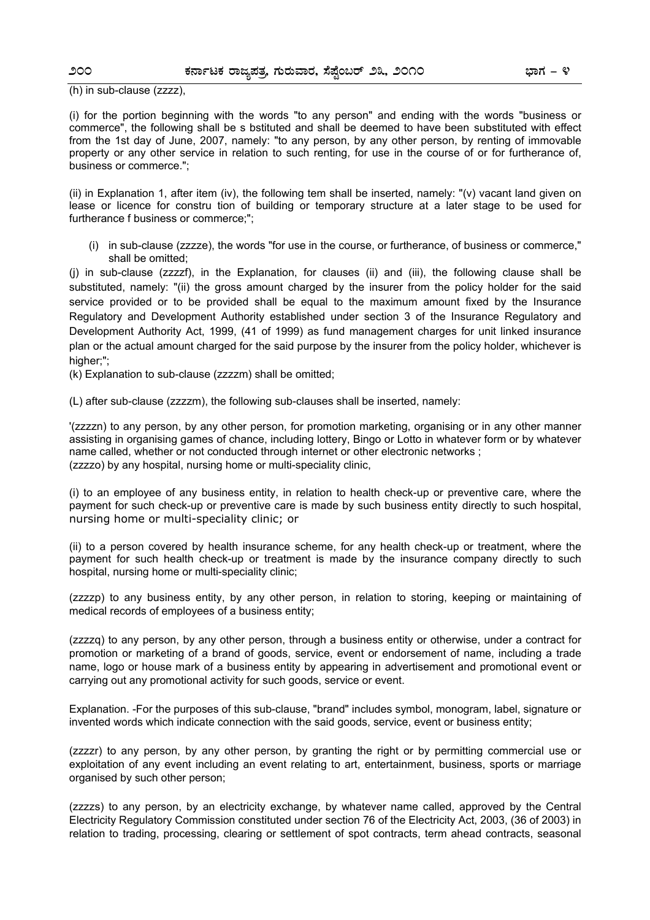(h) in sub-clause (zzzz),

(i) for the portion beginning with the words "to any person" and ending with the words "business or commerce", the following shall be s bstituted and shall be deemed to have been substituted with effect from the 1st day of June, 2007, namely: "to any person, by any other person, by renting of immovable property or any other service in relation to such renting, for use in the course of or for furtherance of, business or commerce.";

(ii) in Explanation 1, after item (iv), the following tem shall be inserted, namely: "(v) vacant land given on lease or licence for constru tion of building or temporary structure at a later stage to be used for furtherance f business or commerce;";

(i) in sub-clause (zzzze), the words "for use in the course, or furtherance, of business or commerce," shall be omitted;

(j) in sub-clause (zzzzf), in the Explanation, for clauses (ii) and (iii), the following clause shall be substituted, namely: "(ii) the gross amount charged by the insurer from the policy holder for the said service provided or to be provided shall be equal to the maximum amount fixed by the Insurance Regulatory and Development Authority established under section 3 of the Insurance Regulatory and Development Authority Act, 1999, (41 of 1999) as fund management charges for unit linked insurance plan or the actual amount charged for the said purpose by the insurer from the policy holder, whichever is higher;";

(k) Explanation to sub-clause (zzzzm) shall be omitted;

(L) after sub-clause (zzzzm), the following sub-clauses shall be inserted, namely:

'(zzzzn) to any person, by any other person, for promotion marketing, organising or in any other manner assisting in organising games of chance, including lottery, Bingo or Lotto in whatever form or by whatever name called, whether or not conducted through internet or other electronic networks ;
(zzzzo) by any hospital, nursing home or multi-speciality clinic,

(i) to an employee of any business entity, in relation to health check-up or preventive care, where the payment for such check-up or preventive care is made by such business entity directly to such hospital, nursing home or multi-speciality clinic; or

(ii) to a person covered by health insurance scheme, for any health check-up or treatment, where the payment for such health check-up or treatment is made by the insurance company directly to such hospital, nursing home or multi-speciality clinic;

(zzzzp) to any business entity, by any other person, in relation to storing, keeping or maintaining of medical records of employees of a business entity;

(zzzzq) to any person, by any other person, through a business entity or otherwise, under a contract for promotion or marketing of a brand of goods, service, event or endorsement of name, including a trade name, logo or house mark of a business entity by appearing in advertisement and promotional event or carrying out any promotional activity for such goods, service or event.

Explanation. -For the purposes of this sub-clause, "brand" includes symbol, monogram, label, signature or invented words which indicate connection with the said goods, service, event or business entity;

(zzzzr) to any person, by any other person, by granting the right or by permitting commercial use or exploitation of any event including an event relating to art, entertainment, business, sports or marriage organised by such other person;

(zzzzs) to any person, by an electricity exchange, by whatever name called, approved by the Central Electricity Regulatory Commission constituted under section 76 of the Electricity Act, 2003, (36 of 2003) in relation to trading, processing, clearing or settlement of spot contracts, term ahead contracts, seasonal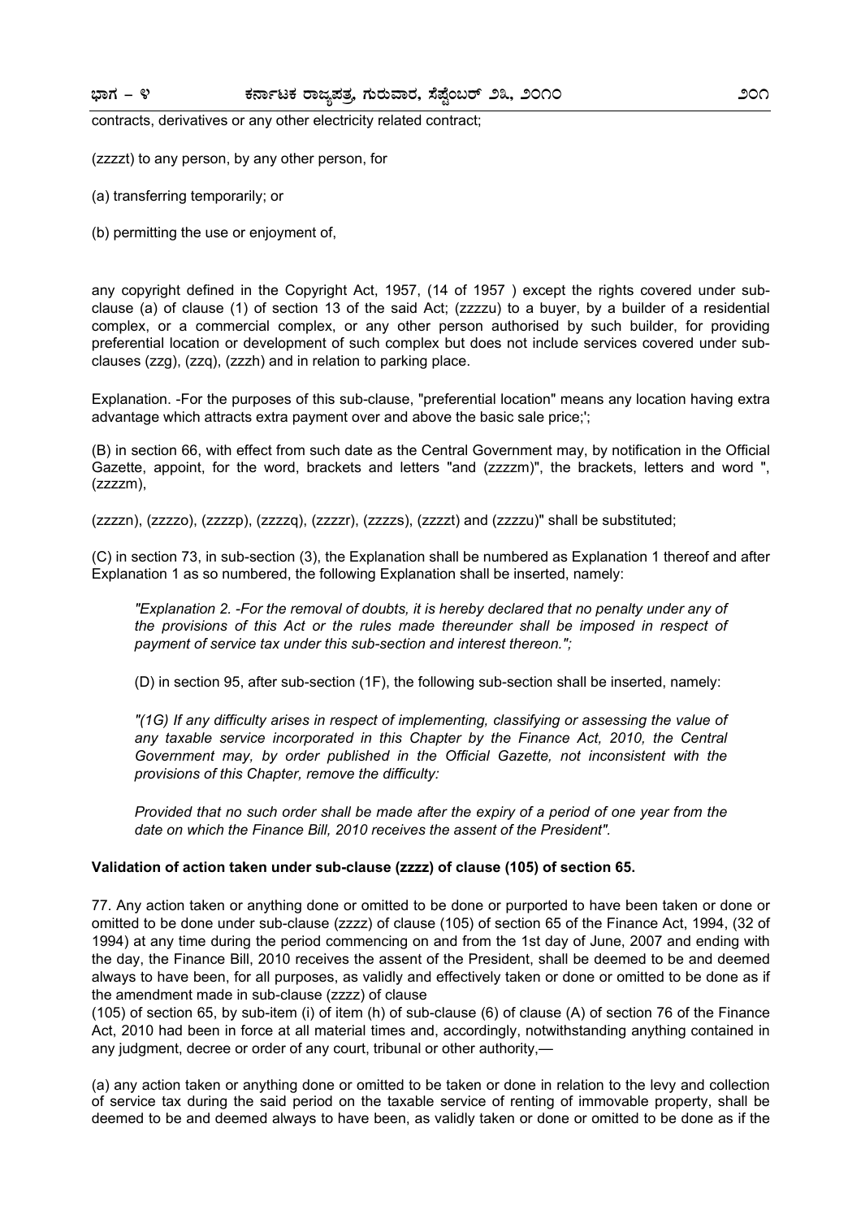contracts, derivatives or any other electricity related contract;

(zzzzt) to any person, by any other person, for

(a) transferring temporarily; or

(b) permitting the use or enjoyment of,

any copyright defined in the Copyright Act, 1957, (14 of 1957 ) except the rights covered under sub-clause (a) of clause (1) of section 13 of the said Act; (zzzzu) to a buyer, by a builder of a residential complex, or a commercial complex, or any other person authorised by such builder, for providing preferential location or development of such complex but does not include services covered under sub-clauses (zzg), (zzq), (zzzh) and in relation to parking place.

Explanation. -For the purposes of this sub-clause, "preferential location" means any location having extra advantage which attracts extra payment over and above the basic sale price;';

(B) in section 66, with effect from such date as the Central Government may, by notification in the Official Gazette, appoint, for the word, brackets and letters "and (zzzzm)", the brackets, letters and word ", (zzzzm),

(zzzzn), (zzzzo), (zzzzp), (zzzzq), (zzzzr), (zzzzs), (zzzzt) and (zzzzu)" shall be substituted;

(C) in section 73, in sub-section (3), the Explanation shall be numbered as Explanation 1 thereof and after Explanation 1 as so numbered, the following Explanation shall be inserted, namely:

> *"Explanation 2. -For the removal of doubts, it is hereby declared that no penalty under any of the provisions of this Act or the rules made thereunder shall be imposed in respect of payment of service tax under this sub-section and interest thereon.";*

> (D) in section 95, after sub-section (1F), the following sub-section shall be inserted, namely:

> *"(1G) If any difficulty arises in respect of implementing, classifying or assessing the value of any taxable service incorporated in this Chapter by the Finance Act, 2010, the Central Government may, by order published in the Official Gazette, not inconsistent with the provisions of this Chapter, remove the difficulty:*

> *Provided that no such order shall be made after the expiry of a period of one year from the date on which the Finance Bill, 2010 receives the assent of the President".*

**Validation of action taken under sub-clause (zzzz) of clause (105) of section 65.**

77. Any action taken or anything done or omitted to be done or purported to have been taken or done or omitted to be done under sub-clause (zzzz) of clause (105) of section 65 of the Finance Act, 1994, (32 of 1994) at any time during the period commencing on and from the 1st day of June, 2007 and ending with the day, the Finance Bill, 2010 receives the assent of the President, shall be deemed to be and deemed always to have been, for all purposes, as validly and effectively taken or done or omitted to be done as if the amendment made in sub-clause (zzzz) of clause
(105) of section 65, by sub-item (i) of item (h) of sub-clause (6) of clause (A) of section 76 of the Finance Act, 2010 had been in force at all material times and, accordingly, notwithstanding anything contained in any judgment, decree or order of any court, tribunal or other authority,—

(a) any action taken or anything done or omitted to be taken or done in relation to the levy and collection of service tax during the said period on the taxable service of renting of immovable property, shall be deemed to be and deemed always to have been, as validly taken or done or omitted to be done as if the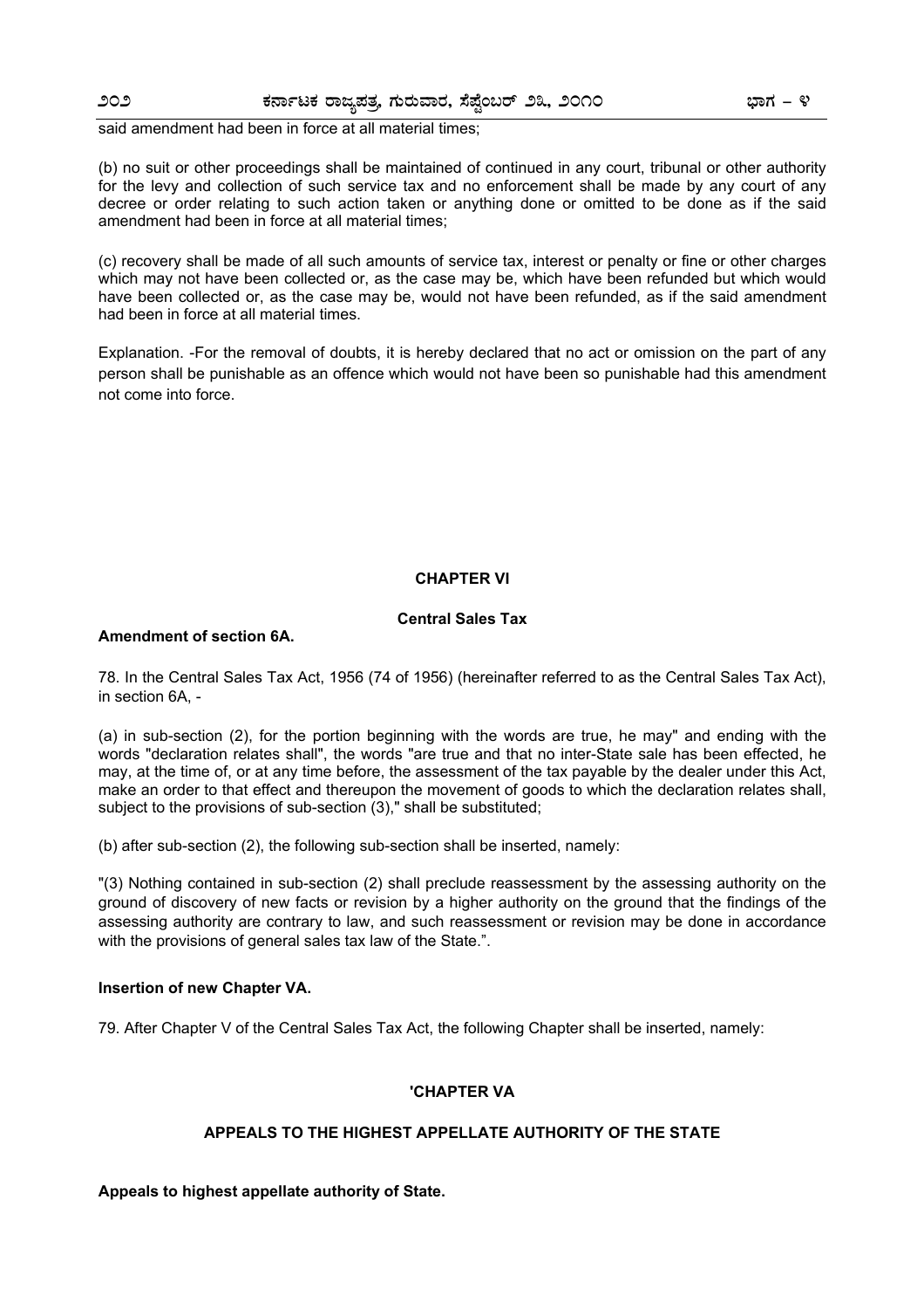said amendment had been in force at all material times;

(b) no suit or other proceedings shall be maintained of continued in any court, tribunal or other authority for the levy and collection of such service tax and no enforcement shall be made by any court of any decree or order relating to such action taken or anything done or omitted to be done as if the said amendment had been in force at all material times;

(c) recovery shall be made of all such amounts of service tax, interest or penalty or fine or other charges which may not have been collected or, as the case may be, which have been refunded but which would have been collected or, as the case may be, would not have been refunded, as if the said amendment had been in force at all material times.

Explanation. -For the removal of doubts, it is hereby declared that no act or omission on the part of any person shall be punishable as an offence which would not have been so punishable had this amendment not come into force.

## CHAPTER VI

### Central Sales Tax

**Amendment of section 6A.**

78. In the Central Sales Tax Act, 1956 (74 of 1956) (hereinafter referred to as the Central Sales Tax Act), in section 6A, -

(a) in sub-section (2), for the portion beginning with the words are true, he may" and ending with the words "declaration relates shall", the words "are true and that no inter-State sale has been effected, he may, at the time of, or at any time before, the assessment of the tax payable by the dealer under this Act, make an order to that effect and thereupon the movement of goods to which the declaration relates shall, subject to the provisions of sub-section (3)," shall be substituted;

(b) after sub-section (2), the following sub-section shall be inserted, namely:

"(3) Nothing contained in sub-section (2) shall preclude reassessment by the assessing authority on the ground of discovery of new facts or revision by a higher authority on the ground that the findings of the assessing authority are contrary to law, and such reassessment or revision may be done in accordance with the provisions of general sales tax law of the State.".

**Insertion of new Chapter VA.**

79. After Chapter V of the Central Sales Tax Act, the following Chapter shall be inserted, namely:

## 'CHAPTER VA

### APPEALS TO THE HIGHEST APPELLATE AUTHORITY OF THE STATE

**Appeals to highest appellate authority of State.**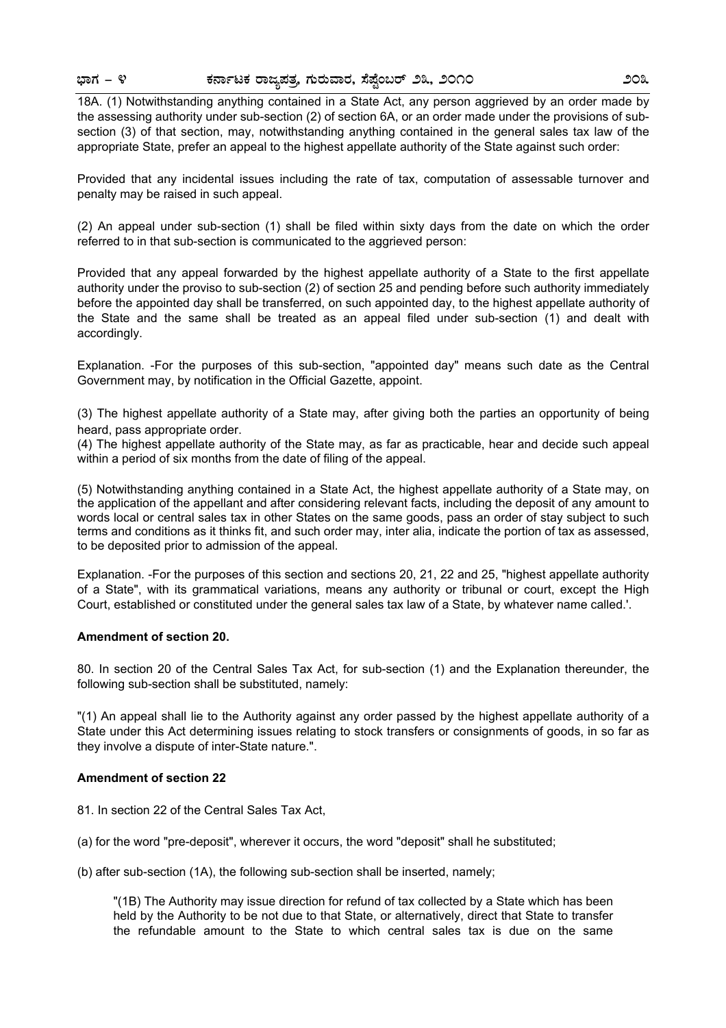18A. (1) Notwithstanding anything contained in a State Act, any person aggrieved by an order made by the assessing authority under sub-section (2) of section 6A, or an order made under the provisions of sub-section (3) of that section, may, notwithstanding anything contained in the general sales tax law of the appropriate State, prefer an appeal to the highest appellate authority of the State against such order:

Provided that any incidental issues including the rate of tax, computation of assessable turnover and penalty may be raised in such appeal.

(2) An appeal under sub-section (1) shall be filed within sixty days from the date on which the order referred to in that sub-section is communicated to the aggrieved person:

Provided that any appeal forwarded by the highest appellate authority of a State to the first appellate authority under the proviso to sub-section (2) of section 25 and pending before such authority immediately before the appointed day shall be transferred, on such appointed day, to the highest appellate authority of the State and the same shall be treated as an appeal filed under sub-section (1) and dealt with accordingly.

Explanation. -For the purposes of this sub-section, "appointed day" means such date as the Central Government may, by notification in the Official Gazette, appoint.

(3) The highest appellate authority of a State may, after giving both the parties an opportunity of being heard, pass appropriate order.

(4) The highest appellate authority of the State may, as far as practicable, hear and decide such appeal within a period of six months from the date of filing of the appeal.

(5) Notwithstanding anything contained in a State Act, the highest appellate authority of a State may, on the application of the appellant and after considering relevant facts, including the deposit of any amount to words local or central sales tax in other States on the same goods, pass an order of stay subject to such terms and conditions as it thinks fit, and such order may, inter alia, indicate the portion of tax as assessed, to be deposited prior to admission of the appeal.

Explanation. -For the purposes of this section and sections 20, 21, 22 and 25, "highest appellate authority of a State", with its grammatical variations, means any authority or tribunal or court, except the High Court, established or constituted under the general sales tax law of a State, by whatever name called.'.

**Amendment of section 20.**

80. In section 20 of the Central Sales Tax Act, for sub-section (1) and the Explanation thereunder, the following sub-section shall be substituted, namely:

"(1) An appeal shall lie to the Authority against any order passed by the highest appellate authority of a State under this Act determining issues relating to stock transfers or consignments of goods, in so far as they involve a dispute of inter-State nature.".

**Amendment of section 22**

81. In section 22 of the Central Sales Tax Act,

(a) for the word "pre-deposit", wherever it occurs, the word "deposit" shall he substituted;

(b) after sub-section (1A), the following sub-section shall be inserted, namely;

> "(1B) The Authority may issue direction for refund of tax collected by a State which has been held by the Authority to be not due to that State, or alternatively, direct that State to transfer the refundable amount to the State to which central sales tax is due on the same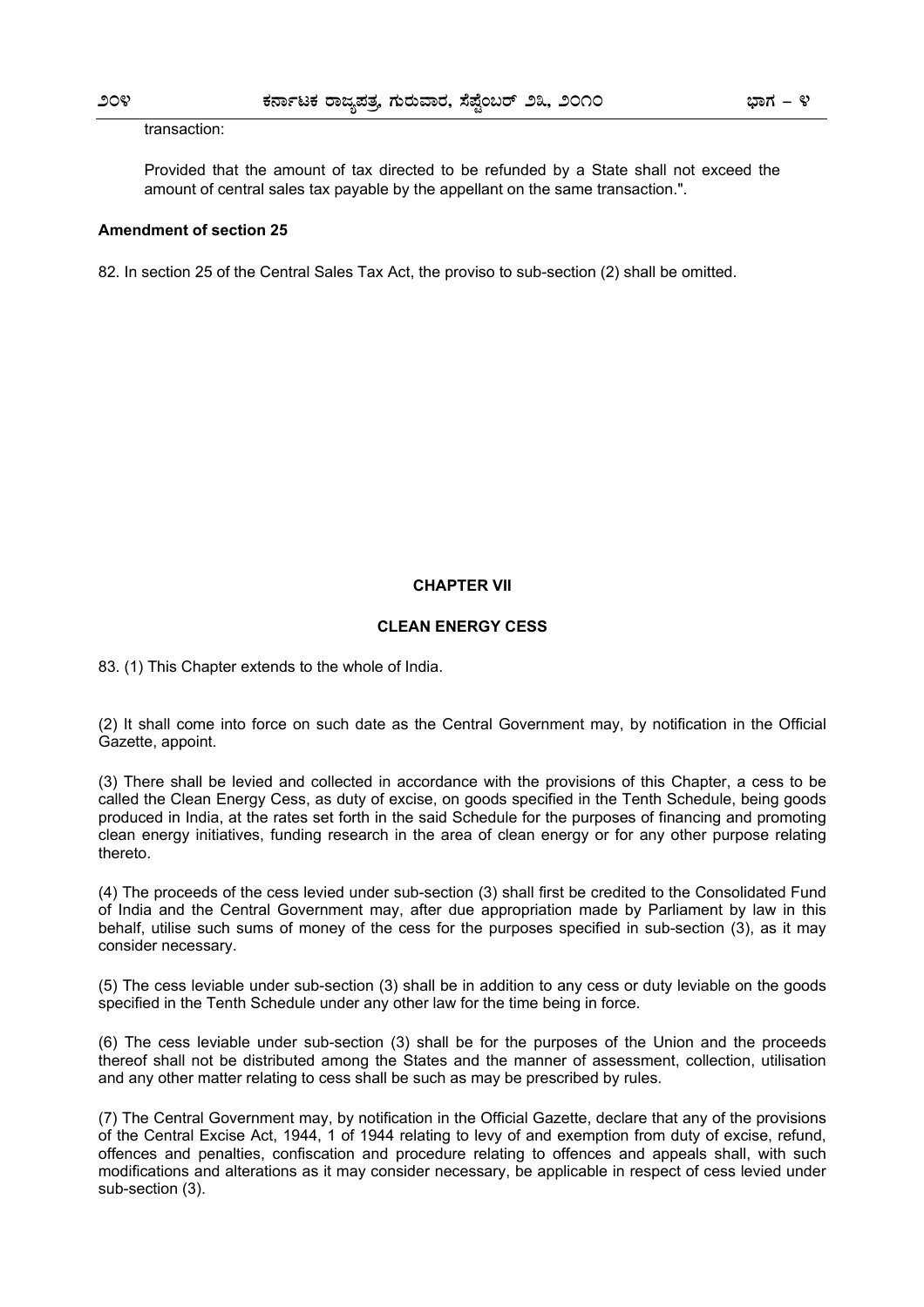transaction:

Provided that the amount of tax directed to be refunded by a State shall not exceed the amount of central sales tax payable by the appellant on the same transaction.".

**Amendment of section 25**

82. In section 25 of the Central Sales Tax Act, the proviso to sub-section (2) shall be omitted.

## CHAPTER VII

## CLEAN ENERGY CESS

83. (1) This Chapter extends to the whole of India.

(2) It shall come into force on such date as the Central Government may, by notification in the Official Gazette, appoint.

(3) There shall be levied and collected in accordance with the provisions of this Chapter, a cess to be called the Clean Energy Cess, as duty of excise, on goods specified in the Tenth Schedule, being goods produced in India, at the rates set forth in the said Schedule for the purposes of financing and promoting clean energy initiatives, funding research in the area of clean energy or for any other purpose relating thereto.

(4) The proceeds of the cess levied under sub-section (3) shall first be credited to the Consolidated Fund of India and the Central Government may, after due appropriation made by Parliament by law in this behalf, utilise such sums of money of the cess for the purposes specified in sub-section (3), as it may consider necessary.

(5) The cess leviable under sub-section (3) shall be in addition to any cess or duty leviable on the goods specified in the Tenth Schedule under any other law for the time being in force.

(6) The cess leviable under sub-section (3) shall be for the purposes of the Union and the proceeds thereof shall not be distributed among the States and the manner of assessment, collection, utilisation and any other matter relating to cess shall be such as may be prescribed by rules.

(7) The Central Government may, by notification in the Official Gazette, declare that any of the provisions of the Central Excise Act, 1944, 1 of 1944 relating to levy of and exemption from duty of excise, refund, offences and penalties, confiscation and procedure relating to offences and appeals shall, with such modifications and alterations as it may consider necessary, be applicable in respect of cess levied under sub-section (3).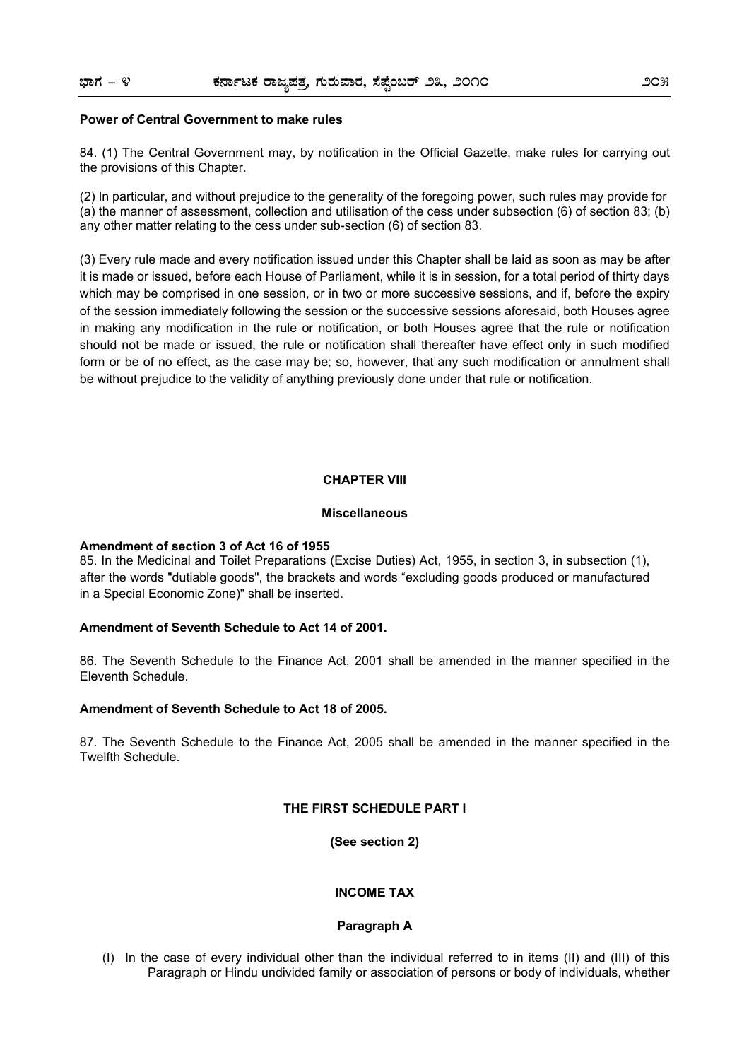**Power of Central Government to make rules**

84. (1) The Central Government may, by notification in the Official Gazette, make rules for carrying out the provisions of this Chapter.

(2) In particular, and without prejudice to the generality of the foregoing power, such rules may provide for (a) the manner of assessment, collection and utilisation of the cess under subsection (6) of section 83; (b) any other matter relating to the cess under sub-section (6) of section 83.

(3) Every rule made and every notification issued under this Chapter shall be laid as soon as may be after it is made or issued, before each House of Parliament, while it is in session, for a total period of thirty days which may be comprised in one session, or in two or more successive sessions, and if, before the expiry of the session immediately following the session or the successive sessions aforesaid, both Houses agree in making any modification in the rule or notification, or both Houses agree that the rule or notification should not be made or issued, the rule or notification shall thereafter have effect only in such modified form or be of no effect, as the case may be; so, however, that any such modification or annulment shall be without prejudice to the validity of anything previously done under that rule or notification.

## CHAPTER VIII

## Miscellaneous

**Amendment of section 3 of Act 16 of 1955**

85. In the Medicinal and Toilet Preparations (Excise Duties) Act, 1955, in section 3, in subsection (1), after the words "dutiable goods", the brackets and words "excluding goods produced or manufactured in a Special Economic Zone)" shall be inserted.

**Amendment of Seventh Schedule to Act 14 of 2001.**

86. The Seventh Schedule to the Finance Act, 2001 shall be amended in the manner specified in the Eleventh Schedule.

**Amendment of Seventh Schedule to Act 18 of 2005.**

87. The Seventh Schedule to the Finance Act, 2005 shall be amended in the manner specified in the Twelfth Schedule.

## THE FIRST SCHEDULE PART I

**(See section 2)**

## INCOME TAX

### Paragraph A

(I) In the case of every individual other than the individual referred to in items (II) and (III) of this Paragraph or Hindu undivided family or association of persons or body of individuals, whether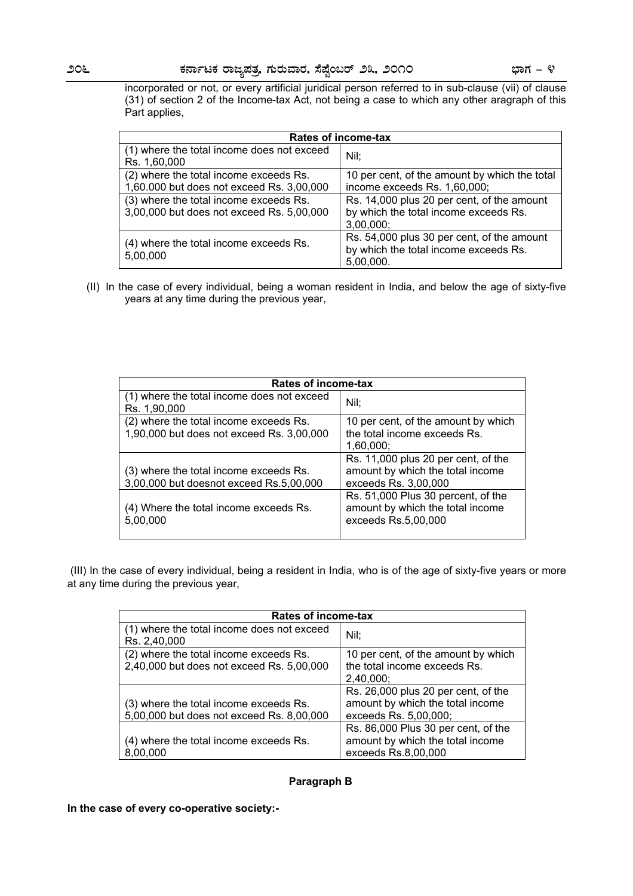incorporated or not, or every artificial juridical person referred to in sub-clause (vii) of clause (31) of section 2 of the Income-tax Act, not being a case to which any other aragraph of this Part applies,

| Rates of income-tax | |
|---|---|
| (1) where the total income does not exceed Rs. 1,60,000 | Nil; |
| (2) where the total income exceeds Rs. 1,60.000 but does not exceed Rs. 3,00,000 | 10 per cent, of the amount by which the total income exceeds Rs. 1,60,000; |
| (3) where the total income exceeds Rs. 3,00,000 but does not exceed Rs. 5,00,000 | Rs. 14,000 plus 20 per cent, of the amount by which the total income exceeds Rs. 3,00,000; |
| (4) where the total income exceeds Rs. 5,00,000 | Rs. 54,000 plus 30 per cent, of the amount by which the total income exceeds Rs. 5,00,000. |

(II) In the case of every individual, being a woman resident in India, and below the age of sixty-five years at any time during the previous year,

| Rates of income-tax | |
|---|---|
| (1) where the total income does not exceed Rs. 1,90,000 | Nil; |
| (2) where the total income exceeds Rs. 1,90,000 but does not exceed Rs. 3,00,000 | 10 per cent, of the amount by which the total income exceeds Rs. 1,60,000; |
| (3) where the total income exceeds Rs. 3,00,000 but doesnot exceed Rs.5,00,000 | Rs. 11,000 plus 20 per cent, of the amount by which the total income exceeds Rs. 3,00,000 |
| (4) Where the total income exceeds Rs. 5,00,000 | Rs. 51,000 Plus 30 percent, of the amount by which the total income exceeds Rs.5,00,000 |

(III) In the case of every individual, being a resident in India, who is of the age of sixty-five years or more at any time during the previous year,

| Rates of income-tax | |
|---|---|
| (1) where the total income does not exceed Rs. 2,40,000 | Nil; |
| (2) where the total income exceeds Rs. 2,40,000 but does not exceed Rs. 5,00,000 | 10 per cent, of the amount by which the total income exceeds Rs. 2,40,000; |
| (3) where the total income exceeds Rs. 5,00,000 but does not exceed Rs. 8,00,000 | Rs. 26,000 plus 20 per cent, of the amount by which the total income exceeds Rs. 5,00,000; |
| (4) where the total income exceeds Rs. 8,00,000 | Rs. 86,000 Plus 30 per cent, of the amount by which the total income exceeds Rs.8,00,000 |

**Paragraph B**

**In the case of every co-operative society:-**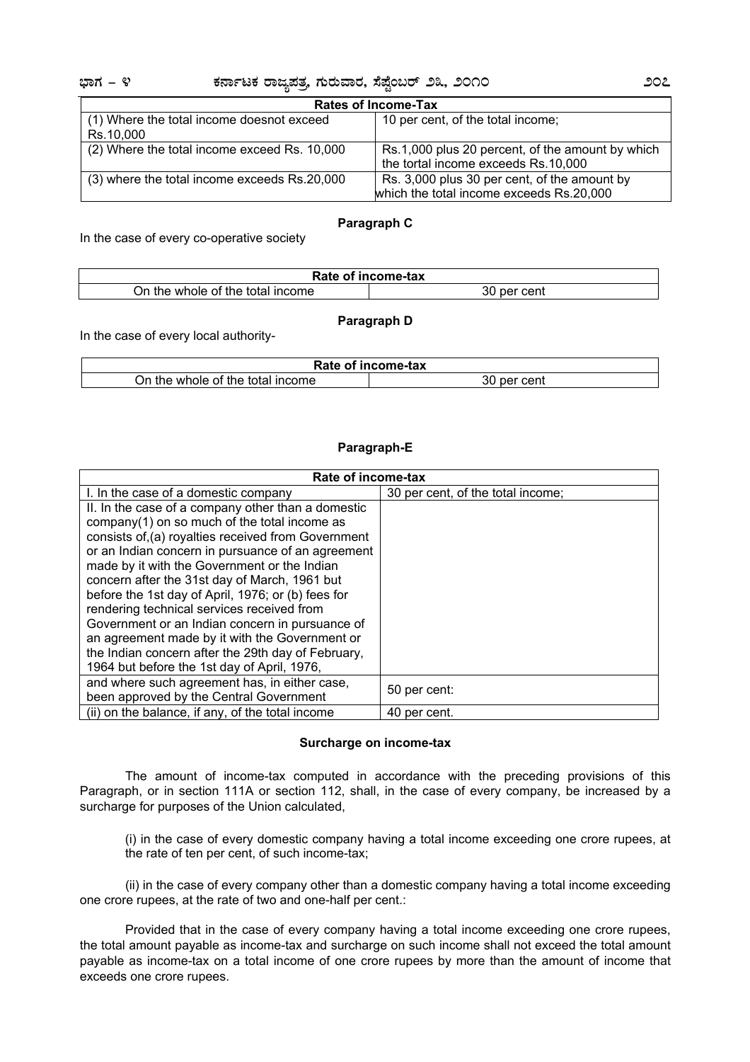| Rates of Income-Tax | |
|---|---|
| (1) Where the total income doesnot exceed Rs.10,000 | 10 per cent, of the total income; |
| (2) Where the total income exceed Rs. 10,000 | Rs.1,000 plus 20 percent, of the amount by which the tortal income exceeds Rs.10,000 |
| (3) where the total income exceeds Rs.20,000 | Rs. 3,000 plus 30 per cent, of the amount by which the total income exceeds Rs.20,000 |

**Paragraph C**

In the case of every co-operative society

| Rate of income-tax | |
|---|---|
| On the whole of the total income | 30 per cent |

**Paragraph D**

In the case of every local authority-

| Rate of income-tax | |
|---|---|
| On the whole of the total income | 30 per cent |

**Paragraph-E**

| Rate of income-tax | |
|---|---|
| I. In the case of a domestic company | 30 per cent, of the total income; |
| II. In the case of a company other than a domestic company(1) on so much of the total income as consists of,(a) royalties received from Government or an Indian concern in pursuance of an agreement made by it with the Government or the Indian concern after the 31st day of March, 1961 but before the 1st day of April, 1976; or (b) fees for rendering technical services received from Government or an Indian concern in pursuance of an agreement made by it with the Government or the Indian concern after the 29th day of February, 1964 but before the 1st day of April, 1976, | |
| and where such agreement has, in either case, been approved by the Central Government | 50 per cent: |
| (ii) on the balance, if any, of the total income | 40 per cent. |

**Surcharge on income-tax**

The amount of income-tax computed in accordance with the preceding provisions of this Paragraph, or in section 111A or section 112, shall, in the case of every company, be increased by a surcharge for purposes of the Union calculated,

(i) in the case of every domestic company having a total income exceeding one crore rupees, at the rate of ten per cent, of such income-tax;

(ii) in the case of every company other than a domestic company having a total income exceeding one crore rupees, at the rate of two and one-half per cent.:

Provided that in the case of every company having a total income exceeding one crore rupees, the total amount payable as income-tax and surcharge on such income shall not exceed the total amount payable as income-tax on a total income of one crore rupees by more than the amount of income that exceeds one crore rupees.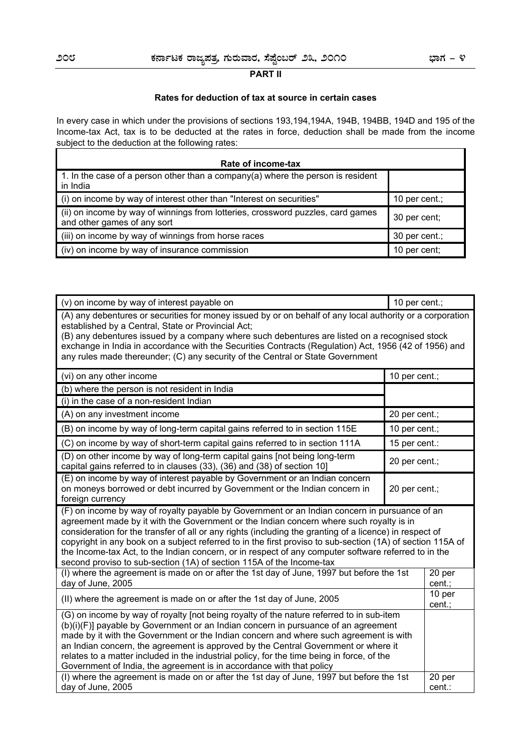## PART II

### Rates for deduction of tax at source in certain cases

In every case in which under the provisions of sections 193,194,194A, 194B, 194BB, 194D and 195 of the Income-tax Act, tax is to be deducted at the rates in force, deduction shall be made from the income subject to the deduction at the following rates:

| Rate of income-tax | |
|---|---|
| 1. In the case of a person other than a company(a) where the person is resident in India | |
| (i) on income by way of interest other than "Interest on securities" | 10 per cent.; |
| (ii) on income by way of winnings from lotteries, crossword puzzles, card games and other games of any sort | 30 per cent; |
| (iii) on income by way of winnings from horse races | 30 per cent.; |
| (iv) on income by way of insurance commission | 10 per cent; |
| (v) on income by way of interest payable on | 10 per cent.; |
| (A) any debentures or securities for money issued by or on behalf of any local authority or a corporation established by a Central, State or Provincial Act; (B) any debentures issued by a company where such debentures are listed on a recognised stock exchange in India in accordance with the Securities Contracts (Regulation) Act, 1956 (42 of 1956) and any rules made thereunder; (C) any security of the Central or State Government | |
| (vi) on any other income | 10 per cent.; |
| (b) where the person is not resident in India | |
| (i) in the case of a non-resident Indian | |
| (A) on any investment income | 20 per cent.; |
| (B) on income by way of long-term capital gains referred to in section 115E | 10 per cent.; |
| (C) on income by way of short-term capital gains referred to in section 111A | 15 per cent.: |
| (D) on other income by way of long-term capital gains [not being long-term capital gains referred to in clauses (33), (36) and (38) of section 10] | 20 per cent.; |
| (E) on income by way of interest payable by Government or an Indian concern on moneys borrowed or debt incurred by Government or the Indian concern in foreign currency | 20 per cent.; |
| (F) on income by way of royalty payable by Government or an Indian concern in pursuance of an agreement made by it with the Government or the Indian concern where such royalty is in consideration for the transfer of all or any rights (including the granting of a licence) in respect of copyright in any book on a subject referred to in the first proviso to sub-section (1A) of section 115A of the Income-tax Act, to the Indian concern, or in respect of any computer software referred to in the second proviso to sub-section (1A) of section 115A of the Income-tax | |
| (I) where the agreement is made on or after the 1st day of June, 1997 but before the 1st day of June, 2005 | 20 per cent.; |
| (II) where the agreement is made on or after the 1st day of June, 2005 | 10 per cent.; |
| (G) on income by way of royalty [not being royalty of the nature referred to in sub-item (b)(i)(F)] payable by Government or an Indian concern in pursuance of an agreement made by it with the Government or the Indian concern and where such agreement is with an Indian concern, the agreement is approved by the Central Government or where it relates to a matter included in the industrial policy, for the time being in force, of the Government of India, the agreement is in accordance with that policy | |
| (I) where the agreement is made on or after the 1st day of June, 1997 but before the 1st day of June, 2005 | 20 per cent.: |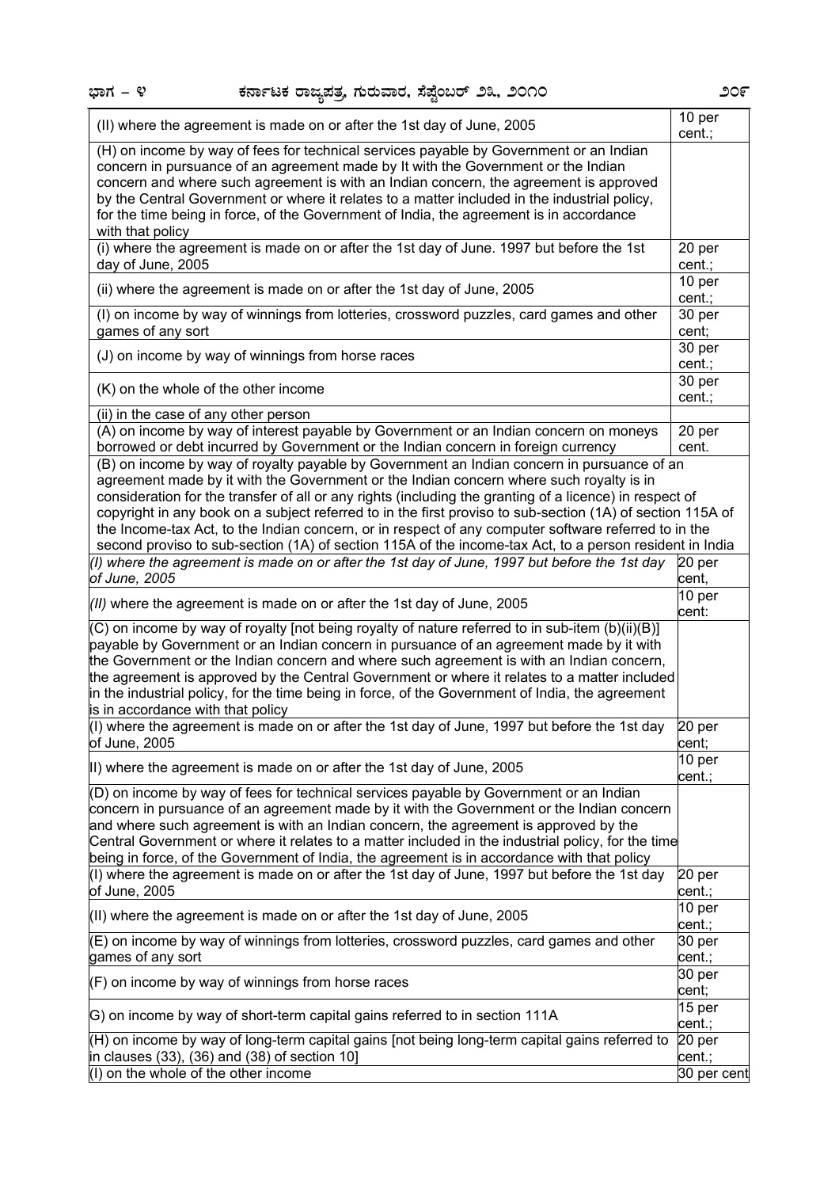| | |
|---|---|
| (II) where the agreement is made on or after the 1st day of June, 2005 | 10 per cent.; |
| (H) on income by way of fees for technical services payable by Government or an Indian concern in pursuance of an agreement made by It with the Government or the Indian concern and where such agreement is with an Indian concern, the agreement is approved by the Central Government or where it relates to a matter included in the industrial policy, for the time being in force, of the Government of India, the agreement is in accordance with that policy | |
| (i) where the agreement is made on or after the 1st day of June. 1997 but before the 1st day of June, 2005 | 20 per cent.; |
| (ii) where the agreement is made on or after the 1st day of June, 2005 | 10 per cent.; |
| (I) on income by way of winnings from lotteries, crossword puzzles, card games and other games of any sort | 30 per cent; |
| (J) on income by way of winnings from horse races | 30 per cent.; |
| (K) on the whole of the other income | 30 per cent.; |
| (ii) in the case of any other person | |
| (A) on income by way of interest payable by Government or an Indian concern on moneys borrowed or debt incurred by Government or the Indian concern in foreign currency | 20 per cent. |
| (B) on income by way of royalty payable by Government an Indian concern in pursuance of an agreement made by it with the Government or the Indian concern where such royalty is in consideration for the transfer of all or any rights (including the granting of a licence) in respect of copyright in any book on a subject referred to in the first proviso to sub-section (1A) of section 115A of the Income-tax Act, to the Indian concern, or in respect of any computer software referred to in the second proviso to sub-section (1A) of section 115A of the income-tax Act, to a person resident in India | |
| *(I) where the agreement is made on or after the 1st day of June, 1997 but before the 1st day of June, 2005* | 20 per cent, |
| *(II)* where the agreement is made on or after the 1st day of June, 2005 | 10 per cent: |
| (C) on income by way of royalty [not being royalty of nature referred to in sub-item (b)(ii)(B)] payable by Government or an Indian concern in pursuance of an agreement made by it with the Government or the Indian concern and where such agreement is with an Indian concern, the agreement is approved by the Central Government or where it relates to a matter included in the industrial policy, for the time being in force, of the Government of India, the agreement is in accordance with that policy | |
| (I) where the agreement is made on or after the 1st day of June, 1997 but before the 1st day of June, 2005 | 20 per cent; |
| II) where the agreement is made on or after the 1st day of June, 2005 | 10 per cent.; |
| (D) on income by way of fees for technical services payable by Government or an Indian concern in pursuance of an agreement made by it with the Government or the Indian concern and where such agreement is with an Indian concern, the agreement is approved by the Central Government or where it relates to a matter included in the industrial policy, for the time being in force, of the Government of India, the agreement is in accordance with that policy | |
| (I) where the agreement is made on or after the 1st day of June, 1997 but before the 1st day of June, 2005 | 20 per cent.; |
| (II) where the agreement is made on or after the 1st day of June, 2005 | 10 per cent.; |
| (E) on income by way of winnings from lotteries, crossword puzzles, card games and other games of any sort | 30 per cent.; |
| (F) on income by way of winnings from horse races | 30 per cent; |
| G) on income by way of short-term capital gains referred to in section 111A | 15 per cent.; |
| (H) on income by way of long-term capital gains [not being long-term capital gains referred to in clauses (33), (36) and (38) of section 10] | 20 per cent.; |
| (I) on the whole of the other income | 30 per cent |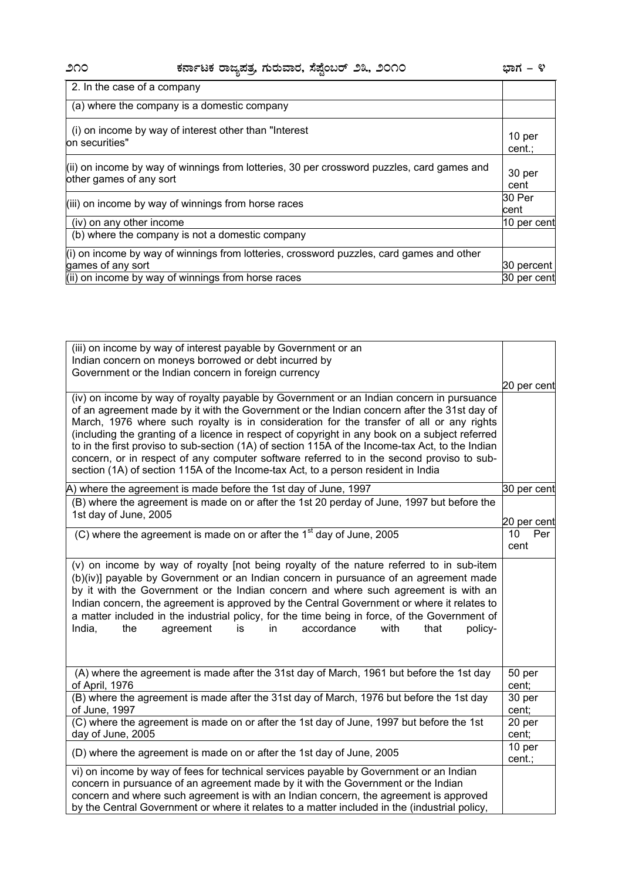| 2. In the case of a company | |
|---|---|
| (a) where the company is a domestic company | |
| (i) on income by way of interest other than "Interest on securities" | 10 per cent.; |
| (ii) on income by way of winnings from lotteries, 30 per crossword puzzles, card games and other games of any sort | 30 per cent |
| (iii) on income by way of winnings from horse races | 30 Per cent |
| (iv) on any other income | 10 per cent |
| (b) where the company is not a domestic company | |
| (i) on income by way of winnings from lotteries, crossword puzzles, card games and other games of any sort | 30 percent |
| (ii) on income by way of winnings from horse races | 30 per cent |

| (iii) on income by way of interest payable by Government or an Indian concern on moneys borrowed or debt incurred by Government or the Indian concern in foreign currency | 20 per cent |
|---|---|
| (iv) on income by way of royalty payable by Government or an Indian concern in pursuance of an agreement made by it with the Government or the Indian concern after the 31st day of March, 1976 where such royalty is in consideration for the transfer of all or any rights (including the granting of a licence in respect of copyright in any book on a subject referred to in the first proviso to sub-section (1A) of section 115A of the Income-tax Act, to the Indian concern, or in respect of any computer software referred to in the second proviso to sub-section (1A) of section 115A of the Income-tax Act, to a person resident in India | |
| A) where the agreement is made before the 1st day of June, 1997 | 30 per cent |
| (B) where the agreement is made on or after the 1st 20 perday of June, 1997 but before the 1st day of June, 2005 | 20 per cent |
| (C) where the agreement is made on or after the 1st day of June, 2005 | 10 Per cent |
| (v) on income by way of royalty [not being royalty of the nature referred to in sub-item (b)(iv)] payable by Government or an Indian concern in pursuance of an agreement made by it with the Government or the Indian concern and where such agreement is with an Indian concern, the agreement is approved by the Central Government or where it relates to a matter included in the industrial policy, for the time being in force, of the Government of India, the agreement is in accordance with that policy- | |
| (A) where the agreement is made after the 31st day of March, 1961 but before the 1st day of April, 1976 | 50 per cent; |
| (B) where the agreement is made after the 31st day of March, 1976 but before the 1st day of June, 1997 | 30 per cent; |
| (C) where the agreement is made on or after the 1st day of June, 1997 but before the 1st day of June, 2005 | 20 per cent; |
| (D) where the agreement is made on or after the 1st day of June, 2005 | 10 per cent.; |
| vi) on income by way of fees for technical services payable by Government or an Indian concern in pursuance of an agreement made by it with the Government or the Indian concern and where such agreement is with an Indian concern, the agreement is approved by the Central Government or where it relates to a matter included in the (industrial policy, | |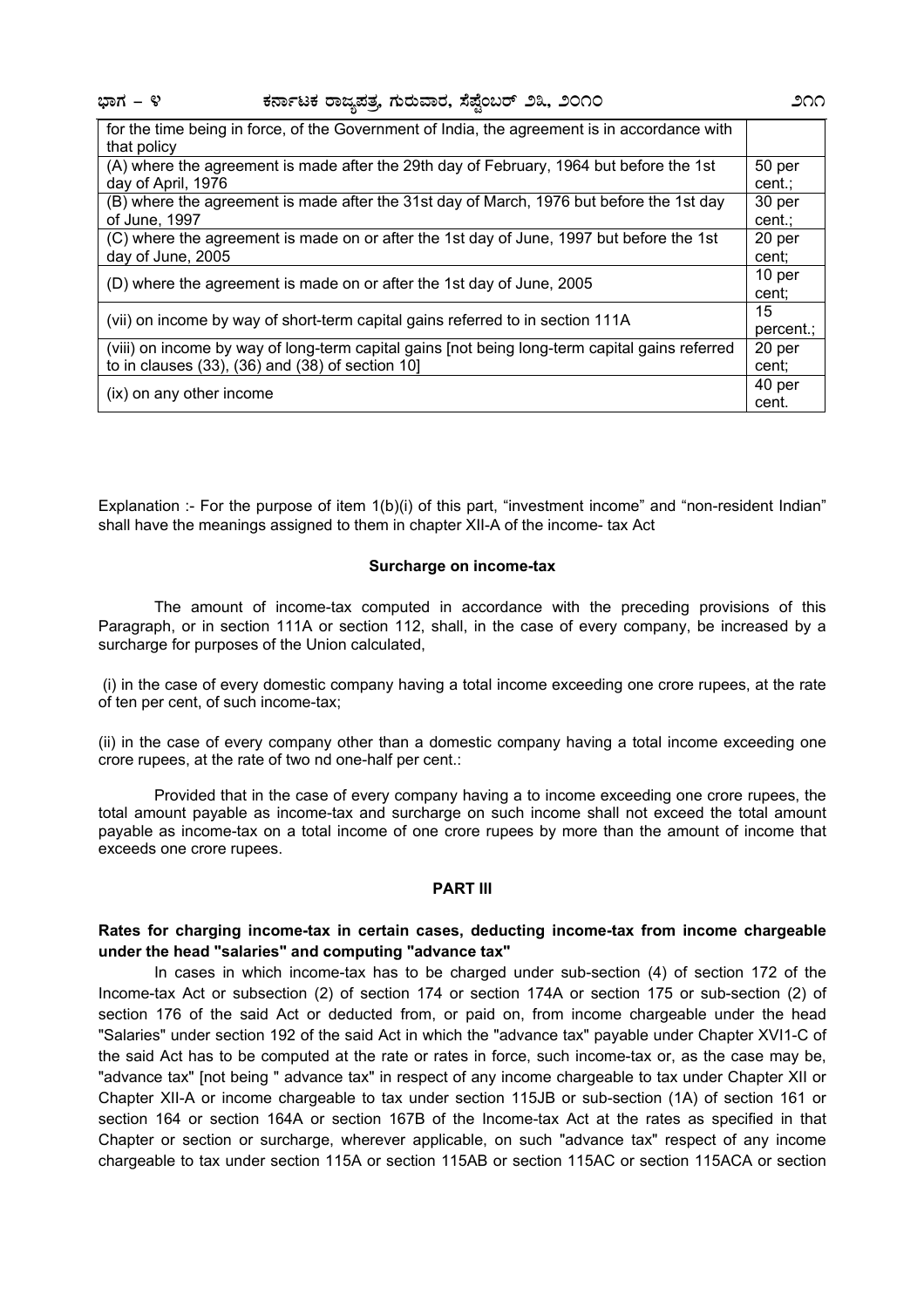| | |
|---|---|
| for the time being in force, of the Government of India, the agreement is in accordance with that policy | |
| (A) where the agreement is made after the 29th day of February, 1964 but before the 1st day of April, 1976 | 50 per cent.; |
| (B) where the agreement is made after the 31st day of March, 1976 but before the 1st day of June, 1997 | 30 per cent.; |
| (C) where the agreement is made on or after the 1st day of June, 1997 but before the 1st day of June, 2005 | 20 per cent; |
| (D) where the agreement is made on or after the 1st day of June, 2005 | 10 per cent; |
| (vii) on income by way of short-term capital gains referred to in section 111A | 15 percent.; |
| (viii) on income by way of long-term capital gains [not being long-term capital gains referred to in clauses (33), (36) and (38) of section 10] | 20 per cent; |
| (ix) on any other income | 40 per cent. |

Explanation :- For the purpose of item 1(b)(i) of this part, "investment income" and "non-resident Indian" shall have the meanings assigned to them in chapter XII-A of the income- tax Act

**Surcharge on income-tax**

The amount of income-tax computed in accordance with the preceding provisions of this Paragraph, or in section 111A or section 112, shall, in the case of every company, be increased by a surcharge for purposes of the Union calculated,

(i) in the case of every domestic company having a total income exceeding one crore rupees, at the rate of ten per cent, of such income-tax;

(ii) in the case of every company other than a domestic company having a total income exceeding one crore rupees, at the rate of two nd one-half per cent.:

Provided that in the case of every company having a to income exceeding one crore rupees, the total amount payable as income-tax and surcharge on such income shall not exceed the total amount payable as income-tax on a total income of one crore rupees by more than the amount of income that exceeds one crore rupees.

## PART III

**Rates for charging income-tax in certain cases, deducting income-tax from income chargeable under the head "salaries" and computing "advance tax"**

In cases in which income-tax has to be charged under sub-section (4) of section 172 of the Income-tax Act or subsection (2) of section 174 or section 174A or section 175 or sub-section (2) of section 176 of the said Act or deducted from, or paid on, from income chargeable under the head "Salaries" under section 192 of the said Act in which the "advance tax" payable under Chapter XVI1-C of the said Act has to be computed at the rate or rates in force, such income-tax or, as the case may be, "advance tax" [not being " advance tax" in respect of any income chargeable to tax under Chapter XII or Chapter XII-A or income chargeable to tax under section 115JB or sub-section (1A) of section 161 or section 164 or section 164A or section 167B of the Income-tax Act at the rates as specified in that Chapter or section or surcharge, wherever applicable, on such "advance tax" respect of any income chargeable to tax under section 115A or section 115AB or section 115AC or section 115ACA or section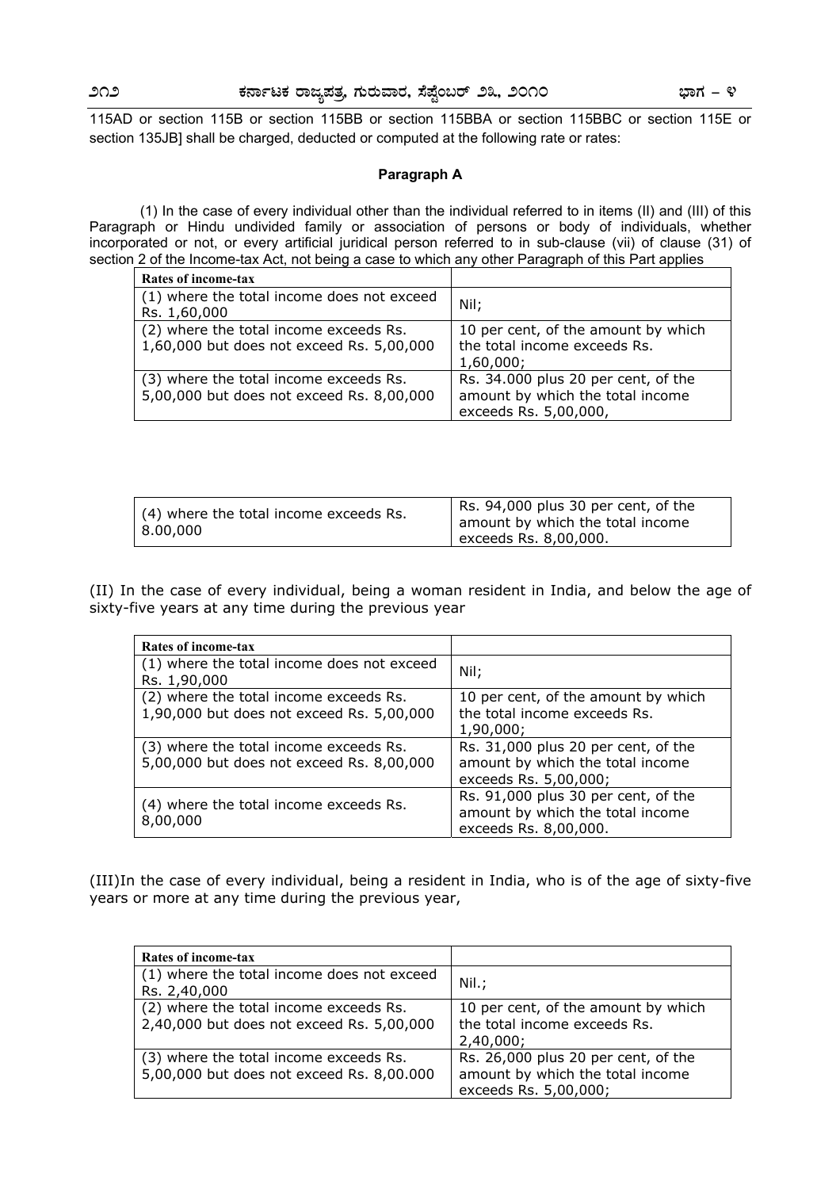115AD or section 115B or section 115BB or section 115BBA or section 115BBC or section 115E or section 135JB] shall be charged, deducted or computed at the following rate or rates:

**Paragraph A**

(1) In the case of every individual other than the individual referred to in items (II) and (III) of this Paragraph or Hindu undivided family or association of persons or body of individuals, whether incorporated or not, or every artificial juridical person referred to in sub-clause (vii) of clause (31) of section 2 of the Income-tax Act, not being a case to which any other Paragraph of this Part applies

| Rates of income-tax | |
|---|---|
| (1) where the total income does not exceed Rs. 1,60,000 | Nil; |
| (2) where the total income exceeds Rs. 1,60,000 but does not exceed Rs. 5,00,000 | 10 per cent, of the amount by which the total income exceeds Rs. 1,60,000; |
| (3) where the total income exceeds Rs. 5,00,000 but does not exceed Rs. 8,00,000 | Rs. 34.000 plus 20 per cent, of the amount by which the total income exceeds Rs. 5,00,000, |
| (4) where the total income exceeds Rs. 8.00,000 | Rs. 94,000 plus 30 per cent, of the amount by which the total income exceeds Rs. 8,00,000. |

(II) In the case of every individual, being a woman resident in India, and below the age of sixty-five years at any time during the previous year

| Rates of income-tax | |
|---|---|
| (1) where the total income does not exceed Rs. 1,90,000 | Nil; |
| (2) where the total income exceeds Rs. 1,90,000 but does not exceed Rs. 5,00,000 | 10 per cent, of the amount by which the total income exceeds Rs. 1,90,000; |
| (3) where the total income exceeds Rs. 5,00,000 but does not exceed Rs. 8,00,000 | Rs. 31,000 plus 20 per cent, of the amount by which the total income exceeds Rs. 5,00,000; |
| (4) where the total income exceeds Rs. 8,00,000 | Rs. 91,000 plus 30 per cent, of the amount by which the total income exceeds Rs. 8,00,000. |

(III)In the case of every individual, being a resident in India, who is of the age of sixty-five years or more at any time during the previous year,

| Rates of income-tax | |
|---|---|
| (1) where the total income does not exceed Rs. 2,40,000 | Nil.; |
| (2) where the total income exceeds Rs. 2,40,000 but does not exceed Rs. 5,00,000 | 10 per cent, of the amount by which the total income exceeds Rs. 2,40,000; |
| (3) where the total income exceeds Rs. 5,00,000 but does not exceed Rs. 8,00.000 | Rs. 26,000 plus 20 per cent, of the amount by which the total income exceeds Rs. 5,00,000; |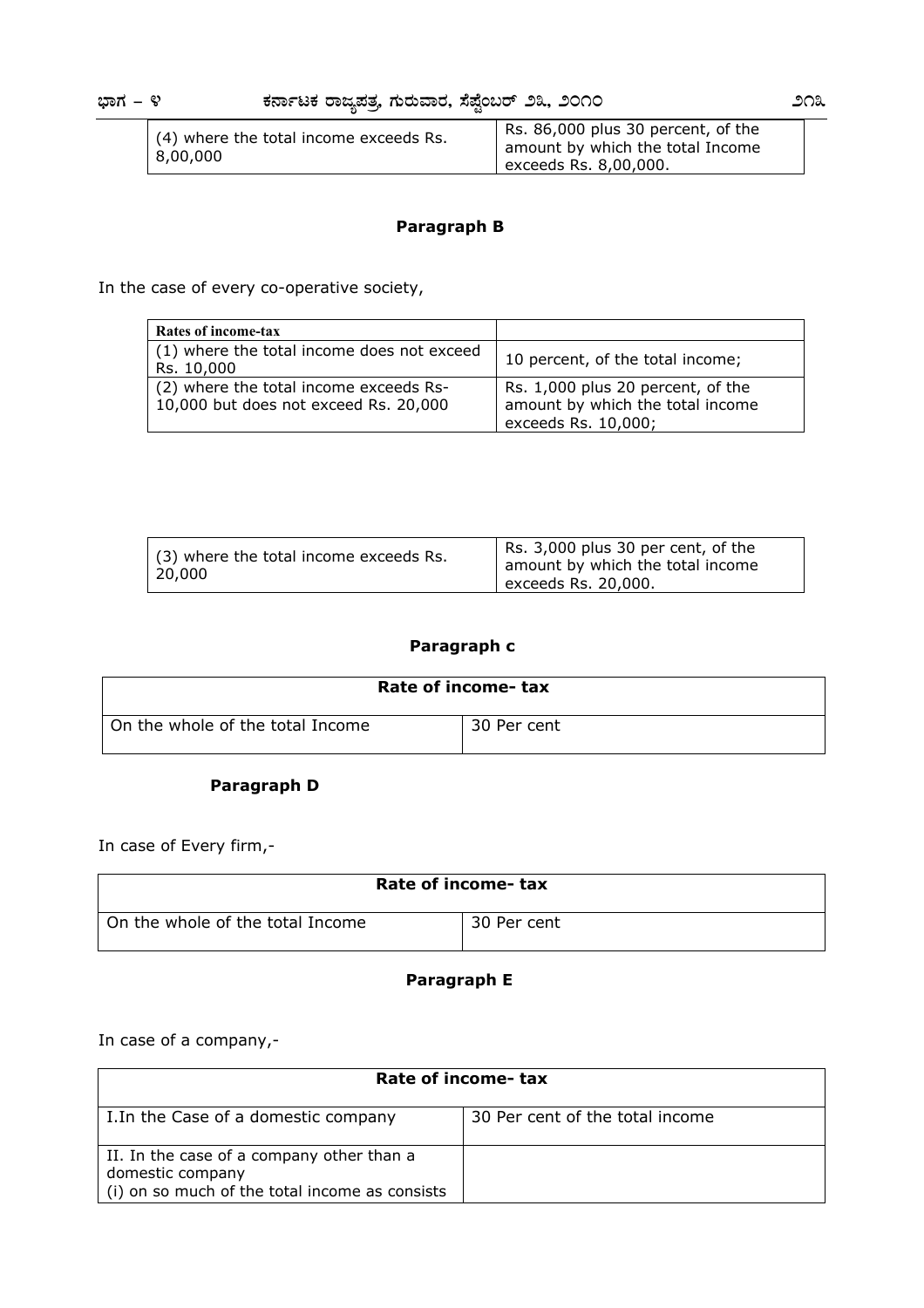| (4) where the total income exceeds Rs. 8,00,000 | Rs. 86,000 plus 30 percent, of the amount by which the total Income exceeds Rs. 8,00,000. |
| --- | --- |

**Paragraph B**

In the case of every co-operative society,

| Rates of income-tax | |
| --- | --- |
| (1) where the total income does not exceed Rs. 10,000 | 10 percent, of the total income; |
| (2) where the total income exceeds Rs- 10,000 but does not exceed Rs. 20,000 | Rs. 1,000 plus 20 percent, of the amount by which the total income exceeds Rs. 10,000; |
| (3) where the total income exceeds Rs. 20,000 | Rs. 3,000 plus 30 per cent, of the amount by which the total income exceeds Rs. 20,000. |

**Paragraph c**

| Rate of income- tax | |
| --- | --- |
| On the whole of the total Income | 30 Per cent |

**Paragraph D**

In case of Every firm,-

| Rate of income- tax | |
| --- | --- |
| On the whole of the total Income | 30 Per cent |

**Paragraph E**

In case of a company,-

| Rate of income- tax | |
| --- | --- |
| I.In the Case of a domestic company | 30 Per cent of the total income |
| II. In the case of a company other than a domestic company<br>(i) on so much of the total income as consists | |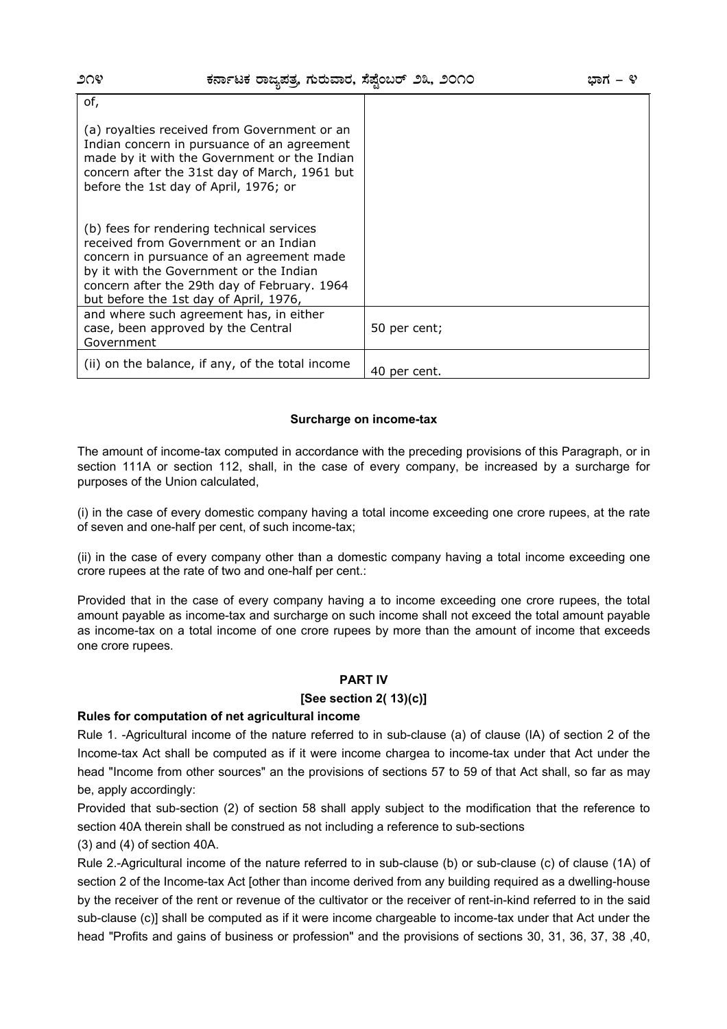| of, | |
|---|---|
| (a) royalties received from Government or an Indian concern in pursuance of an agreement made by it with the Government or the Indian concern after the 31st day of March, 1961 but before the 1st day of April, 1976; or<br><br>(b) fees for rendering technical services received from Government or an Indian concern in pursuance of an agreement made by it with the Government or the Indian concern after the 29th day of February. 1964 but before the 1st day of April, 1976, | |
| and where such agreement has, in either case, been approved by the Central Government | 50 per cent; |
| (ii) on the balance, if any, of the total income | 40 per cent. |

**Surcharge on income-tax**

The amount of income-tax computed in accordance with the preceding provisions of this Paragraph, or in section 111A or section 112, shall, in the case of every company, be increased by a surcharge for purposes of the Union calculated,

(i) in the case of every domestic company having a total income exceeding one crore rupees, at the rate of seven and one-half per cent, of such income-tax;

(ii) in the case of every company other than a domestic company having a total income exceeding one crore rupees at the rate of two and one-half per cent.:

Provided that in the case of every company having a to income exceeding one crore rupees, the total amount payable as income-tax and surcharge on such income shall not exceed the total amount payable as income-tax on a total income of one crore rupees by more than the amount of income that exceeds one crore rupees.

**PART IV**

**[See section 2( 13)(c)]**

**Rules for computation of net agricultural income**

Rule 1. -Agricultural income of the nature referred to in sub-clause (a) of clause (IA) of section 2 of the Income-tax Act shall be computed as if it were income chargea to income-tax under that Act under the head "Income from other sources" an the provisions of sections 57 to 59 of that Act shall, so far as may be, apply accordingly:

Provided that sub-section (2) of section 58 shall apply subject to the modification that the reference to section 40A therein shall be construed as not including a reference to sub-sections (3) and (4) of section 40A.

Rule 2.-Agricultural income of the nature referred to in sub-clause (b) or sub-clause (c) of clause (1A) of section 2 of the Income-tax Act [other than income derived from any building required as a dwelling-house by the receiver of the rent or revenue of the cultivator or the receiver of rent-in-kind referred to in the said sub-clause (c)] shall be computed as if it were income chargeable to income-tax under that Act under the head "Profits and gains of business or profession" and the provisions of sections 30, 31, 36, 37, 38 ,40,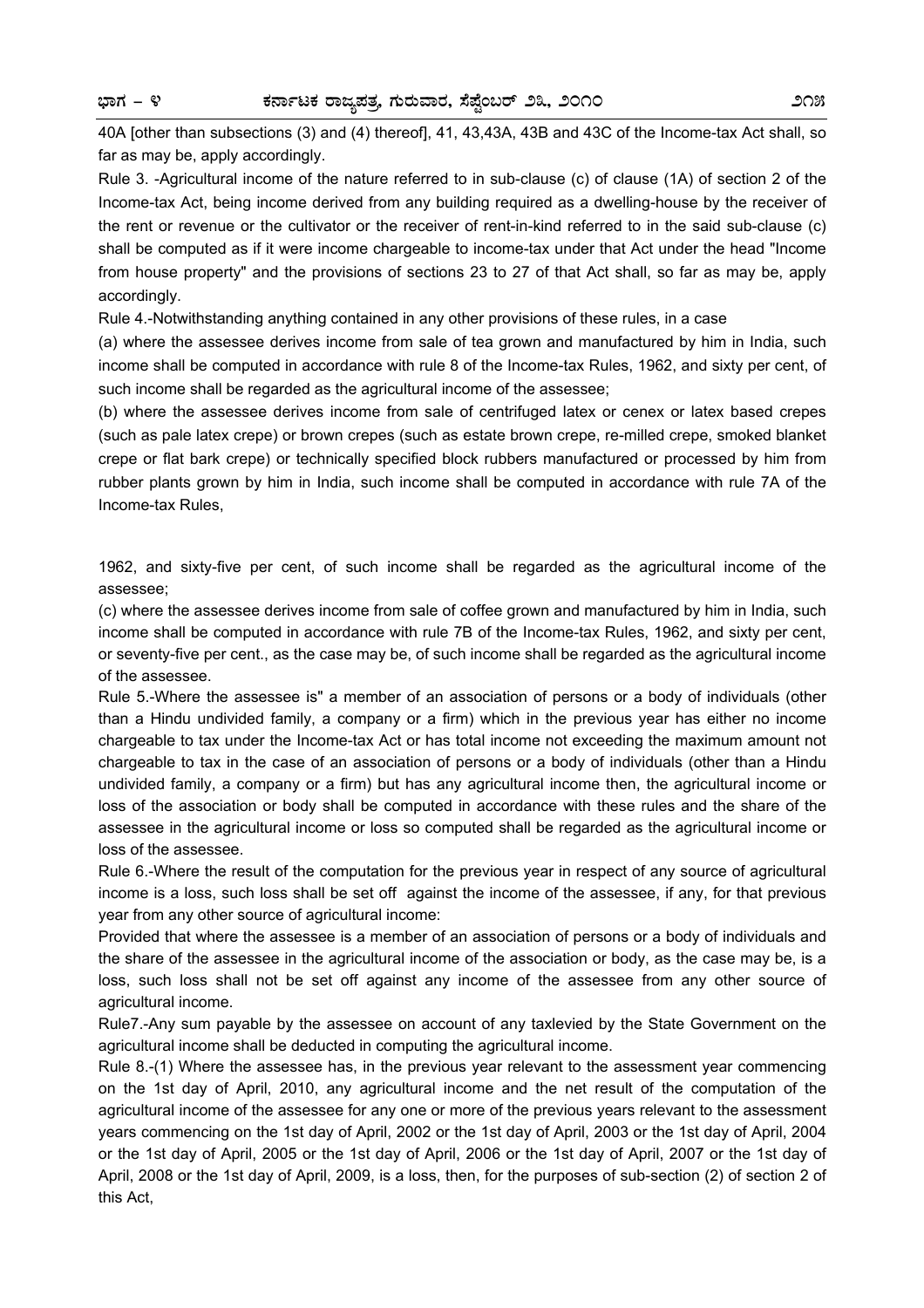40A [other than subsections (3) and (4) thereof], 41, 43,43A, 43B and 43C of the Income-tax Act shall, so far as may be, apply accordingly.

Rule 3. -Agricultural income of the nature referred to in sub-clause (c) of clause (1A) of section 2 of the Income-tax Act, being income derived from any building required as a dwelling-house by the receiver of the rent or revenue or the cultivator or the receiver of rent-in-kind referred to in the said sub-clause (c) shall be computed as if it were income chargeable to income-tax under that Act under the head "Income from house property" and the provisions of sections 23 to 27 of that Act shall, so far as may be, apply accordingly.

Rule 4.-Notwithstanding anything contained in any other provisions of these rules, in a case

(a) where the assessee derives income from sale of tea grown and manufactured by him in India, such income shall be computed in accordance with rule 8 of the Income-tax Rules, 1962, and sixty per cent, of such income shall be regarded as the agricultural income of the assessee;

(b) where the assessee derives income from sale of centrifuged latex or cenex or latex based crepes (such as pale latex crepe) or brown crepes (such as estate brown crepe, re-milled crepe, smoked blanket crepe or flat bark crepe) or technically specified block rubbers manufactured or processed by him from rubber plants grown by him in India, such income shall be computed in accordance with rule 7A of the Income-tax Rules,

1962, and sixty-five per cent, of such income shall be regarded as the agricultural income of the assessee;

(c) where the assessee derives income from sale of coffee grown and manufactured by him in India, such income shall be computed in accordance with rule 7B of the Income-tax Rules, 1962, and sixty per cent, or seventy-five per cent., as the case may be, of such income shall be regarded as the agricultural income of the assessee.

Rule 5.-Where the assessee is" a member of an association of persons or a body of individuals (other than a Hindu undivided family, a company or a firm) which in the previous year has either no income chargeable to tax under the Income-tax Act or has total income not exceeding the maximum amount not chargeable to tax in the case of an association of persons or a body of individuals (other than a Hindu undivided family, a company or a firm) but has any agricultural income then, the agricultural income or loss of the association or body shall be computed in accordance with these rules and the share of the assessee in the agricultural income or loss so computed shall be regarded as the agricultural income or loss of the assessee.

Rule 6.-Where the result of the computation for the previous year in respect of any source of agricultural income is a loss, such loss shall be set off against the income of the assessee, if any, for that previous year from any other source of agricultural income:

Provided that where the assessee is a member of an association of persons or a body of individuals and the share of the assessee in the agricultural income of the association or body, as the case may be, is a loss, such loss shall not be set off against any income of the assessee from any other source of agricultural income.

Rule7.-Any sum payable by the assessee on account of any taxlevied by the State Government on the agricultural income shall be deducted in computing the agricultural income.

Rule 8.-(1) Where the assessee has, in the previous year relevant to the assessment year commencing on the 1st day of April, 2010, any agricultural income and the net result of the computation of the agricultural income of the assessee for any one or more of the previous years relevant to the assessment years commencing on the 1st day of April, 2002 or the 1st day of April, 2003 or the 1st day of April, 2004 or the 1st day of April, 2005 or the 1st day of April, 2006 or the 1st day of April, 2007 or the 1st day of April, 2008 or the 1st day of April, 2009, is a loss, then, for the purposes of sub-section (2) of section 2 of this Act,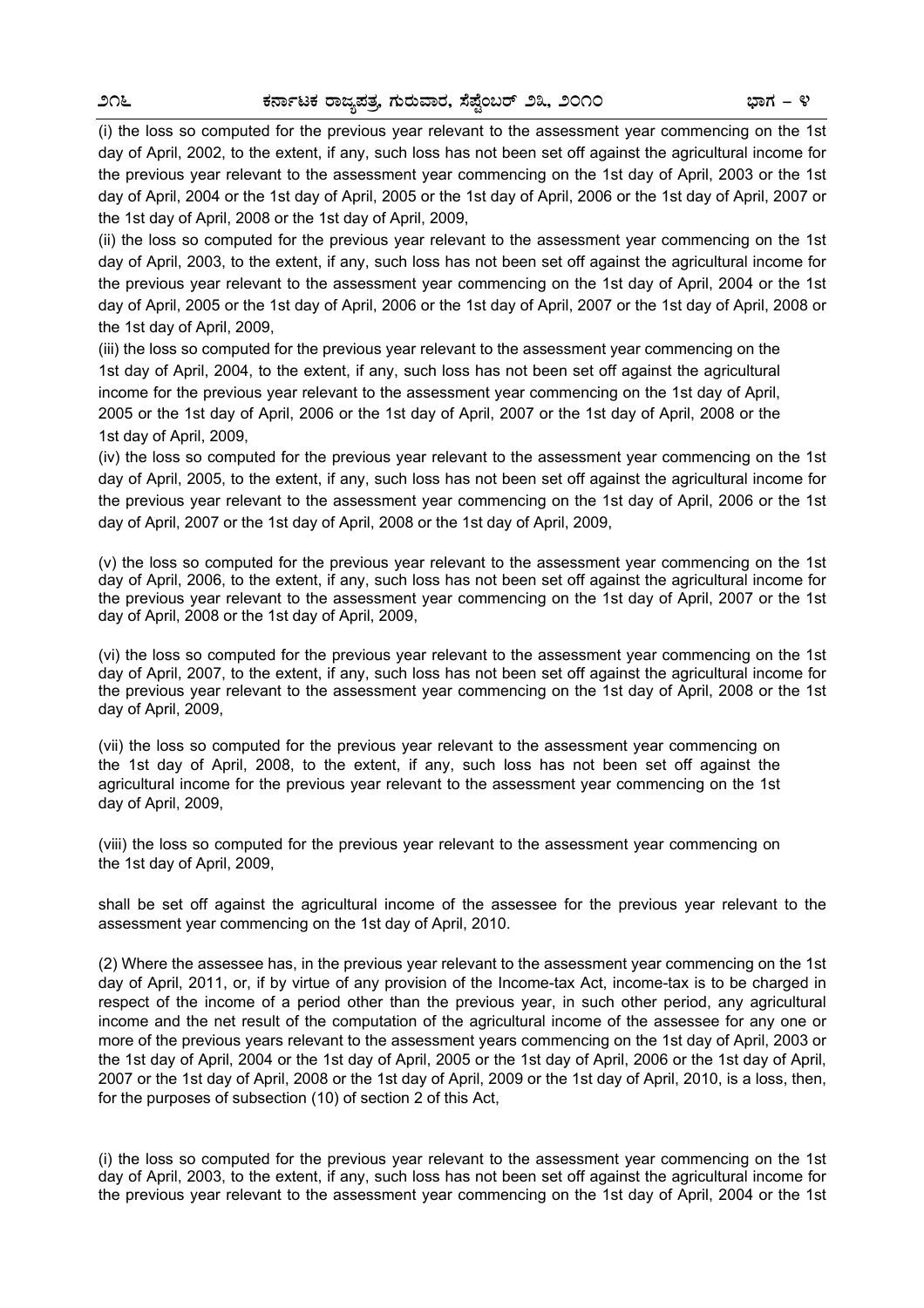(i) the loss so computed for the previous year relevant to the assessment year commencing on the 1st day of April, 2002, to the extent, if any, such loss has not been set off against the agricultural income for the previous year relevant to the assessment year commencing on the 1st day of April, 2003 or the 1st day of April, 2004 or the 1st day of April, 2005 or the 1st day of April, 2006 or the 1st day of April, 2007 or the 1st day of April, 2008 or the 1st day of April, 2009,

(ii) the loss so computed for the previous year relevant to the assessment year commencing on the 1st day of April, 2003, to the extent, if any, such loss has not been set off against the agricultural income for the previous year relevant to the assessment year commencing on the 1st day of April, 2004 or the 1st day of April, 2005 or the 1st day of April, 2006 or the 1st day of April, 2007 or the 1st day of April, 2008 or the 1st day of April, 2009,

(iii) the loss so computed for the previous year relevant to the assessment year commencing on the 1st day of April, 2004, to the extent, if any, such loss has not been set off against the agricultural income for the previous year relevant to the assessment year commencing on the 1st day of April, 2005 or the 1st day of April, 2006 or the 1st day of April, 2007 or the 1st day of April, 2008 or the 1st day of April, 2009,

(iv) the loss so computed for the previous year relevant to the assessment year commencing on the 1st day of April, 2005, to the extent, if any, such loss has not been set off against the agricultural income for the previous year relevant to the assessment year commencing on the 1st day of April, 2006 or the 1st day of April, 2007 or the 1st day of April, 2008 or the 1st day of April, 2009,

(v) the loss so computed for the previous year relevant to the assessment year commencing on the 1st day of April, 2006, to the extent, if any, such loss has not been set off against the agricultural income for the previous year relevant to the assessment year commencing on the 1st day of April, 2007 or the 1st day of April, 2008 or the 1st day of April, 2009,

(vi) the loss so computed for the previous year relevant to the assessment year commencing on the 1st day of April, 2007, to the extent, if any, such loss has not been set off against the agricultural income for the previous year relevant to the assessment year commencing on the 1st day of April, 2008 or the 1st day of April, 2009,

(vii) the loss so computed for the previous year relevant to the assessment year commencing on the 1st day of April, 2008, to the extent, if any, such loss has not been set off against the agricultural income for the previous year relevant to the assessment year commencing on the 1st day of April, 2009,

(viii) the loss so computed for the previous year relevant to the assessment year commencing on the 1st day of April, 2009,

shall be set off against the agricultural income of the assessee for the previous year relevant to the assessment year commencing on the 1st day of April, 2010.

(2) Where the assessee has, in the previous year relevant to the assessment year commencing on the 1st day of April, 2011, or, if by virtue of any provision of the Income-tax Act, income-tax is to be charged in respect of the income of a period other than the previous year, in such other period, any agricultural income and the net result of the computation of the agricultural income of the assessee for any one or more of the previous years relevant to the assessment years commencing on the 1st day of April, 2003 or the 1st day of April, 2004 or the 1st day of April, 2005 or the 1st day of April, 2006 or the 1st day of April, 2007 or the 1st day of April, 2008 or the 1st day of April, 2009 or the 1st day of April, 2010, is a loss, then, for the purposes of subsection (10) of section 2 of this Act,

(i) the loss so computed for the previous year relevant to the assessment year commencing on the 1st day of April, 2003, to the extent, if any, such loss has not been set off against the agricultural income for the previous year relevant to the assessment year commencing on the 1st day of April, 2004 or the 1st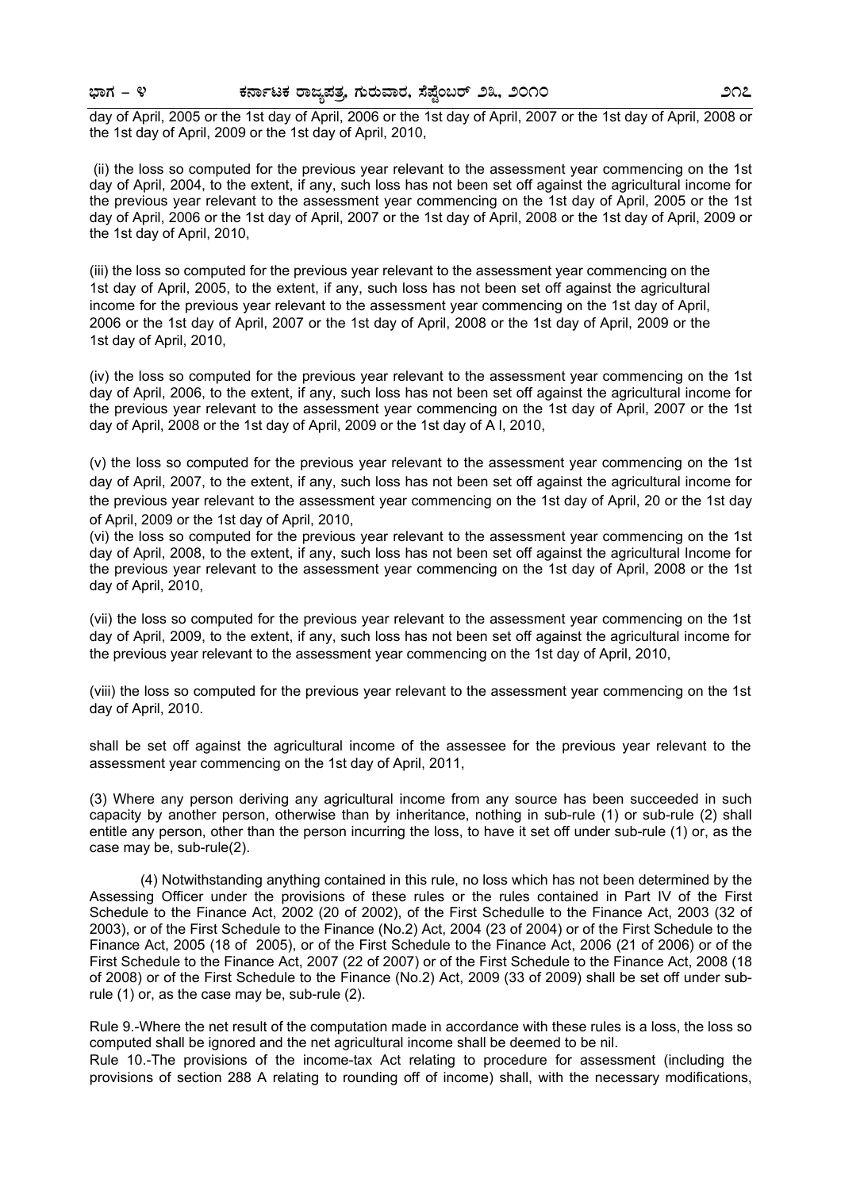day of April, 2005 or the 1st day of April, 2006 or the 1st day of April, 2007 or the 1st day of April, 2008 or the 1st day of April, 2009 or the 1st day of April, 2010,

(ii) the loss so computed for the previous year relevant to the assessment year commencing on the 1st day of April, 2004, to the extent, if any, such loss has not been set off against the agricultural income for the previous year relevant to the assessment year commencing on the 1st day of April, 2005 or the 1st day of April, 2006 or the 1st day of April, 2007 or the 1st day of April, 2008 or the 1st day of April, 2009 or the 1st day of April, 2010,

(iii) the loss so computed for the previous year relevant to the assessment year commencing on the 1st day of April, 2005, to the extent, if any, such loss has not been set off against the agricultural income for the previous year relevant to the assessment year commencing on the 1st day of April, 2006 or the 1st day of April, 2007 or the 1st day of April, 2008 or the 1st day of April, 2009 or the 1st day of April, 2010,

(iv) the loss so computed for the previous year relevant to the assessment year commencing on the 1st day of April, 2006, to the extent, if any, such loss has not been set off against the agricultural income for the previous year relevant to the assessment year commencing on the 1st day of April, 2007 or the 1st day of April, 2008 or the 1st day of April, 2009 or the 1st day of A l, 2010,

(v) the loss so computed for the previous year relevant to the assessment year commencing on the 1st day of April, 2007, to the extent, if any, such loss has not been set off against the agricultural income for the previous year relevant to the assessment year commencing on the 1st day of April, 20 or the 1st day of April, 2009 or the 1st day of April, 2010,

(vi) the loss so computed for the previous year relevant to the assessment year commencing on the 1st day of April, 2008, to the extent, if any, such loss has not been set off against the agricultural Income for the previous year relevant to the assessment year commencing on the 1st day of April, 2008 or the 1st day of April, 2010,

(vii) the loss so computed for the previous year relevant to the assessment year commencing on the 1st day of April, 2009, to the extent, if any, such loss has not been set off against the agricultural income for the previous year relevant to the assessment year commencing on the 1st day of April, 2010,

(viii) the loss so computed for the previous year relevant to the assessment year commencing on the 1st day of April, 2010.

shall be set off against the agricultural income of the assessee for the previous year relevant to the assessment year commencing on the 1st day of April, 2011,

(3) Where any person deriving any agricultural income from any source has been succeeded in such capacity by another person, otherwise than by inheritance, nothing in sub-rule (1) or sub-rule (2) shall entitle any person, other than the person incurring the loss, to have it set off under sub-rule (1) or, as the case may be, sub-rule(2).

(4) Notwithstanding anything contained in this rule, no loss which has not been determined by the Assessing Officer under the provisions of these rules or the rules contained in Part IV of the First Schedule to the Finance Act, 2002 (20 of 2002), of the First Schedulle to the Finance Act, 2003 (32 of 2003), or of the First Schedule to the Finance (No.2) Act, 2004 (23 of 2004) or of the First Schedule to the Finance Act, 2005 (18 of 2005), or of the First Schedule to the Finance Act, 2006 (21 of 2006) or of the First Schedule to the Finance Act, 2007 (22 of 2007) or of the First Schedule to the Finance Act, 2008 (18 of 2008) or of the First Schedule to the Finance (No.2) Act, 2009 (33 of 2009) shall be set off under sub-rule (1) or, as the case may be, sub-rule (2).

Rule 9.-Where the net result of the computation made in accordance with these rules is a loss, the loss so computed shall be ignored and the net agricultural income shall be deemed to be nil.

Rule 10.-The provisions of the income-tax Act relating to procedure for assessment (including the provisions of section 288 A relating to rounding off of income) shall, with the necessary modifications,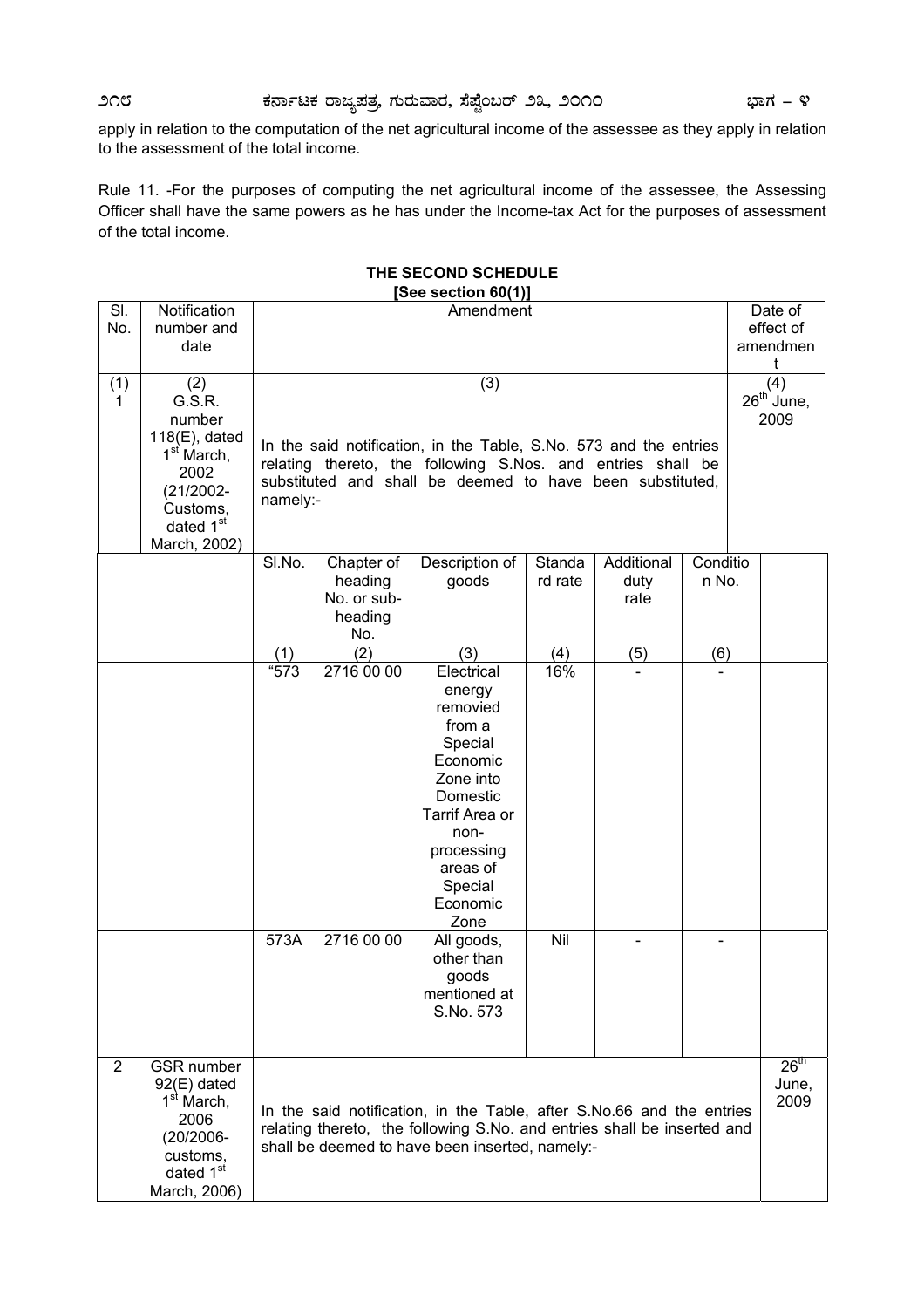apply in relation to the computation of the net agricultural income of the assessee as they apply in relation to the assessment of the total income.

Rule 11. -For the purposes of computing the net agricultural income of the assessee, the Assessing Officer shall have the same powers as he has under the Income-tax Act for the purposes of assessment of the total income.

## THE SECOND SCHEDULE

**[See section 60(1)]**

| Sl. No. | Notification number and date | Amendment | | | | | | Date of effect of amendment |
|---|---|---|---|---|---|---|---|---|
| (1) | (2) | (3) | | | | | | (4) |
| 1 | G.S.R. number 118(E), dated 1st March, 2002 (21/2002-Customs, dated 1st March, 2002) | In the said notification, in the Table, S.No. 573 and the entries relating thereto, the following S.Nos. and entries shall be substituted and shall be deemed to have been substituted, namely:- | | | | | | 26th June, 2009 |
| | | Sl.No. | Chapter of heading No. or sub-heading No. | Description of goods | Standard rate | Additional duty rate | Condition No. | |
| | | (1) | (2) | (3) | (4) | (5) | (6) | |
| | | "573 | 2716 00 00 | Electrical energy removied from a Special Economic Zone into Domestic Tarrif Area or non-processing areas of Special Economic Zone | 16% | - | - | |
| | | 573A | 2716 00 00 | All goods, other than goods mentioned at S.No. 573 | Nil | - | - | |
| 2 | GSR number 92(E) dated 1st March, 2006 (20/2006-customs, dated 1st March, 2006) | In the said notification, in the Table, after S.No.66 and the entries relating thereto, the following S.No. and entries shall be inserted and shall be deemed to have been inserted, namely:- | | | | | | 26th June, 2009 |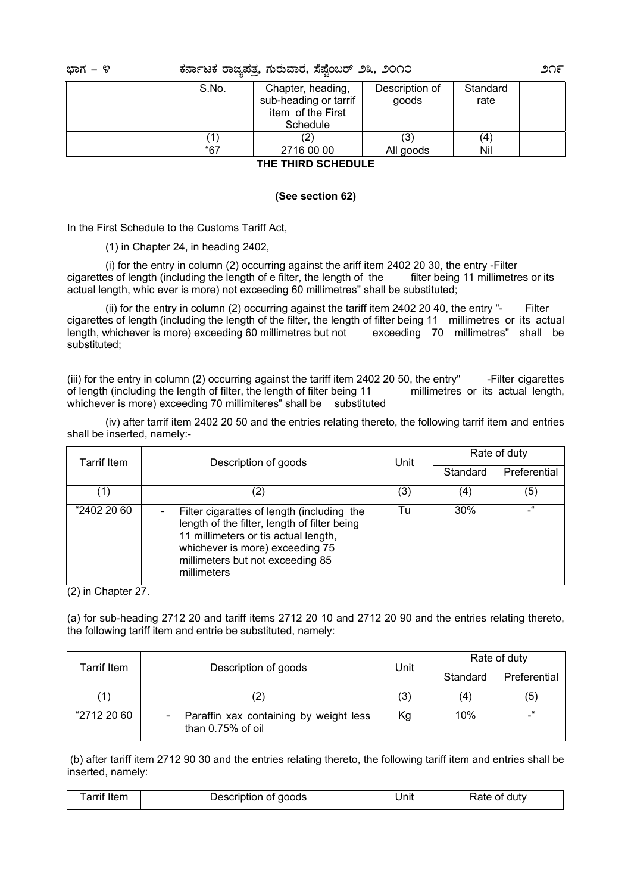| | | S.No. | Chapter, heading, sub-heading or tarrif item of the First Schedule | Description of goods | Standard rate | |
|---|---|---|---|---|---|---|
| | | (1) | (2) | (3) | (4) | |
| | | "67 | 2716 00 00 | All goods | Nil | |

**THE THIRD SCHEDULE**

**(See section 62)**

In the First Schedule to the Customs Tariff Act,

(1) in Chapter 24, in heading 2402,

(i) for the entry in column (2) occurring against the ariff item 2402 20 30, the entry -Filter cigarettes of length (including the length of e filter, the length of the filter being 11 millimetres or its actual length, whic ever is more) not exceeding 60 millimetres" shall be substituted;

(ii) for the entry in column (2) occurring against the tariff item 2402 20 40, the entry "- Filter cigarettes of length (including the length of the filter, the length of filter being 11 millimetres or its actual length, whichever is more) exceeding 60 millimetres but not exceeding 70 millimetres" shall be substituted;

(iii) for the entry in column (2) occurring against the tariff item 2402 20 50, the entry" -Filter cigarettes of length (including the length of filter, the length of filter being 11 millimetres or its actual length, whichever is more) exceeding 70 millimiteres" shall be substituted

(iv) after tarrif item 2402 20 50 and the entries relating thereto, the following tarrif item and entries shall be inserted, namely:-

| Tarrif Item | Description of goods | Unit | Rate of duty | |
|---|---|---|---|---|
| | | | Standard | Preferential |
| (1) | (2) | (3) | (4) | (5) |
| "2402 20 60 | - Filter cigarattes of length (including the length of the filter, length of filter being 11 millimeters or tis actual length, whichever is more) exceeding 75 millimeters but not exceeding 85 millimeters | Tu | 30% | -" |

(2) in Chapter 27.

(a) for sub-heading 2712 20 and tariff items 2712 20 10 and 2712 20 90 and the entries relating thereto, the following tariff item and entrie be substituted, namely:

| Tarrif Item | Description of goods | Unit | Rate of duty | |
|---|---|---|---|---|
| | | | Standard | Preferential |
| (1) | (2) | (3) | (4) | (5) |
| "2712 20 60 | - Paraffin xax containing by weight less than 0.75% of oil | Kg | 10% | -" |

(b) after tariff item 2712 90 30 and the entries relating thereto, the following tariff item and entries shall be inserted, namely:

| Tarrif Item | Description of goods | Unit | Rate of duty |
|---|---|---|---|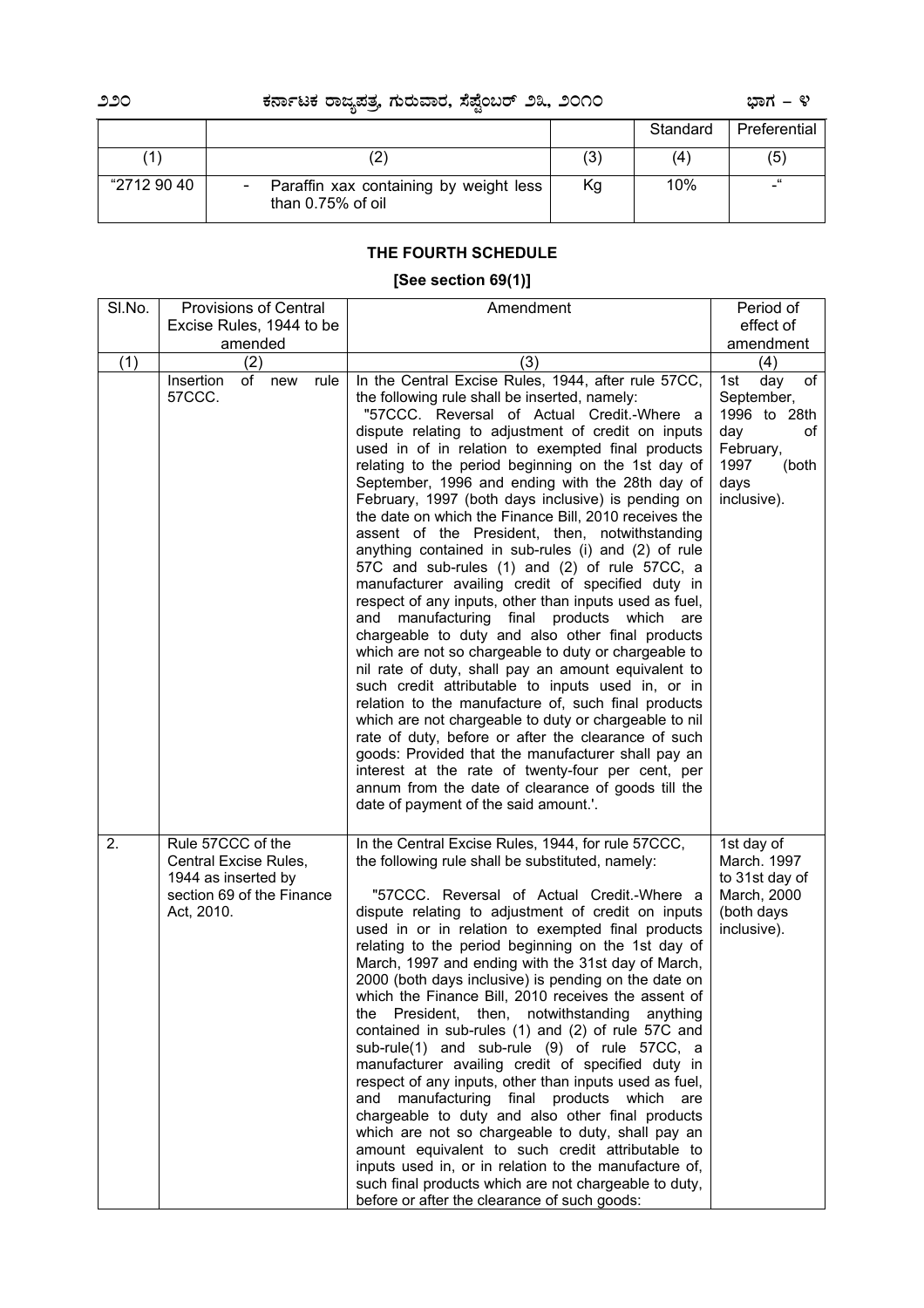| | | | Standard | Preferential |
|---|---|---|---|---|
| (1) | (2) | (3) | (4) | (5) |
| "2712 90 40 | - Paraffin xax containing by weight less than 0.75% of oil | Kg | 10% | -" |

## THE FOURTH SCHEDULE

### [See section 69(1)]

| Sl.No. | Provisions of Central Excise Rules, 1944 to be amended | Amendment | Period of effect of amendment |
|---|---|---|---|
| (1) | (2) | (3) | (4) |
| | Insertion of new rule 57CCC. | In the Central Excise Rules, 1944, after rule 57CC, the following rule shall be inserted, namely: "57CCC. Reversal of Actual Credit.-Where a dispute relating to adjustment of credit on inputs used in of in relation to exempted final products relating to the period beginning on the 1st day of September, 1996 and ending with the 28th day of February, 1997 (both days inclusive) is pending on the date on which the Finance Bill, 2010 receives the assent of the President, then, notwithstanding anything contained in sub-rules (i) and (2) of rule 57C and sub-rules (1) and (2) of rule 57CC, a manufacturer availing credit of specified duty in respect of any inputs, other than inputs used as fuel, and manufacturing final products which are chargeable to duty and also other final products which are not so chargeable to duty or chargeable to nil rate of duty, shall pay an amount equivalent to such credit attributable to inputs used in, or in relation to the manufacture of, such final products which are not chargeable to duty or chargeable to nil rate of duty, before or after the clearance of such goods: Provided that the manufacturer shall pay an interest at the rate of twenty-four per cent, per annum from the date of clearance of goods till the date of payment of the said amount.'. | 1st day of September, 1996 to 28th day of February, 1997 (both days inclusive). |
| 2. | Rule 57CCC of the Central Excise Rules, 1944 as inserted by section 69 of the Finance Act, 2010. | In the Central Excise Rules, 1944, for rule 57CCC, the following rule shall be substituted, namely: "57CCC. Reversal of Actual Credit.-Where a dispute relating to adjustment of credit on inputs used in or in relation to exempted final products relating to the period beginning on the 1st day of March, 1997 and ending with the 31st day of March, 2000 (both days inclusive) is pending on the date on which the Finance Bill, 2010 receives the assent of the President, then, notwithstanding anything contained in sub-rules (1) and (2) of rule 57C and sub-rule(1) and sub-rule (9) of rule 57CC, a manufacturer availing credit of specified duty in respect of any inputs, other than inputs used as fuel, and manufacturing final products which are chargeable to duty and also other final products which are not so chargeable to duty, shall pay an amount equivalent to such credit attributable to inputs used in, or in relation to the manufacture of, such final products which are not chargeable to duty, before or after the clearance of such goods: | 1st day of March. 1997 to 31st day of March, 2000 (both days inclusive). |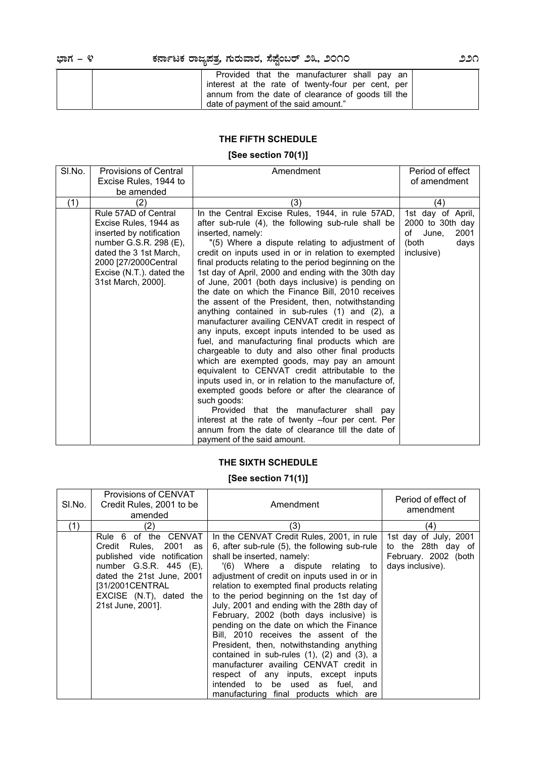| | | Provided that the manufacturer shall pay an interest at the rate of twenty-four per cent, per annum from the date of clearance of goods till the date of payment of the said amount." | |
|---|---|---|---|

## THE FIFTH SCHEDULE

**[See section 70(1)]**

| Sl.No. | Provisions of Central Excise Rules, 1944 to be amended | Amendment | Period of effect of amendment |
|---|---|---|---|
| (1) | (2) | (3) | (4) |
| | Rule 57AD of Central Excise Rules, 1944 as inserted by notification number G.S.R. 298 (E), dated the 3 1st March, 2000 [27/2000Central Excise (N.T.). dated the 31st March, 2000]. | In the Central Excise Rules, 1944, in rule 57AD, after sub-rule (4), the following sub-rule shall be inserted, namely: "(5) Where a dispute relating to adjustment of credit on inputs used in or in relation to exempted final products relating to the period beginning on the 1st day of April, 2000 and ending with the 30th day of June, 2001 (both days inclusive) is pending on the date on which the Finance Bill, 2010 receives the assent of the President, then, notwithstanding anything contained in sub-rules (1) and (2), a manufacturer availing CENVAT credit in respect of any inputs, except inputs intended to be used as fuel, and manufacturing final products which are chargeable to duty and also other final products which are exempted goods, may pay an amount equivalent to CENVAT credit attributable to the inputs used in, or in relation to the manufacture of, exempted goods before or after the clearance of such goods: Provided that the manufacturer shall pay interest at the rate of twenty –four per cent. Per annum from the date of clearance till the date of payment of the said amount. | 1st day of April, 2000 to 30th day of June, 2001 (both days inclusive) |

## THE SIXTH SCHEDULE

**[See section 71(1)]**

| Sl.No. | Provisions of CENVAT Credit Rules, 2001 to be amended | Amendment | Period of effect of amendment |
|---|---|---|---|
| (1) | (2) | (3) | (4) |
| | Rule 6 of the CENVAT Credit Rules, 2001 as published vide notification number G.S.R. 445 (E), dated the 21st June, 2001 [31/2001CENTRAL EXCISE (N.T), dated the 21st June, 2001]. | In the CENVAT Credit Rules, 2001, in rule 6, after sub-rule (5), the following sub-rule shall be inserted, namely: '(6) Where a dispute relating to adjustment of credit on inputs used in or in relation to exempted final products relating to the period beginning on the 1st day of July, 2001 and ending with the 28th day of February, 2002 (both days inclusive) is pending on the date on which the Finance Bill, 2010 receives the assent of the President, then, notwithstanding anything contained in sub-rules (1), (2) and (3), a manufacturer availing CENVAT credit in respect of any inputs, except inputs intended to be used as fuel, and manufacturing final products which are | 1st day of July, 2001 to the 28th day of February. 2002 (both days inclusive). |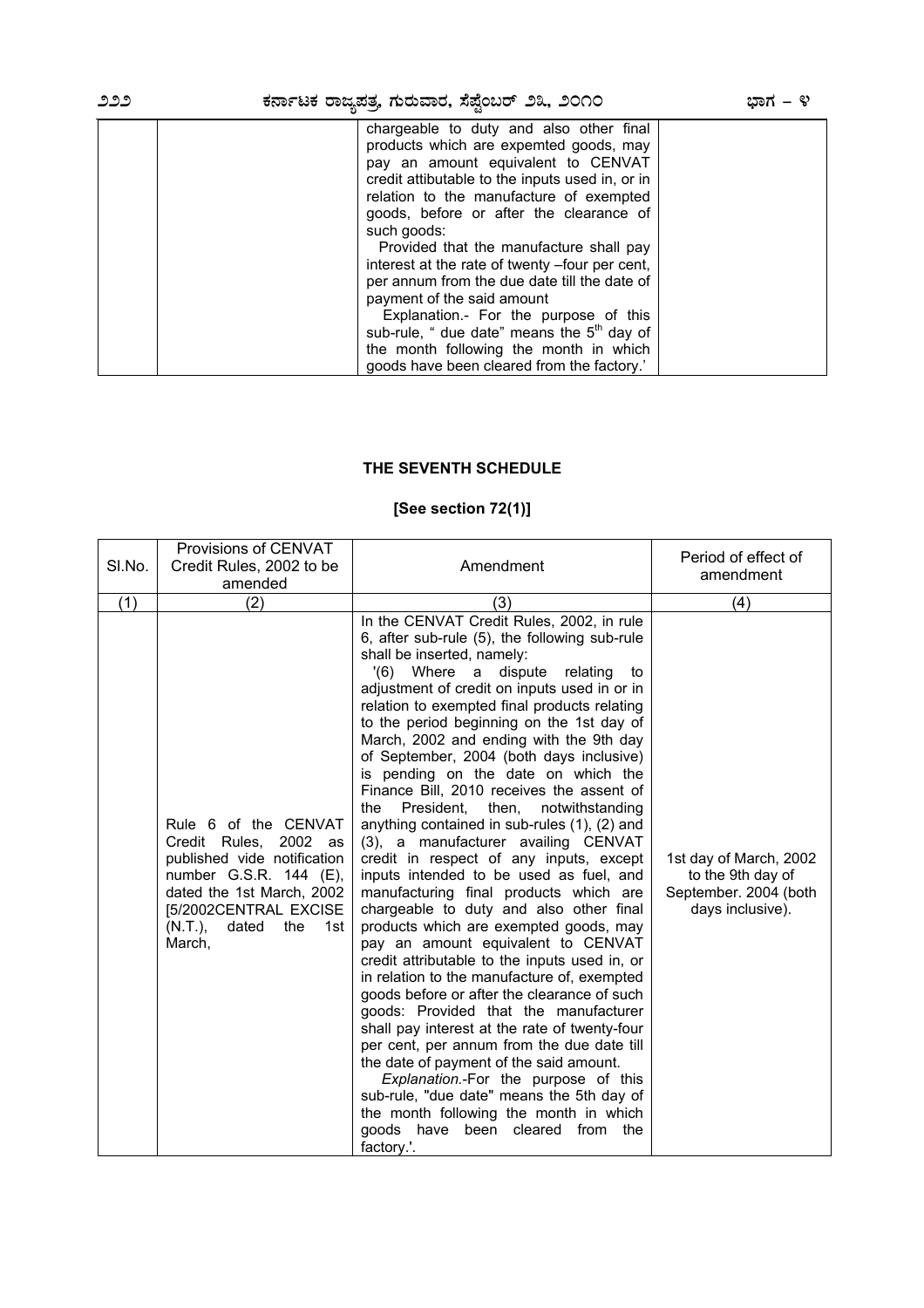| | | chargeable to duty and also other final products which are expemted goods, may pay an amount equivalent to CENVAT credit attibutable to the inputs used in, or in relation to the manufacture of exempted goods, before or after the clearance of such goods: Provided that the manufacture shall pay interest at the rate of twenty –four per cent, per annum from the due date till the date of payment of the said amount Explanation.- For the purpose of this sub-rule, " due date" means the 5th day of the month following the month in which goods have been cleared from the factory.' | |
|---|---|---|---|

**THE SEVENTH SCHEDULE**

**[See section 72(1)]**

| Sl.No. | Provisions of CENVAT Credit Rules, 2002 to be amended | Amendment | Period of effect of amendment |
|---|---|---|---|
| (1) | (2) | (3) | (4) |
| | Rule 6 of the CENVAT Credit Rules, 2002 as published vide notification number G.S.R. 144 (E), dated the 1st March, 2002 [5/2002CENTRAL EXCISE (N.T.), dated the 1st March, | In the CENVAT Credit Rules, 2002, in rule 6, after sub-rule (5), the following sub-rule shall be inserted, namely: '(6) Where a dispute relating to adjustment of credit on inputs used in or in relation to exempted final products relating to the period beginning on the 1st day of March, 2002 and ending with the 9th day of September, 2004 (both days inclusive) is pending on the date on which the Finance Bill, 2010 receives the assent of the President, then, notwithstanding anything contained in sub-rules (1), (2) and (3), a manufacturer availing CENVAT credit in respect of any inputs, except inputs intended to be used as fuel, and manufacturing final products which are chargeable to duty and also other final products which are exempted goods, may pay an amount equivalent to CENVAT credit attributable to the inputs used in, or in relation to the manufacture of, exempted goods before or after the clearance of such goods: Provided that the manufacturer shall pay interest at the rate of twenty-four per cent, per annum from the due date till the date of payment of the said amount. *Explanation.*-For the purpose of this sub-rule, "due date" means the 5th day of the month following the month in which goods have been cleared from the factory.'. | 1st day of March, 2002 to the 9th day of September. 2004 (both days inclusive). |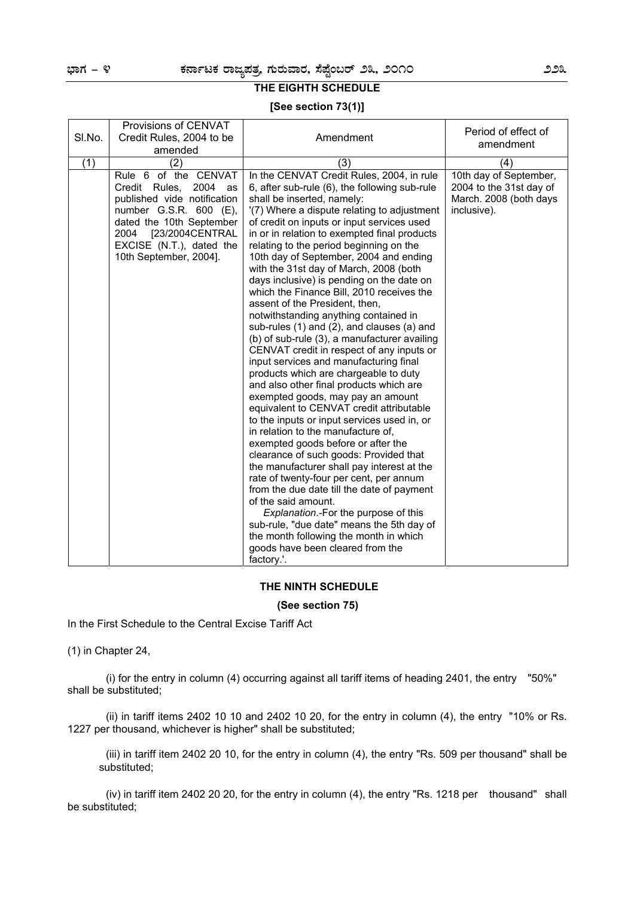## THE EIGHTH SCHEDULE

**[See section 73(1)]**

| Sl.No. | Provisions of CENVAT Credit Rules, 2004 to be amended | Amendment | Period of effect of amendment |
|---|---|---|---|
| (1) | (2) | (3) | (4) |
| | Rule 6 of the CENVAT Credit Rules, 2004 as published vide notification number G.S.R. 600 (E), dated the 10th September 2004 [23/2004CENTRAL EXCISE (N.T.), dated the 10th September, 2004]. | In the CENVAT Credit Rules, 2004, in rule 6, after sub-rule (6), the following sub-rule shall be inserted, namely: '(7) Where a dispute relating to adjustment of credit on inputs or input services used in or in relation to exempted final products relating to the period beginning on the 10th day of September, 2004 and ending with the 31st day of March, 2008 (both days inclusive) is pending on the date on which the Finance Bill, 2010 receives the assent of the President, then, notwithstanding anything contained in sub-rules (1) and (2), and clauses (a) and (b) of sub-rule (3), a manufacturer availing CENVAT credit in respect of any inputs or input services and manufacturing final products which are chargeable to duty and also other final products which are exempted goods, may pay an amount equivalent to CENVAT credit attributable to the inputs or input services used in, or in relation to the manufacture of, exempted goods before or after the clearance of such goods: Provided that the manufacturer shall pay interest at the rate of twenty-four per cent, per annum from the due date till the date of payment of the said amount. *Explanation*.-For the purpose of this sub-rule, "due date" means the 5th day of the month following the month in which goods have been cleared from the factory.'. | 10th day of September, 2004 to the 31st day of March. 2008 (both days inclusive). |

## THE NINTH SCHEDULE

**(See section 75)**

In the First Schedule to the Central Excise Tariff Act

(1) in Chapter 24,

(i) for the entry in column (4) occurring against all tariff items of heading 2401, the entry "50%" shall be substituted;

(ii) in tariff items 2402 10 10 and 2402 10 20, for the entry in column (4), the entry "10% or Rs. 1227 per thousand, whichever is higher" shall be substituted;

(iii) in tariff item 2402 20 10, for the entry in column (4), the entry "Rs. 509 per thousand" shall be substituted;

(iv) in tariff item 2402 20 20, for the entry in column (4), the entry "Rs. 1218 per thousand" shall be substituted;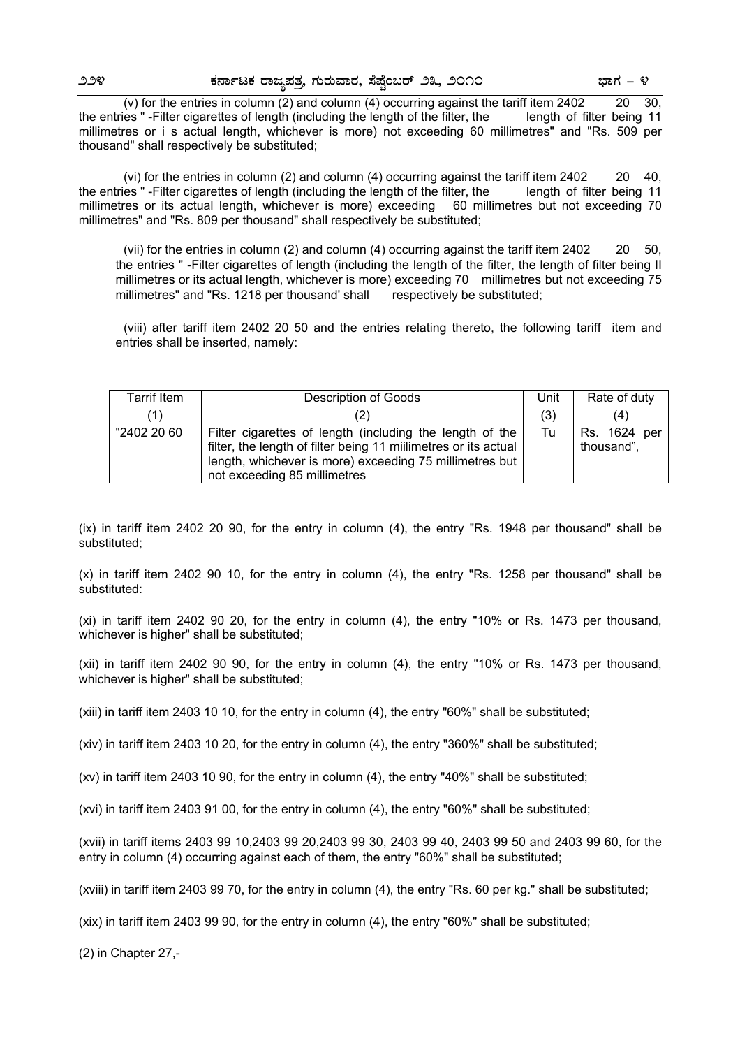(v) for the entries in column (2) and column (4) occurring against the tariff item 2402 20 30, the entries " -Filter cigarettes of length (including the length of the filter, the length of filter being 11 millimetres or i s actual length, whichever is more) not exceeding 60 millimetres" and "Rs. 509 per thousand" shall respectively be substituted;

(vi) for the entries in column (2) and column (4) occurring against the tariff item 2402 20 40, the entries " -Filter cigarettes of length (including the length of the filter, the length of filter being 11 millimetres or its actual length, whichever is more) exceeding 60 millimetres but not exceeding 70 millimetres" and "Rs. 809 per thousand" shall respectively be substituted;

(vii) for the entries in column (2) and column (4) occurring against the tariff item 2402 20 50, the entries " -Filter cigarettes of length (including the length of the filter, the length of filter being II millimetres or its actual length, whichever is more) exceeding 70 millimetres but not exceeding 75 millimetres" and "Rs. 1218 per thousand' shall respectively be substituted;

(viii) after tariff item 2402 20 50 and the entries relating thereto, the following tariff item and entries shall be inserted, namely:

| Tarrif Item | Description of Goods | Unit | Rate of duty |
|---|---|---|---|
| (1) | (2) | (3) | (4) |
| "2402 20 60 | Filter cigarettes of length (including the length of the filter, the length of filter being 11 miilimetres or its actual length, whichever is more) exceeding 75 millimetres but not exceeding 85 millimetres | Tu | Rs. 1624 per thousand", |

(ix) in tariff item 2402 20 90, for the entry in column (4), the entry "Rs. 1948 per thousand" shall be substituted;

(x) in tariff item 2402 90 10, for the entry in column (4), the entry "Rs. 1258 per thousand" shall be substituted:

(xi) in tariff item 2402 90 20, for the entry in column (4), the entry "10% or Rs. 1473 per thousand, whichever is higher" shall be substituted;

(xii) in tariff item 2402 90 90, for the entry in column (4), the entry "10% or Rs. 1473 per thousand, whichever is higher" shall be substituted;

(xiii) in tariff item 2403 10 10, for the entry in column (4), the entry "60%" shall be substituted;

(xiv) in tariff item 2403 10 20, for the entry in column (4), the entry "360%" shall be substituted;

(xv) in tariff item 2403 10 90, for the entry in column (4), the entry "40%" shall be substituted;

(xvi) in tariff item 2403 91 00, for the entry in column (4), the entry "60%" shall be substituted;

(xvii) in tariff items 2403 99 10,2403 99 20,2403 99 30, 2403 99 40, 2403 99 50 and 2403 99 60, for the entry in column (4) occurring against each of them, the entry "60%" shall be substituted;

(xviii) in tariff item 2403 99 70, for the entry in column (4), the entry "Rs. 60 per kg." shall be substituted;

(xix) in tariff item 2403 99 90, for the entry in column (4), the entry "60%" shall be substituted;

(2) in Chapter 27,-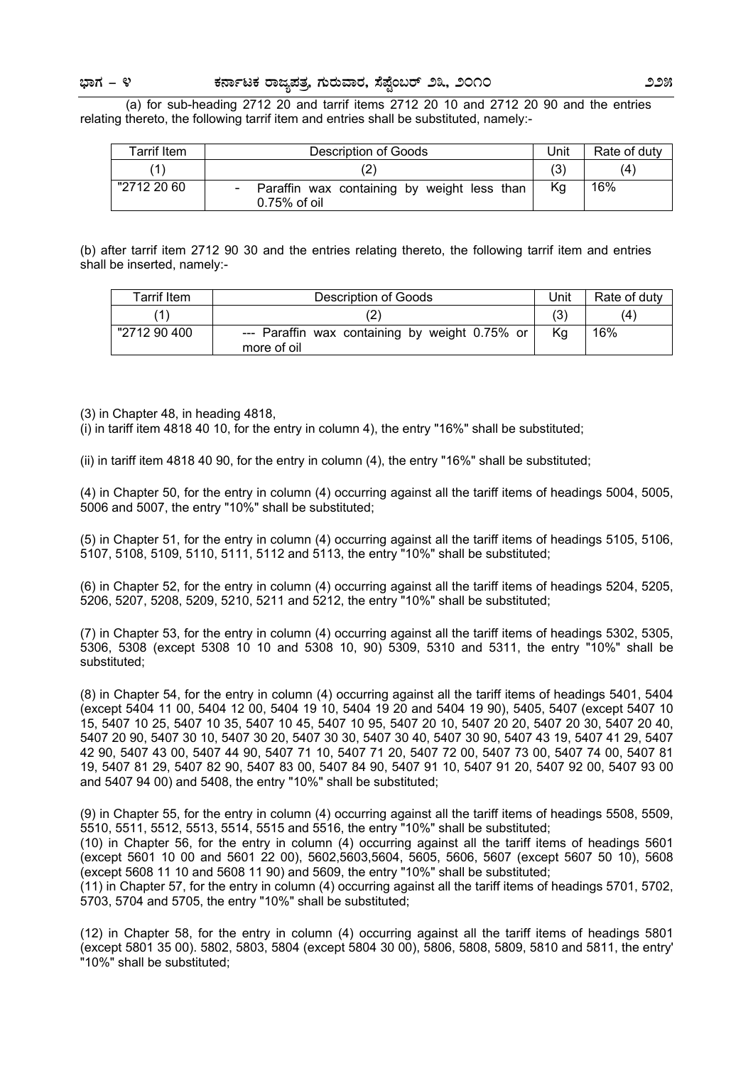(a) for sub-heading 2712 20 and tarrif items 2712 20 10 and 2712 20 90 and the entries relating thereto, the following tarrif item and entries shall be substituted, namely:-

| Tarrif Item | Description of Goods | Unit | Rate of duty |
|---|---|---|---|
| (1) | (2) | (3) | (4) |
| "2712 20 60 | - Paraffin wax containing by weight less than 0.75% of oil | Kg | 16% |

(b) after tarrif item 2712 90 30 and the entries relating thereto, the following tarrif item and entries shall be inserted, namely:-

| Tarrif Item | Description of Goods | Unit | Rate of duty |
|---|---|---|---|
| (1) | (2) | (3) | (4) |
| "2712 90 400 | --- Paraffin wax containing by weight 0.75% or more of oil | Kg | 16% |

(3) in Chapter 48, in heading 4818,

(i) in tariff item 4818 40 10, for the entry in column 4), the entry "16%" shall be substituted;

(ii) in tariff item 4818 40 90, for the entry in column (4), the entry "16%" shall be substituted;

(4) in Chapter 50, for the entry in column (4) occurring against all the tariff items of headings 5004, 5005, 5006 and 5007, the entry "10%" shall be substituted;

(5) in Chapter 51, for the entry in column (4) occurring against all the tariff items of headings 5105, 5106, 5107, 5108, 5109, 5110, 5111, 5112 and 5113, the entry "10%" shall be substituted;

(6) in Chapter 52, for the entry in column (4) occurring against all the tariff items of headings 5204, 5205, 5206, 5207, 5208, 5209, 5210, 5211 and 5212, the entry "10%" shall be substituted;

(7) in Chapter 53, for the entry in column (4) occurring against all the tariff items of headings 5302, 5305, 5306, 5308 (except 5308 10 10 and 5308 10, 90) 5309, 5310 and 5311, the entry "10%" shall be substituted;

(8) in Chapter 54, for the entry in column (4) occurring against all the tariff items of headings 5401, 5404 (except 5404 11 00, 5404 12 00, 5404 19 10, 5404 19 20 and 5404 19 90), 5405, 5407 (except 5407 10 15, 5407 10 25, 5407 10 35, 5407 10 45, 5407 10 95, 5407 20 10, 5407 20 20, 5407 20 30, 5407 20 40, 5407 20 90, 5407 30 10, 5407 30 20, 5407 30 30, 5407 30 40, 5407 30 90, 5407 43 19, 5407 41 29, 5407 42 90, 5407 43 00, 5407 44 90, 5407 71 10, 5407 71 20, 5407 72 00, 5407 73 00, 5407 74 00, 5407 81 19, 5407 81 29, 5407 82 90, 5407 83 00, 5407 84 90, 5407 91 10, 5407 91 20, 5407 92 00, 5407 93 00 and 5407 94 00) and 5408, the entry "10%" shall be substituted;

(9) in Chapter 55, for the entry in column (4) occurring against all the tariff items of headings 5508, 5509, 5510, 5511, 5512, 5513, 5514, 5515 and 5516, the entry "10%" shall be substituted;

(10) in Chapter 56, for the entry in column (4) occurring against all the tariff items of headings 5601 (except 5601 10 00 and 5601 22 00), 5602,5603,5604, 5605, 5606, 5607 (except 5607 50 10), 5608 (except 5608 11 10 and 5608 11 90) and 5609, the entry "10%" shall be substituted;

(11) in Chapter 57, for the entry in column (4) occurring against all the tariff items of headings 5701, 5702, 5703, 5704 and 5705, the entry "10%" shall be substituted;

(12) in Chapter 58, for the entry in column (4) occurring against all the tariff items of headings 5801 (except 5801 35 00). 5802, 5803, 5804 (except 5804 30 00), 5806, 5808, 5809, 5810 and 5811, the entry' "10%" shall be substituted;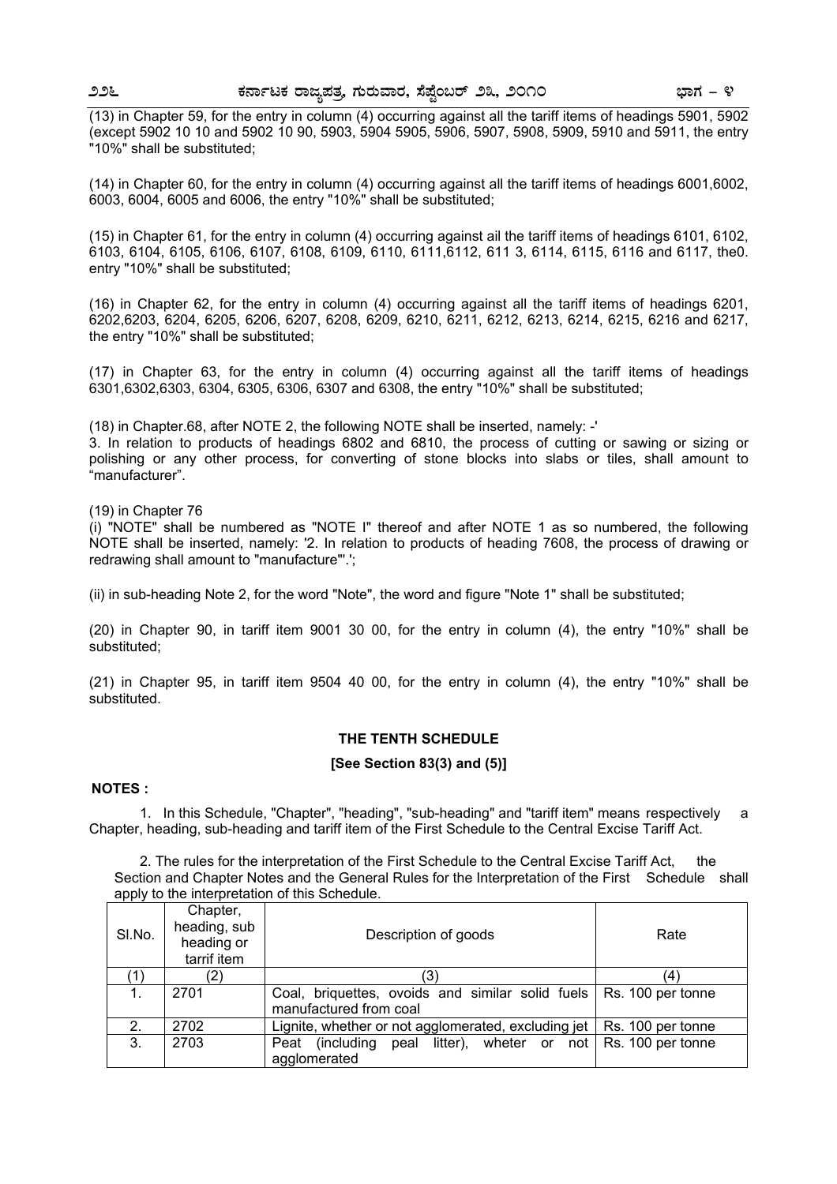(13) in Chapter 59, for the entry in column (4) occurring against all the tariff items of headings 5901, 5902 (except 5902 10 10 and 5902 10 90, 5903, 5904 5905, 5906, 5907, 5908, 5909, 5910 and 5911, the entry "10%" shall be substituted;

(14) in Chapter 60, for the entry in column (4) occurring against all the tariff items of headings 6001,6002, 6003, 6004, 6005 and 6006, the entry "10%" shall be substituted;

(15) in Chapter 61, for the entry in column (4) occurring against ail the tariff items of headings 6101, 6102, 6103, 6104, 6105, 6106, 6107, 6108, 6109, 6110, 6111,6112, 611 3, 6114, 6115, 6116 and 6117, the0. entry "10%" shall be substituted;

(16) in Chapter 62, for the entry in column (4) occurring against all the tariff items of headings 6201, 6202,6203, 6204, 6205, 6206, 6207, 6208, 6209, 6210, 6211, 6212, 6213, 6214, 6215, 6216 and 6217, the entry "10%" shall be substituted;

(17) in Chapter 63, for the entry in column (4) occurring against all the tariff items of headings 6301,6302,6303, 6304, 6305, 6306, 6307 and 6308, the entry "10%" shall be substituted;

(18) in Chapter.68, after NOTE 2, the following NOTE shall be inserted, namely: -'
3. In relation to products of headings 6802 and 6810, the process of cutting or sawing or sizing or polishing or any other process, for converting of stone blocks into slabs or tiles, shall amount to "manufacturer".

(19) in Chapter 76
(i) "NOTE" shall be numbered as "NOTE I" thereof and after NOTE 1 as so numbered, the following NOTE shall be inserted, namely: '2. In relation to products of heading 7608, the process of drawing or redrawing shall amount to "manufacture"'.';

(ii) in sub-heading Note 2, for the word "Note", the word and figure "Note 1" shall be substituted;

(20) in Chapter 90, in tariff item 9001 30 00, for the entry in column (4), the entry "10%" shall be substituted;

(21) in Chapter 95, in tariff item 9504 40 00, for the entry in column (4), the entry "10%" shall be substituted.

## THE TENTH SCHEDULE

**[See Section 83(3) and (5)]**

**NOTES :**

1. In this Schedule, "Chapter", "heading", "sub-heading" and "tariff item" means respectively a Chapter, heading, sub-heading and tariff item of the First Schedule to the Central Excise Tariff Act.

2. The rules for the interpretation of the First Schedule to the Central Excise Tariff Act, the Section and Chapter Notes and the General Rules for the Interpretation of the First Schedule shall apply to the interpretation of this Schedule.

| Sl.No. | Chapter, heading, sub heading or tarrif item | Description of goods | Rate |
|---|---|---|---|
| (1) | (2) | (3) | (4) |
| 1. | 2701 | Coal, briquettes, ovoids and similar solid fuels manufactured from coal | Rs. 100 per tonne |
| 2. | 2702 | Lignite, whether or not agglomerated, excluding jet | Rs. 100 per tonne |
| 3. | 2703 | Peat (including peal litter), wheter or not agglomerated | Rs. 100 per tonne |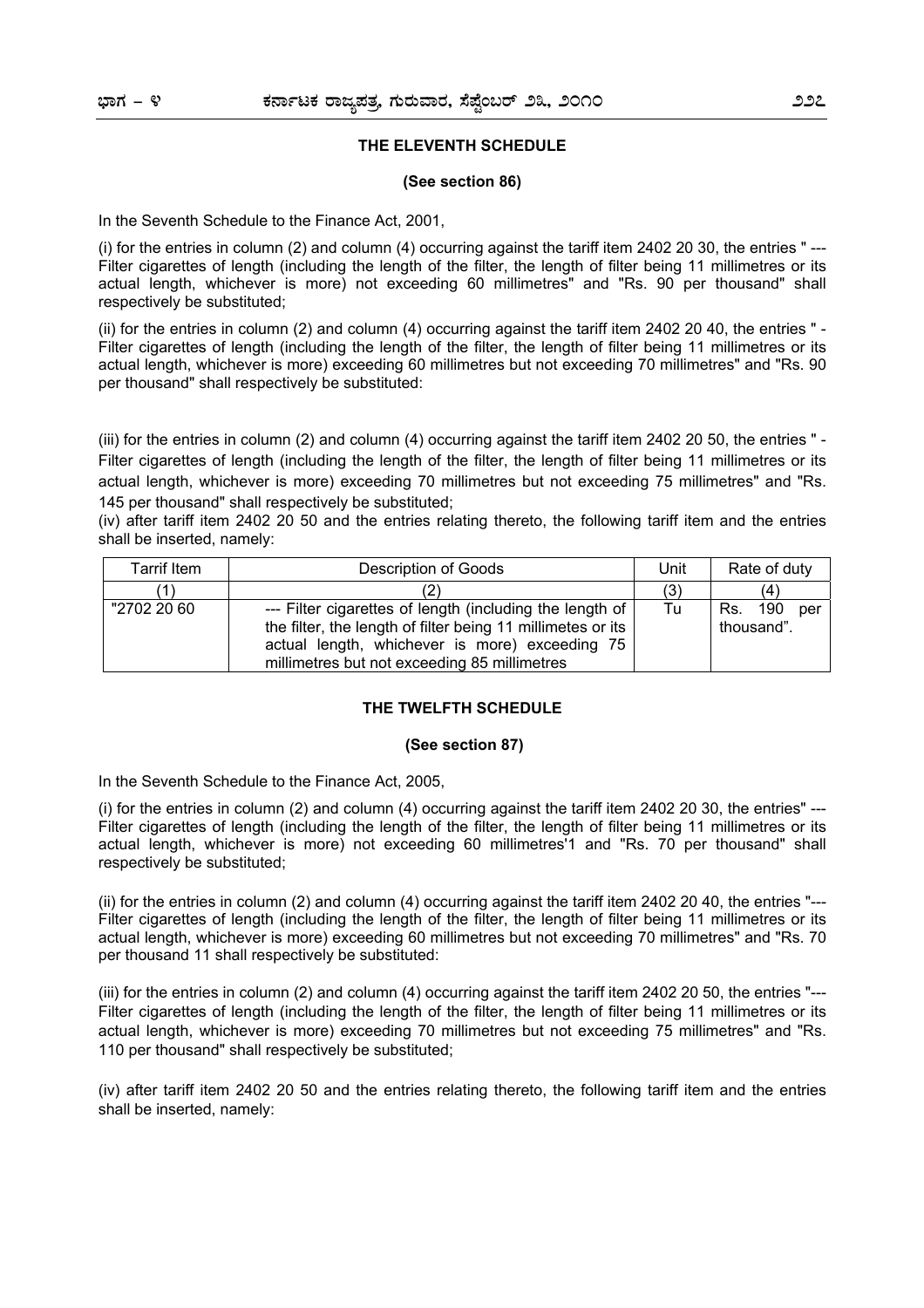## THE ELEVENTH SCHEDULE

**(See section 86)**

In the Seventh Schedule to the Finance Act, 2001,

(i) for the entries in column (2) and column (4) occurring against the tariff item 2402 20 30, the entries " --- Filter cigarettes of length (including the length of the filter, the length of filter being 11 millimetres or its actual length, whichever is more) not exceeding 60 millimetres" and "Rs. 90 per thousand" shall respectively be substituted;

(ii) for the entries in column (2) and column (4) occurring against the tariff item 2402 20 40, the entries " - Filter cigarettes of length (including the length of the filter, the length of filter being 11 millimetres or its actual length, whichever is more) exceeding 60 millimetres but not exceeding 70 millimetres" and "Rs. 90 per thousand" shall respectively be substituted:

(iii) for the entries in column (2) and column (4) occurring against the tariff item 2402 20 50, the entries " - Filter cigarettes of length (including the length of the filter, the length of filter being 11 millimetres or its actual length, whichever is more) exceeding 70 millimetres but not exceeding 75 millimetres" and "Rs. 145 per thousand" shall respectively be substituted;

(iv) after tariff item 2402 20 50 and the entries relating thereto, the following tariff item and the entries shall be inserted, namely:

| Tarrif Item | Description of Goods | Unit | Rate of duty |
|---|---|---|---|
| (1) | (2) | (3) | (4) |
| "2702 20 60 | --- Filter cigarettes of length (including the length of the filter, the length of filter being 11 millimetes or its actual length, whichever is more) exceeding 75 millimetres but not exceeding 85 millimetres | Tu | Rs. 190 per thousand". |

## THE TWELFTH SCHEDULE

**(See section 87)**

In the Seventh Schedule to the Finance Act, 2005,

(i) for the entries in column (2) and column (4) occurring against the tariff item 2402 20 30, the entries" --- Filter cigarettes of length (including the length of the filter, the length of filter being 11 millimetres or its actual length, whichever is more) not exceeding 60 millimetres'1 and "Rs. 70 per thousand" shall respectively be substituted;

(ii) for the entries in column (2) and column (4) occurring against the tariff item 2402 20 40, the entries "--- Filter cigarettes of length (including the length of the filter, the length of filter being 11 millimetres or its actual length, whichever is more) exceeding 60 millimetres but not exceeding 70 millimetres" and "Rs. 70 per thousand 11 shall respectively be substituted:

(iii) for the entries in column (2) and column (4) occurring against the tariff item 2402 20 50, the entries "--- Filter cigarettes of length (including the length of the filter, the length of filter being 11 millimetres or its actual length, whichever is more) exceeding 70 millimetres but not exceeding 75 millimetres" and "Rs. 110 per thousand" shall respectively be substituted;

(iv) after tariff item 2402 20 50 and the entries relating thereto, the following tariff item and the entries shall be inserted, namely: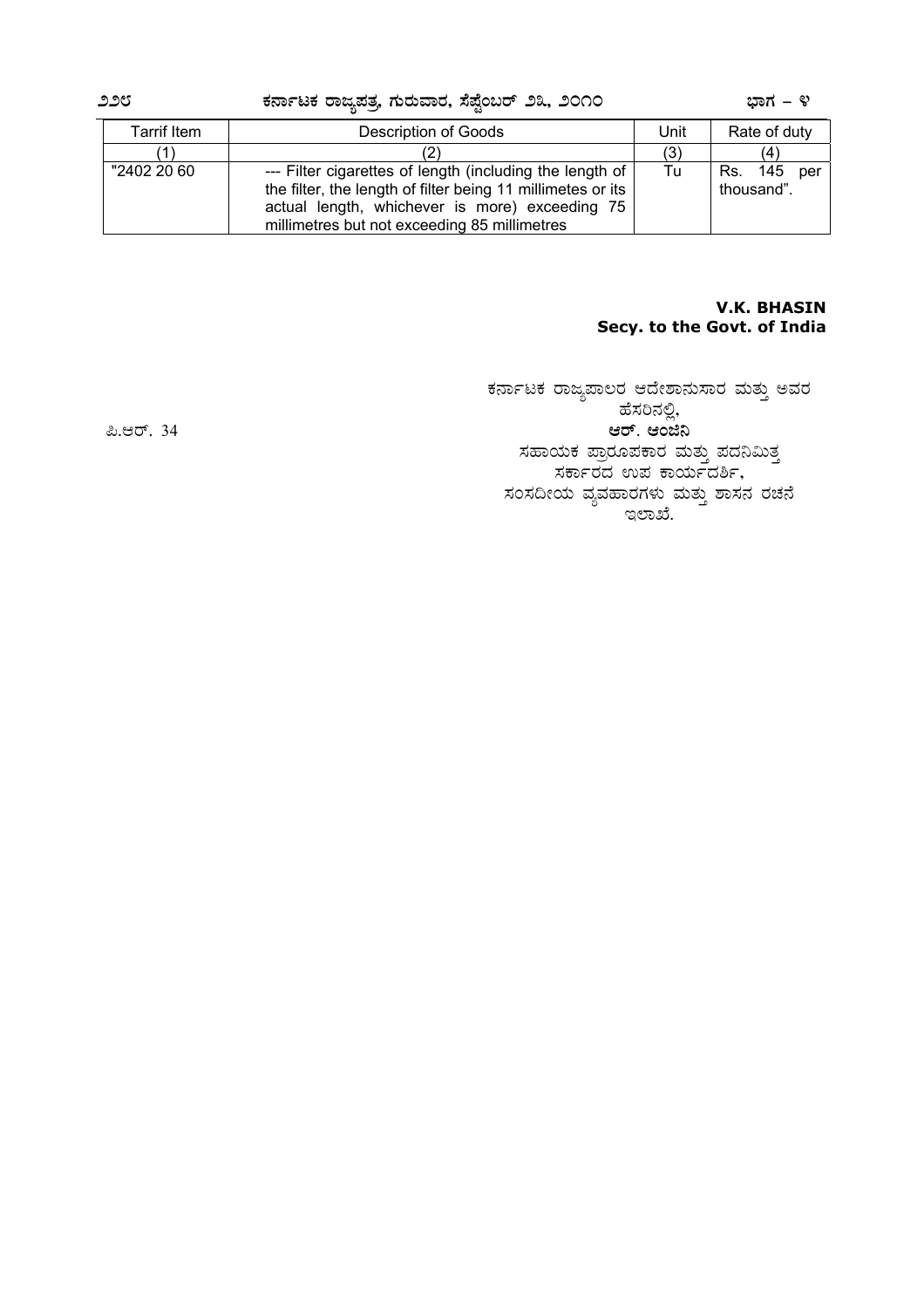| Tarrif Item | Description of Goods | Unit | Rate of duty |
|---|---|---|---|
| (1) | (2) | (3) | (4) |
| "2402 20 60 | --- Filter cigarettes of length (including the length of the filter, the length of filter being 11 millimetes or its actual length, whichever is more) exceeding 75 millimetres but not exceeding 85 millimetres | Tu | Rs. 145 per thousand". |

**V.K. BHASIN**
**Secy. to the Govt. of India**

ಕರ್ನಾಟಕ ರಾಜ್ಯಪಾಲರ ಆದೇಶಾನುಸಾರ ಮತ್ತು ಅವರ ಹೆಸರಿನಲ್ಲಿ,

**ಆರ್. ಆಂಜಿನಿ**

ಸಹಾಯಕ ಪ್ರಾರೂಪಕಾರ ಮತ್ತು ಪದನಿಮಿತ್ತ ಸರ್ಕಾರದ ಉಪ ಕಾರ್ಯದರ್ಶಿ,
ಸಂಸದೀಯ ವ್ಯವಹಾರಗಳು ಮತ್ತು ಶಾಸನ ರಚನೆ ಇಲಾಖೆ.

ಪಿ.ಆರ್. 34